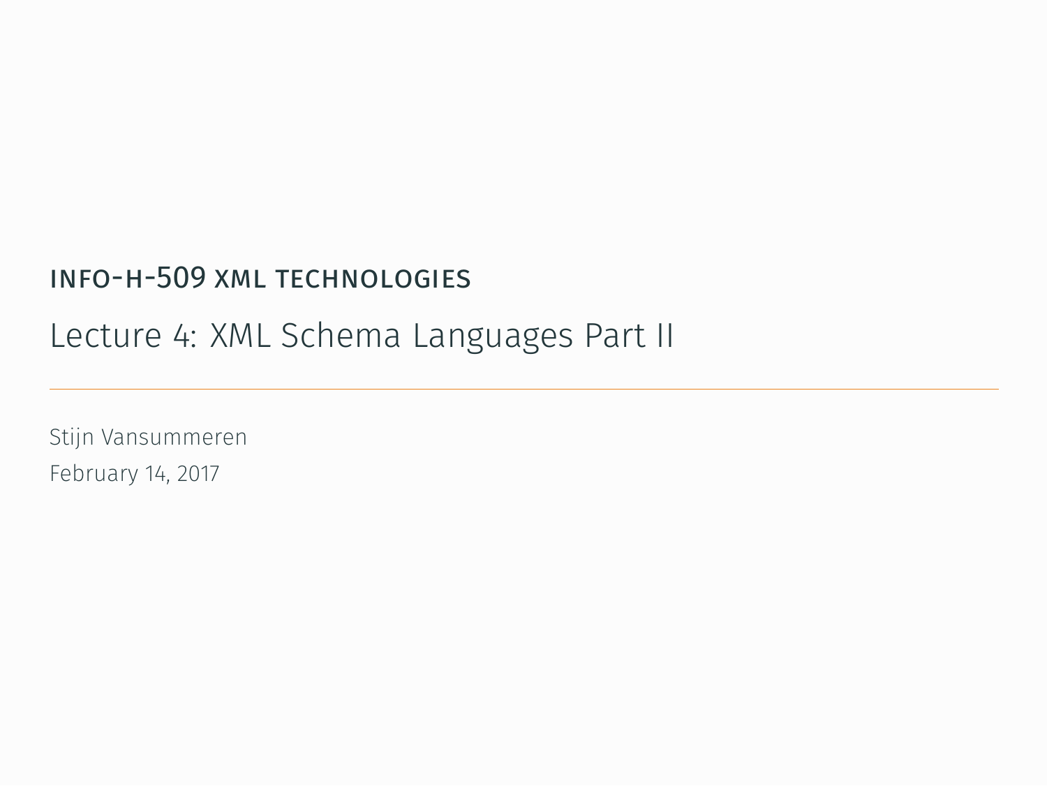## INFO-H-509 XML TECHNOLOGIES

# Lecture 4: XML Schema Languages Part II

---

Stijn Vansummeren

February 14, 2017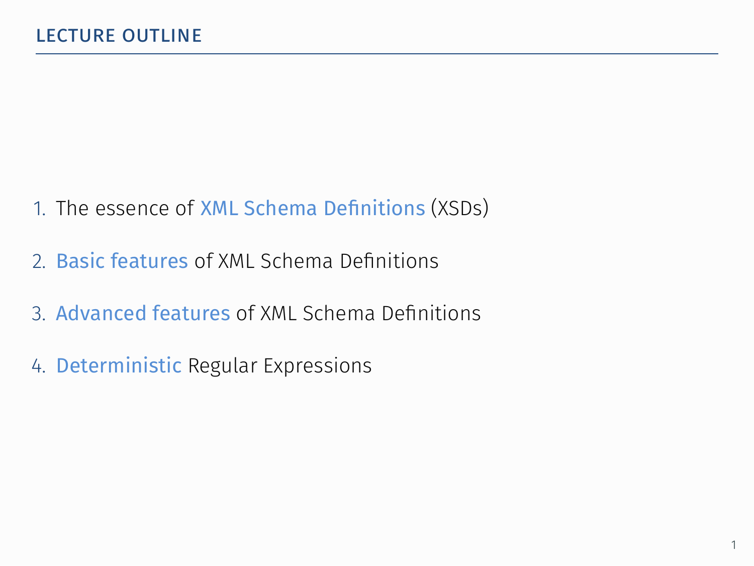## LECTURE OUTLINE

1. The essence of XML Schema Definitions (XSDs)
2. Basic features of XML Schema Definitions
3. Advanced features of XML Schema Definitions
4. Deterministic Regular Expressions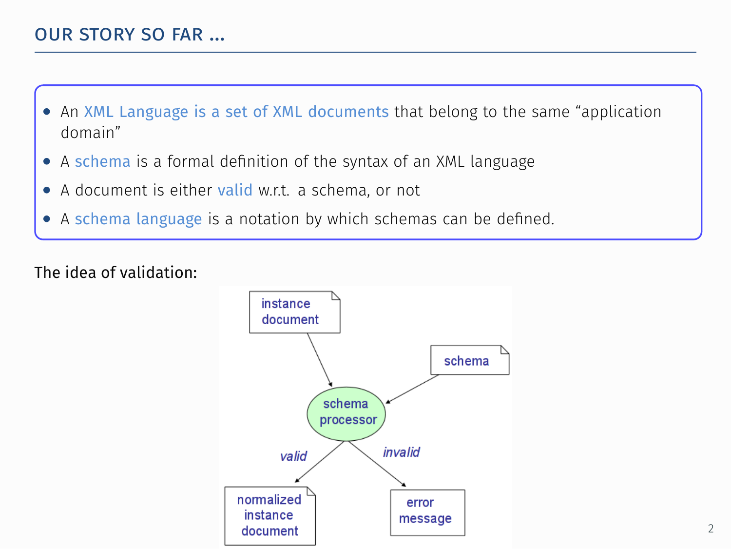## OUR STORY SO FAR ...

- An XML Language is a set of XML documents that belong to the same "application domain"
- A schema is a formal definition of the syntax of an XML language
- A document is either valid w.r.t. a schema, or not
- A schema language is a notation by which schemas can be defined.

The idea of validation: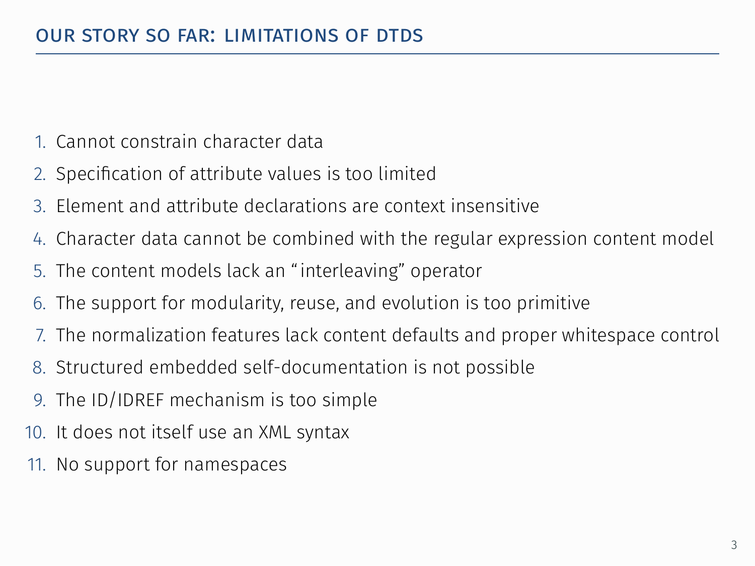# OUR STORY SO FAR: LIMITATIONS OF DTDS

1. Cannot constrain character data
2. Specification of attribute values is too limited
3. Element and attribute declarations are context insensitive
4. Character data cannot be combined with the regular expression content model
5. The content models lack an "interleaving" operator
6. The support for modularity, reuse, and evolution is too primitive
7. The normalization features lack content defaults and proper whitespace control
8. Structured embedded self-documentation is not possible
9. The ID/IDREF mechanism is too simple
10. It does not itself use an XML syntax
11. No support for namespaces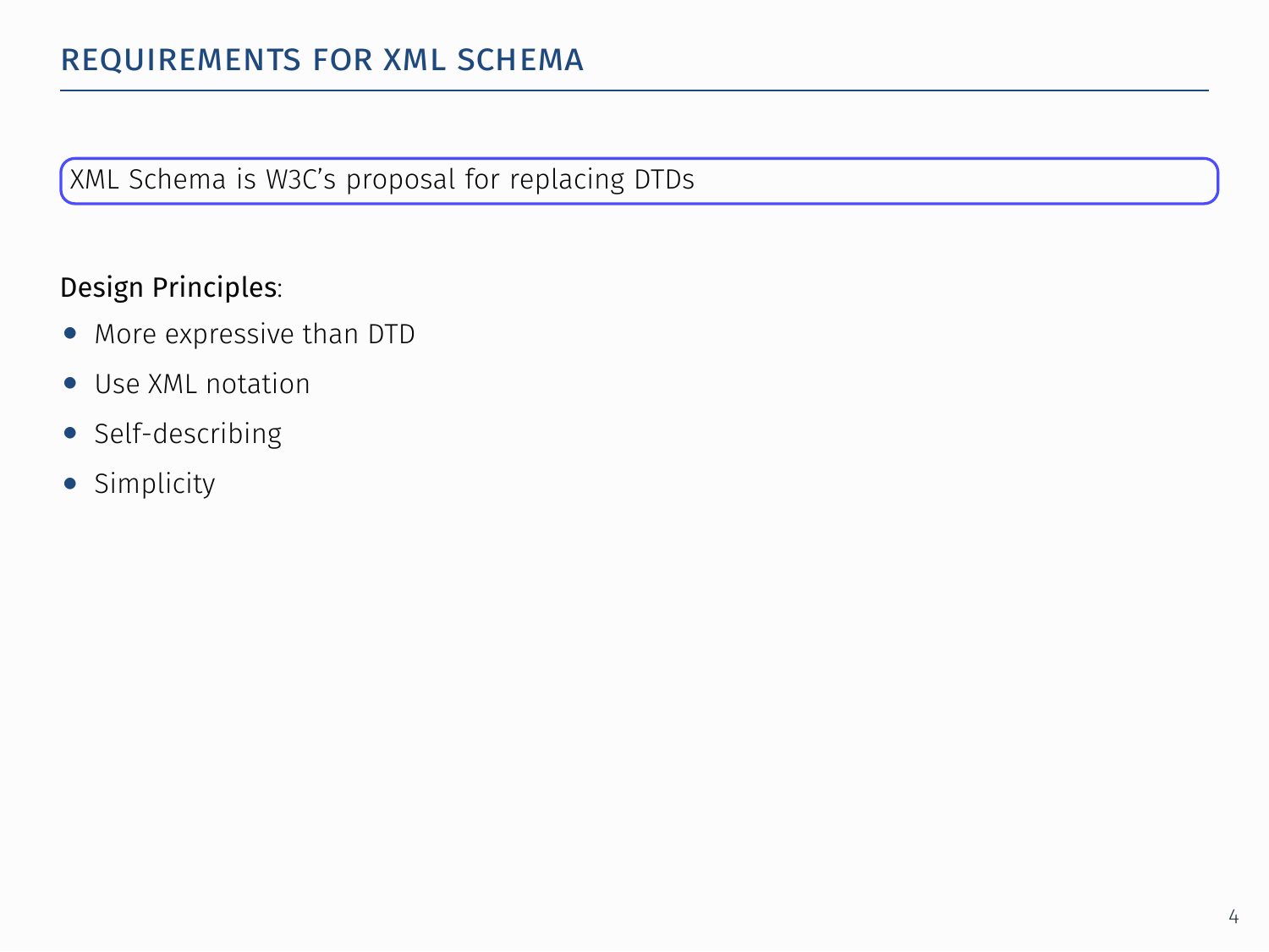# REQUIREMENTS FOR XML SCHEMA

XML Schema is W3C's proposal for replacing DTDs

Design Principles:

- More expressive than DTD
- Use XML notation
- Self-describing
- Simplicity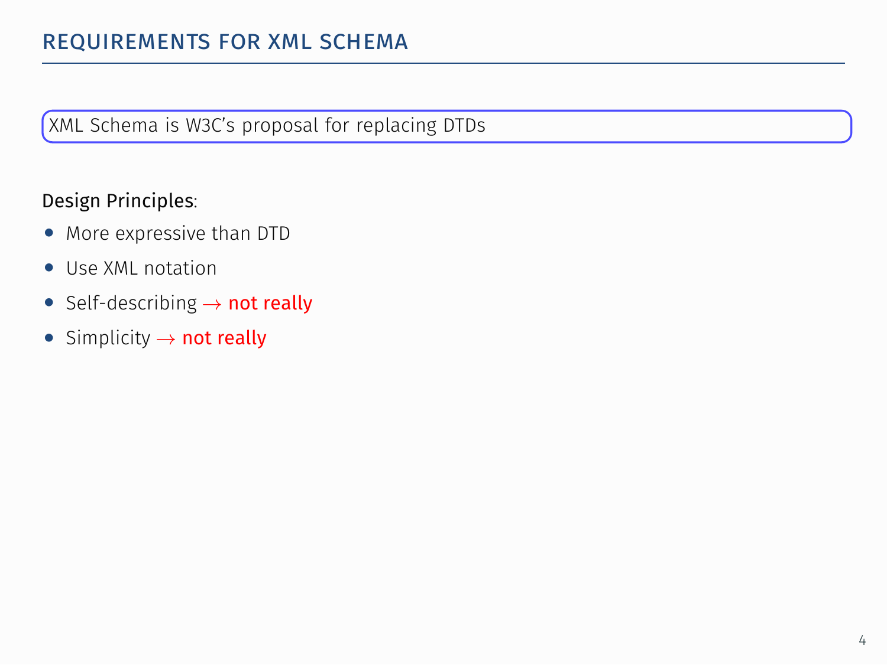## REQUIREMENTS FOR XML SCHEMA

XML Schema is W3C's proposal for replacing DTDs

Design Principles:

- More expressive than DTD
- Use XML notation
- Self-describing $\rightarrow$ not really
- Simplicity $\rightarrow$ not really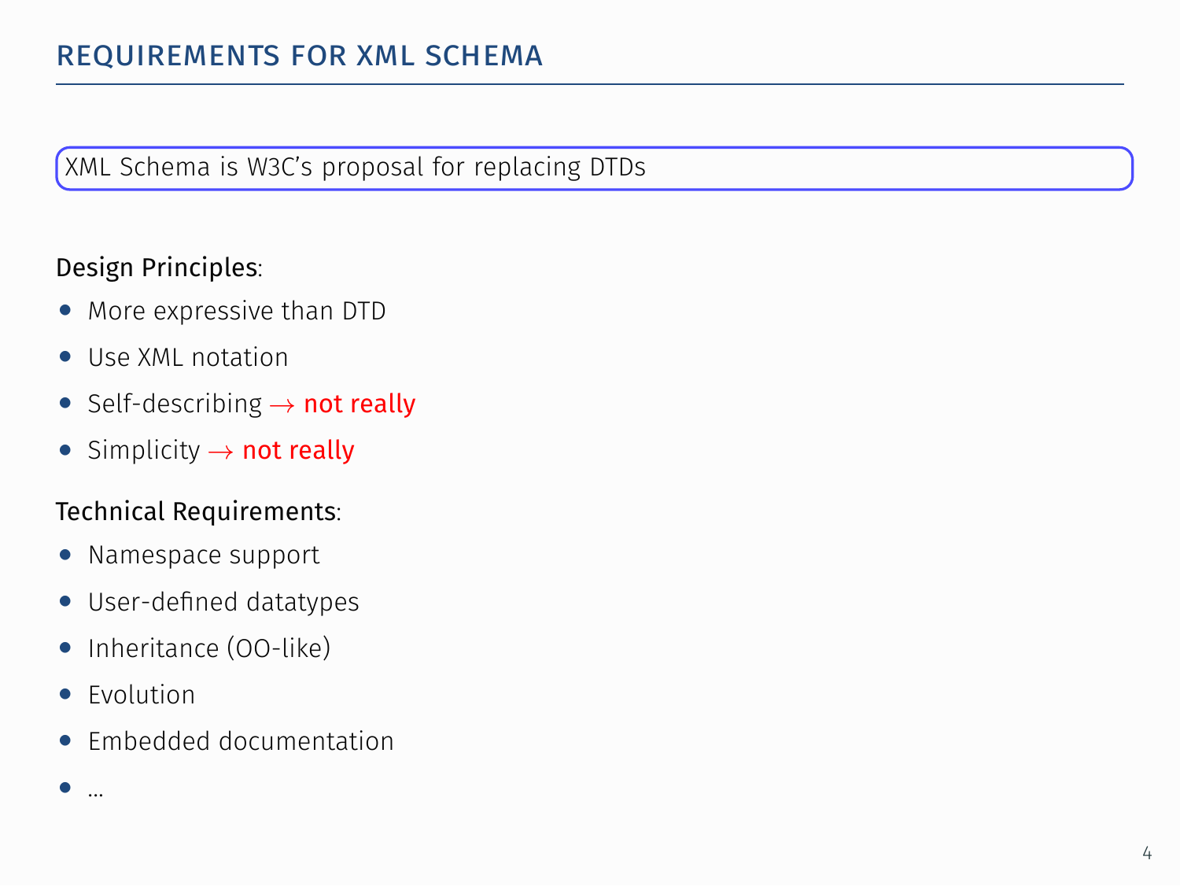# Requirements for XML Schema

XML Schema is W3C's proposal for replacing DTDs

Design Principles:

- More expressive than DTD
- Use XML notation
- Self-describing → **not really**
- Simplicity → **not really**

Technical Requirements:

- Namespace support
- User-defined datatypes
- Inheritance (OO-like)
- Evolution
- Embedded documentation
- ...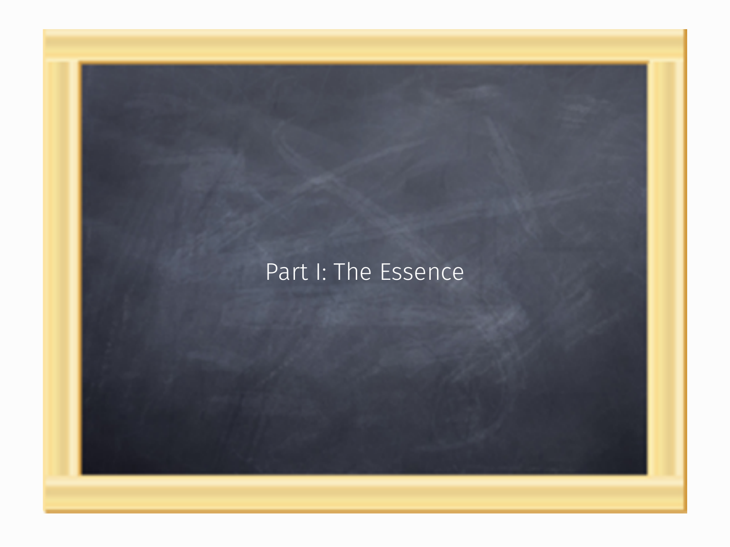# Part I: The Essence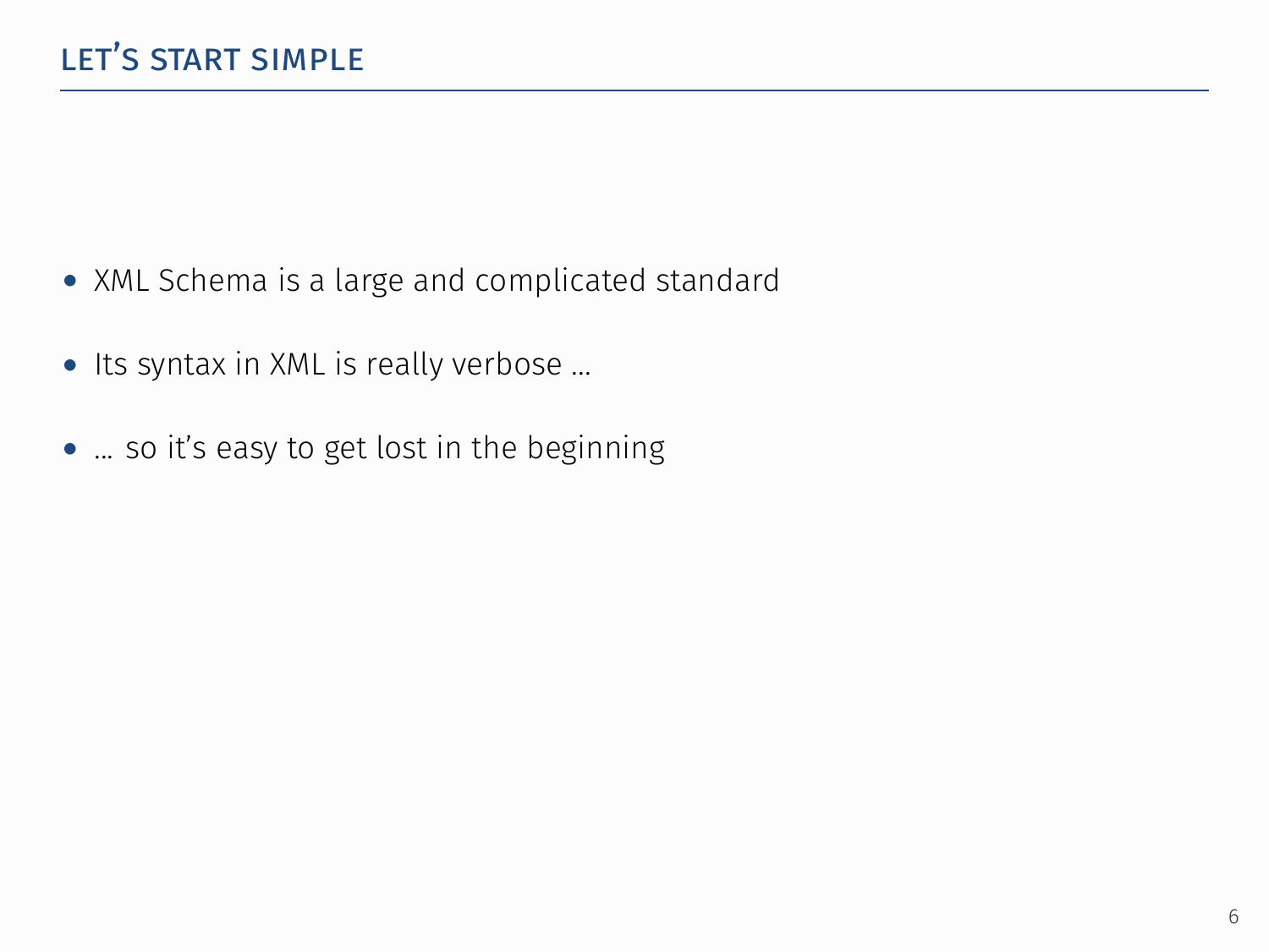## LET'S START SIMPLE

- XML Schema is a large and complicated standard
- Its syntax in XML is really verbose …
- … so it's easy to get lost in the beginning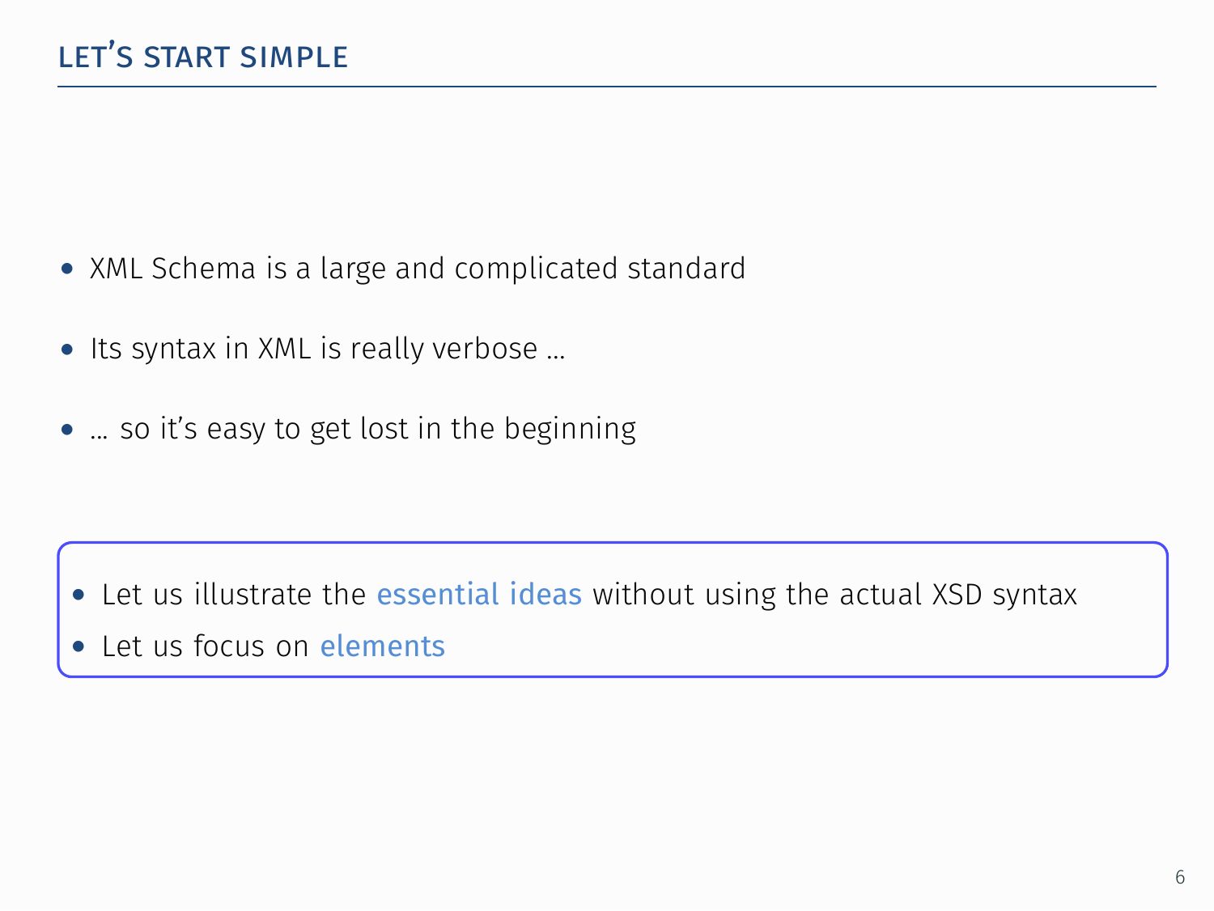## Let's start simple

- XML Schema is a large and complicated standard
- Its syntax in XML is really verbose …
- … so it's easy to get lost in the beginning

---

- Let us illustrate the essential ideas without using the actual XSD syntax
- Let us focus on elements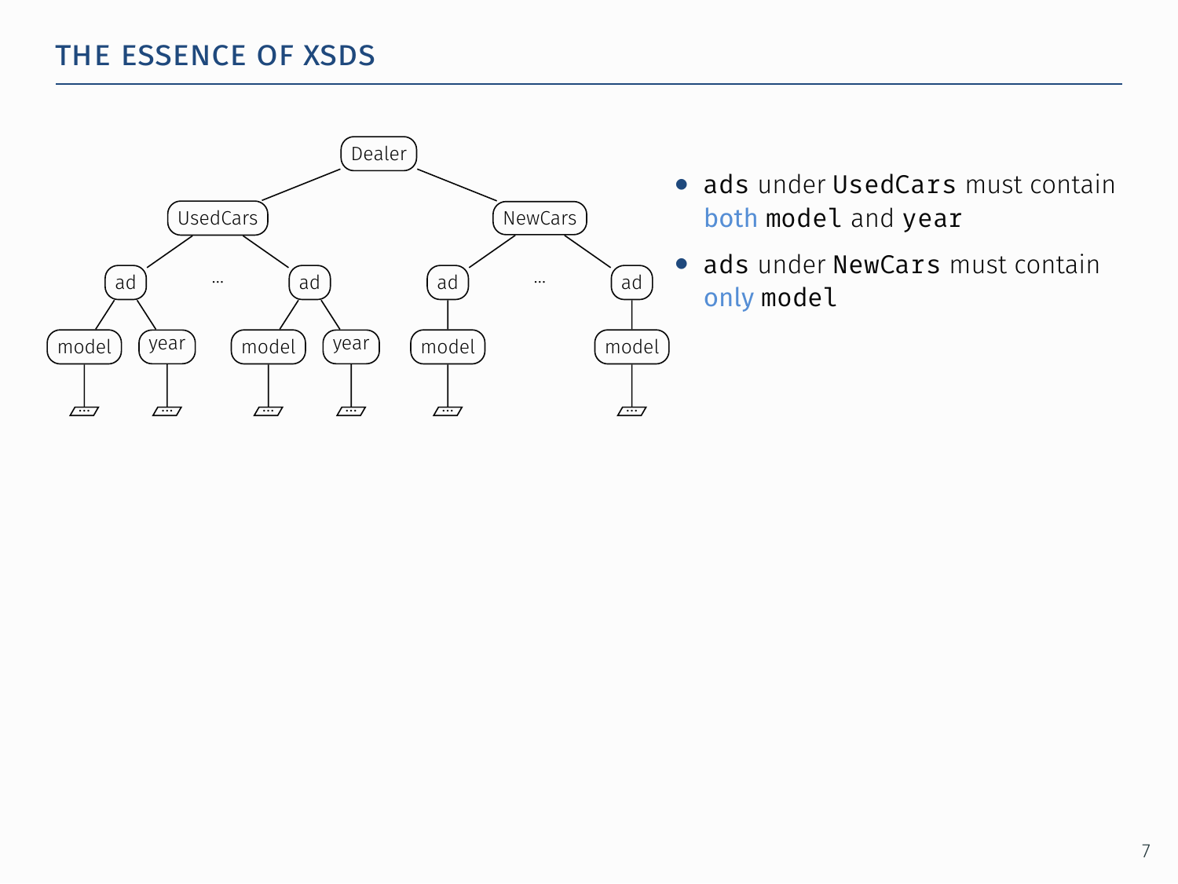# THE ESSENCE OF XSDS

- `ads` under `UsedCars` must contain both `model` and `year`
- `ads` under `NewCars` must contain only `model`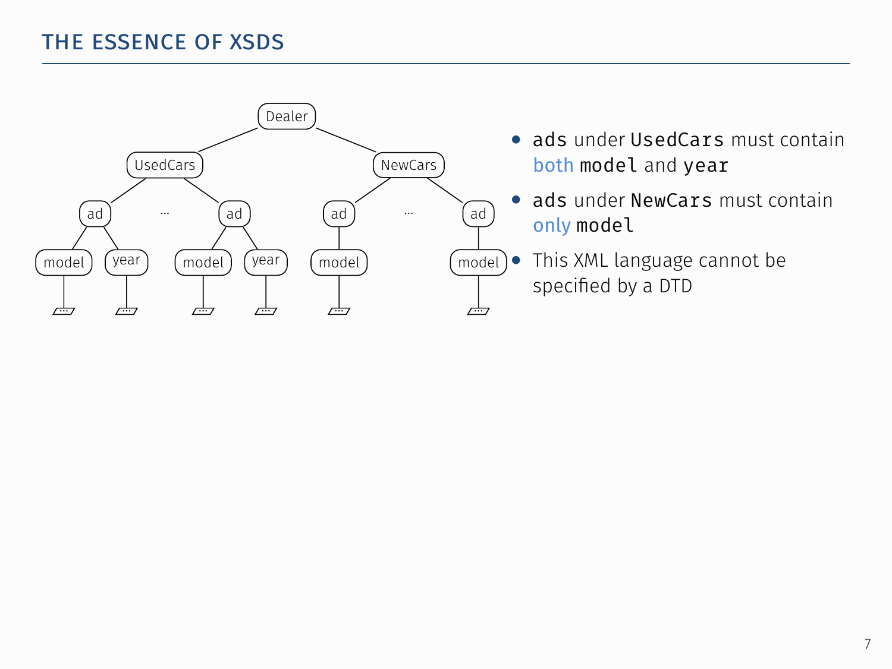# THE ESSENCE OF XSDS

- `ads` under `UsedCars` must contain both `model` and `year`
- `ads` under `NewCars` must contain only `model`
- This XML language cannot be specified by a DTD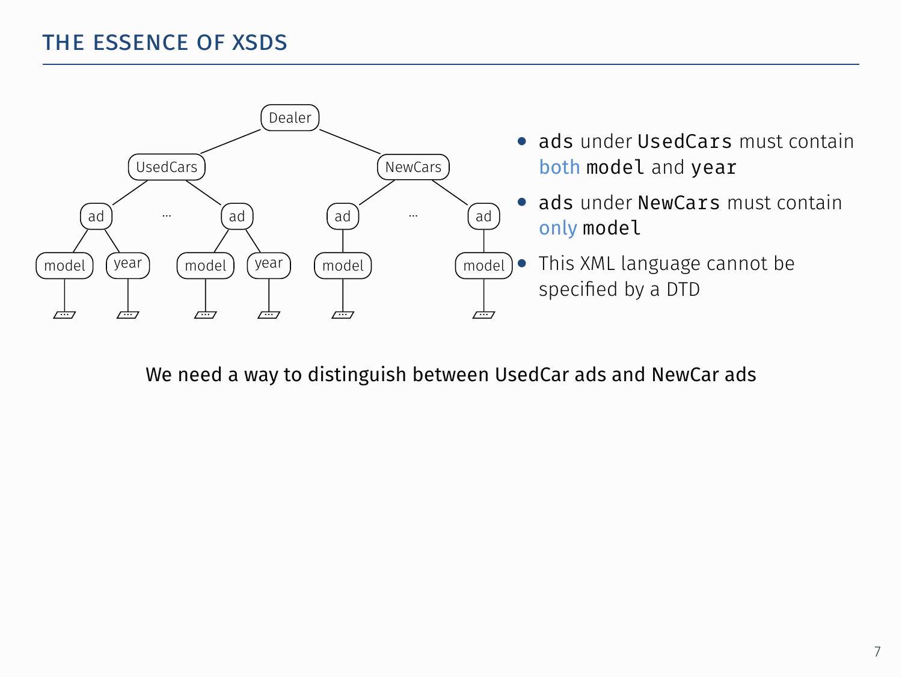## THE ESSENCE OF XSDS

- `ads` under `UsedCars` must contain both `model` and `year`
- `ads` under `NewCars` must contain only `model`
- This XML language cannot be specified by a DTD

We need a way to distinguish between UsedCar ads and NewCar ads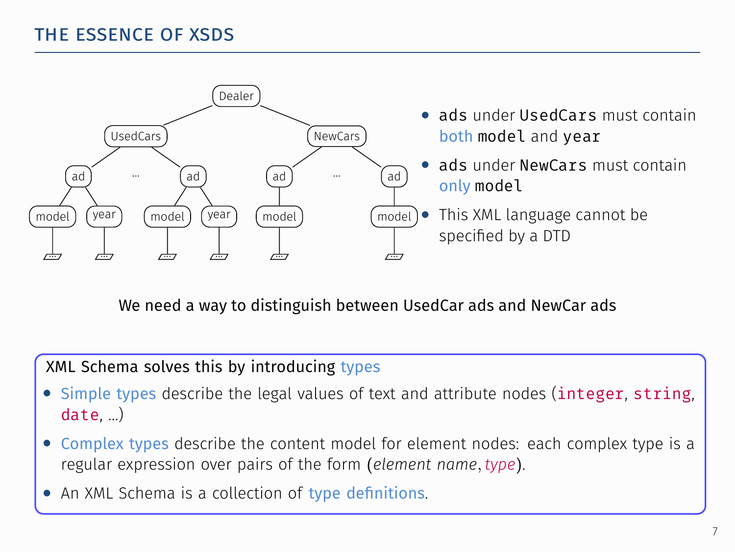## THE ESSENCE OF XSDS

- `ads` under `UsedCars` must contain both `model` and `year`
- `ads` under `NewCars` must contain only `model`
- This XML language cannot be specified by a DTD

We need a way to distinguish between UsedCar ads and NewCar ads

XML Schema solves this by introducing types

- Simple types describe the legal values of text and attribute nodes (`integer`, `string`, `date`, ...)
- Complex types describe the content model for element nodes: each complex type is a regular expression over pairs of the form (*element name*, *type*).
- An XML Schema is a collection of type definitions.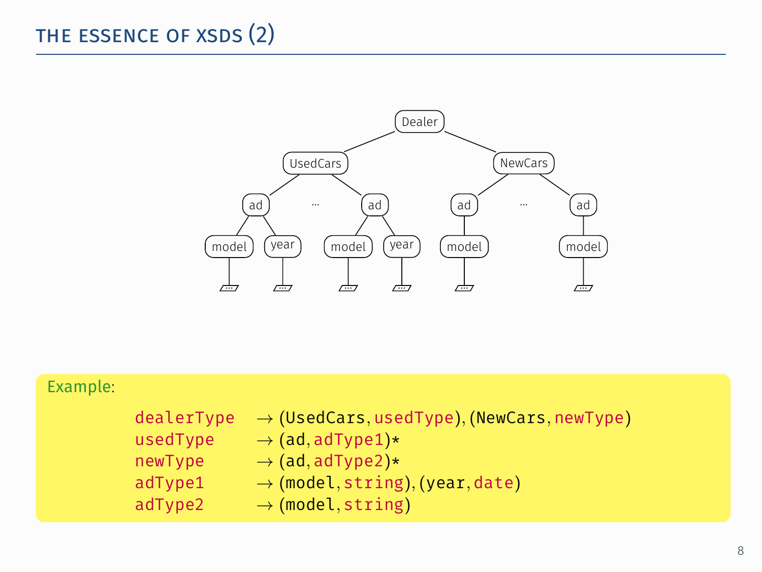# THE ESSENCE OF XSDS (2)

Dealer
UsedCars
ad ... ad
model year model year
NewCars
ad ... ad
model model

Example:

```
dealerType  → (UsedCars, usedType), (NewCars, newType)
usedType    → (ad, adType1)*
newType     → (ad, adType2)*
adType1     → (model, string), (year, date)
adType2     → (model, string)
```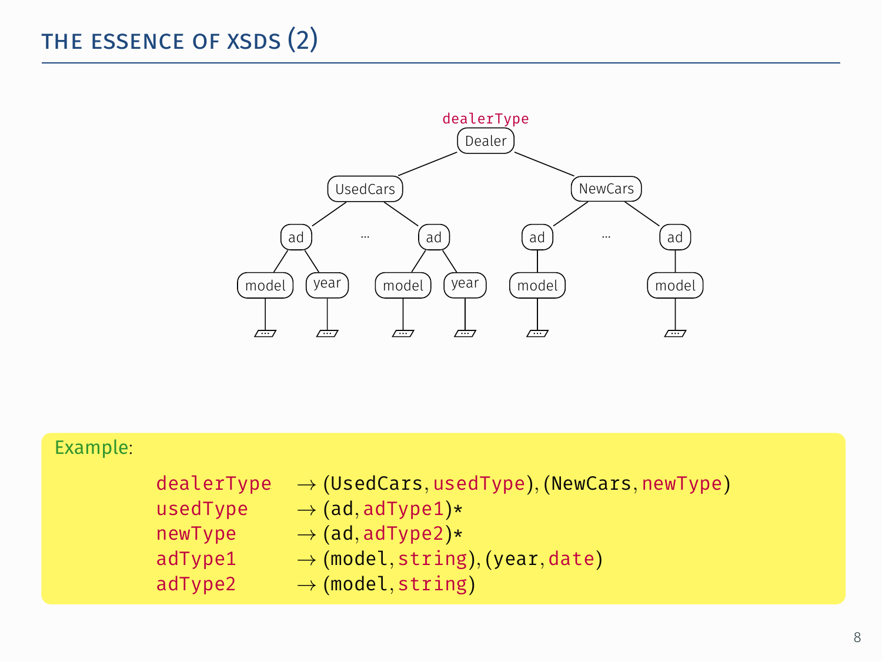# THE ESSENCE OF XSDS (2)

dealerType

Dealer

UsedCars — ad (model, year) … ad (model, year)

NewCars — ad (model) … ad (model)

**Example**:

```
dealerType  → (UsedCars, usedType), (NewCars, newType)
usedType    → (ad, adType1)*
newType     → (ad, adType2)*
adType1     → (model, string), (year, date)
adType2     → (model, string)
```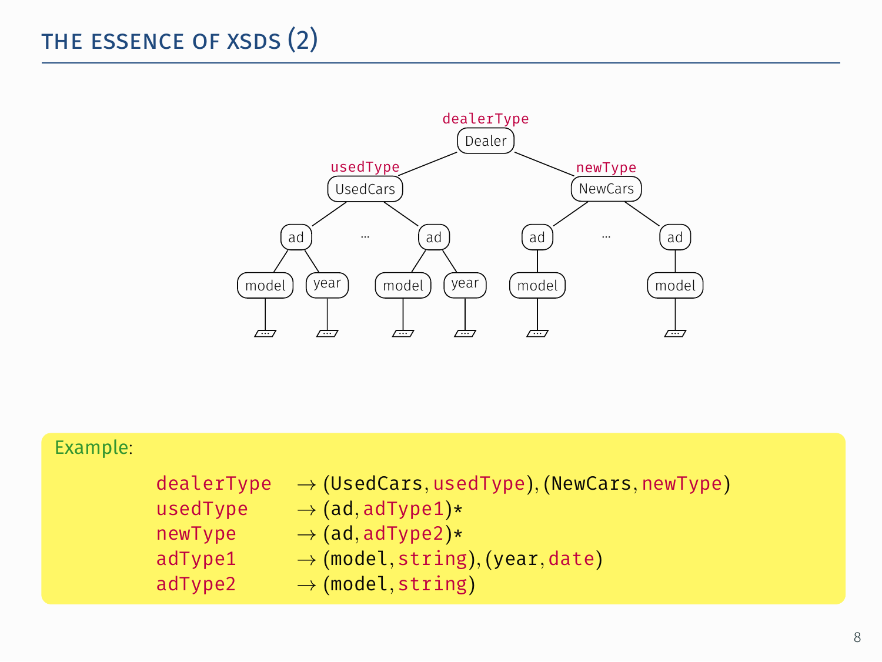# THE ESSENCE OF XSDS (2)

Example:

```
dealerType  → (UsedCars, usedType), (NewCars, newType)
usedType    → (ad, adType1)*
newType     → (ad, adType2)*
adType1     → (model, string), (year, date)
adType2     → (model, string)
```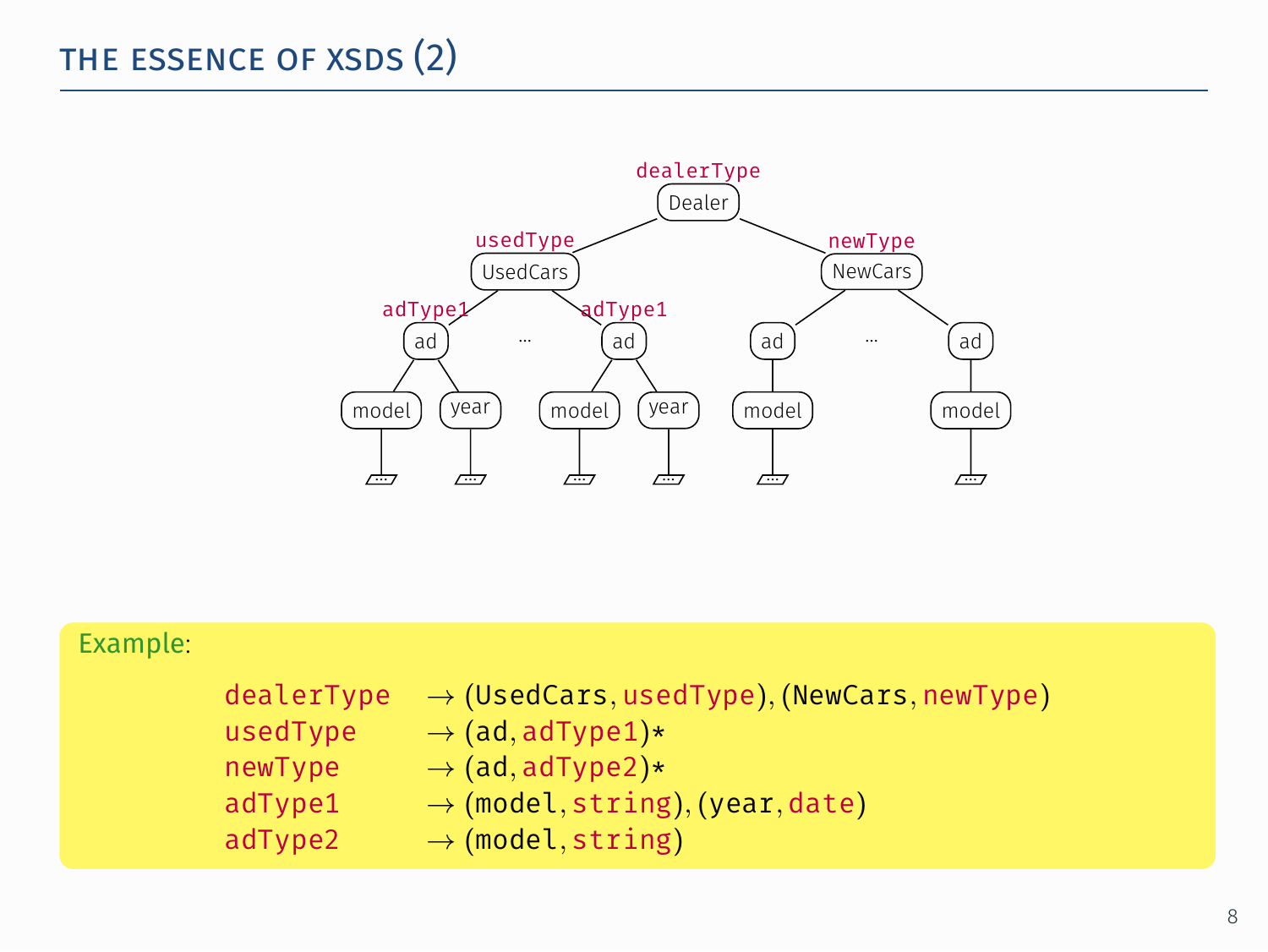## THE ESSENCE OF XSDS (2)

Example:

```
dealerType  → (UsedCars, usedType), (NewCars, newType)
usedType    → (ad, adType1)*
newType     → (ad, adType2)*
adType1     → (model, string), (year, date)
adType2     → (model, string)
```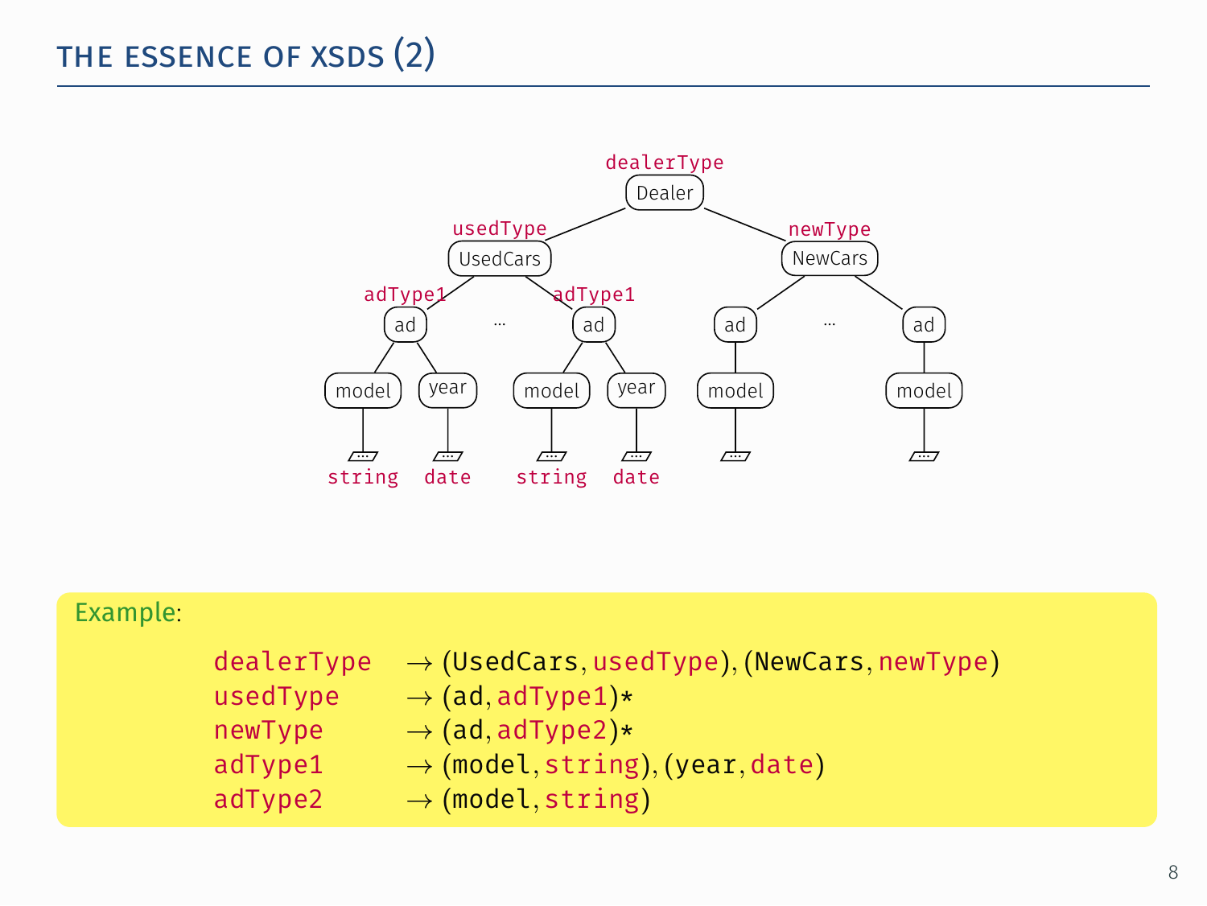# THE ESSENCE OF XSDS (2)

Example:

$$
\begin{aligned}
\texttt{dealerType} &\rightarrow (\texttt{UsedCars}, \texttt{usedType}), (\texttt{NewCars}, \texttt{newType}) \\
\texttt{usedType} &\rightarrow (\texttt{ad}, \texttt{adType1})* \\
\texttt{newType} &\rightarrow (\texttt{ad}, \texttt{adType2})* \\
\texttt{adType1} &\rightarrow (\texttt{model}, \texttt{string}), (\texttt{year}, \texttt{date}) \\
\texttt{adType2} &\rightarrow (\texttt{model}, \texttt{string})
\end{aligned}
$$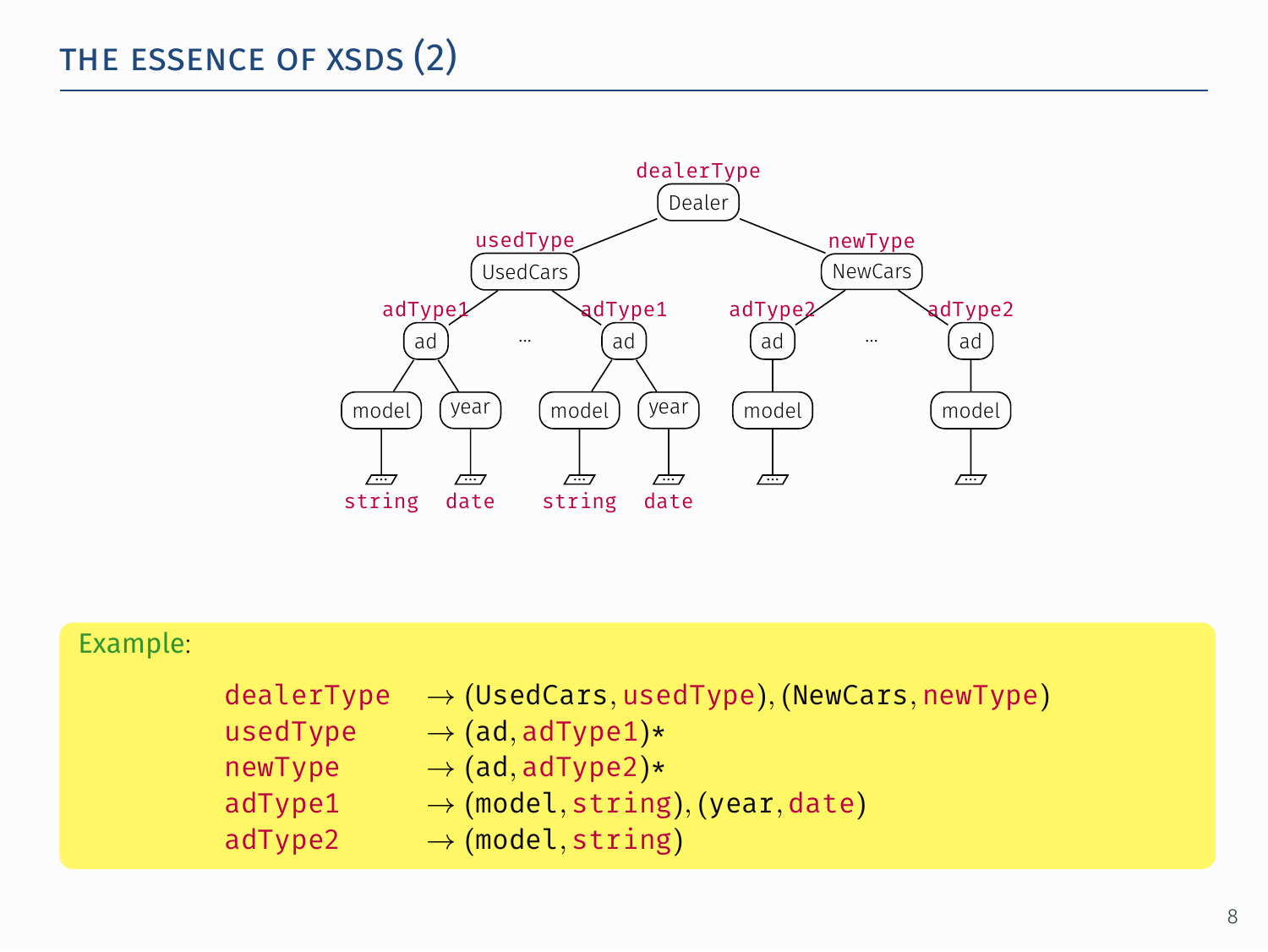# THE ESSENCE OF XSDS (2)

```
                          dealerType
                           Dealer
               usedType               newType
               UsedCars               NewCars
      adType1          adType1   adType2          adType2
        ad       ...     ad        ad       ...     ad
   model  year      model  year   model            model
   string date      string date
```

**Example:**

$$
\begin{aligned}
\texttt{dealerType} &\rightarrow (\texttt{UsedCars}, \texttt{usedType}), (\texttt{NewCars}, \texttt{newType}) \\
\texttt{usedType} &\rightarrow (\texttt{ad}, \texttt{adType1})* \\
\texttt{newType} &\rightarrow (\texttt{ad}, \texttt{adType2})* \\
\texttt{adType1} &\rightarrow (\texttt{model}, \texttt{string}), (\texttt{year}, \texttt{date}) \\
\texttt{adType2} &\rightarrow (\texttt{model}, \texttt{string})
\end{aligned}
$$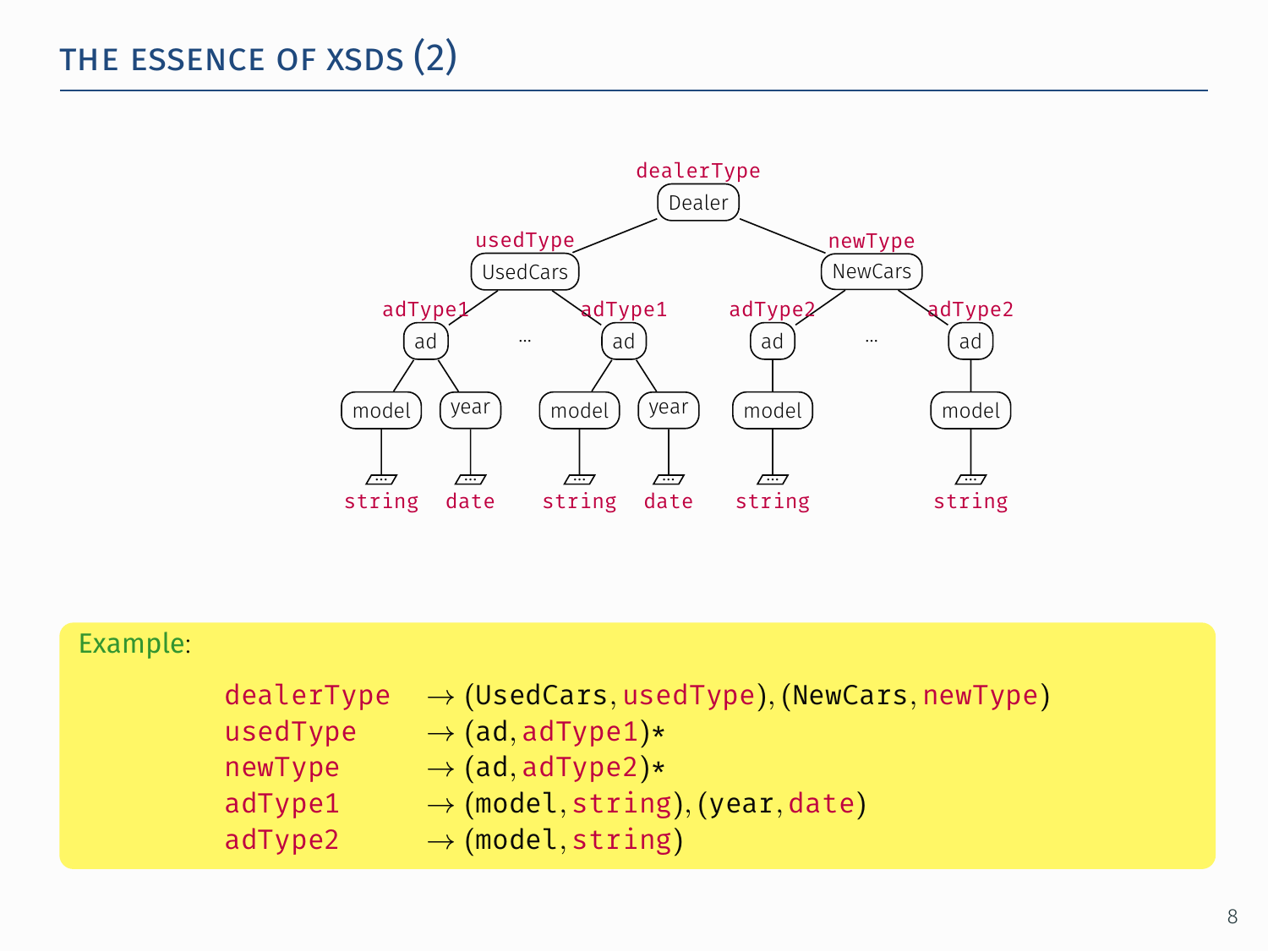# THE ESSENCE OF XSDS (2)

```
                          dealerType
                           Dealer
                 /                        \
          usedType                        newType
          UsedCars                        NewCars
         /    ...   \                    /   ...   \
   adType1        adType1          adType2        adType2
     ad             ad               ad             ad
    /  \           /  \              |              |
 model  year    model  year        model          model
   |     |        |     |            |              |
 string date    string date        string         string
```

**Example:**

| | |
|---|---|
| dealerType | → (UsedCars, usedType), (NewCars, newType) |
| usedType | → (ad, adType1)* |
| newType | → (ad, adType2)* |
| adType1 | → (model, string), (year, date) |
| adType2 | → (model, string) |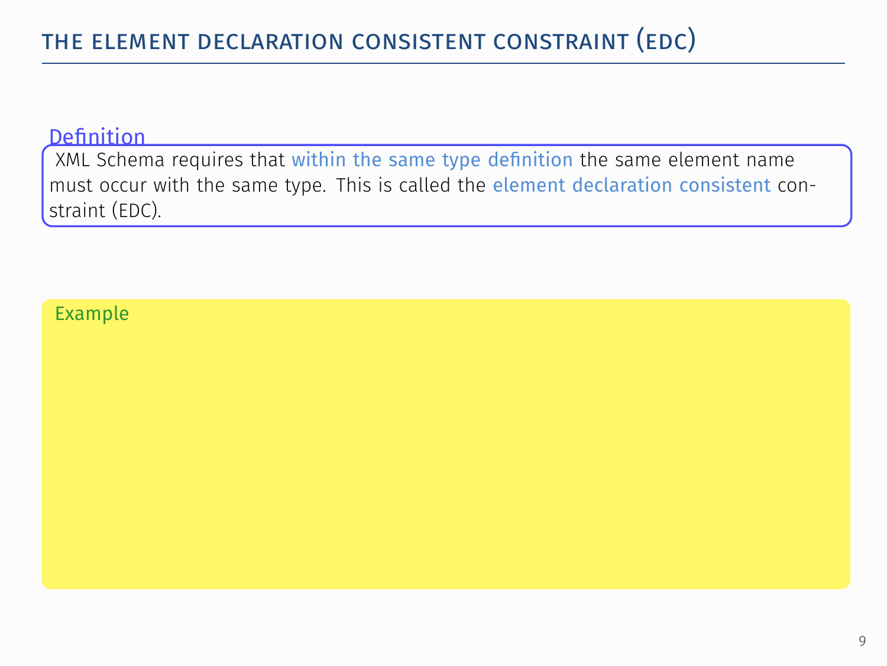# The Element Declaration Consistent Constraint (EDC)

**Definition**

XML Schema requires that within the same type definition the same element name must occur with the same type. This is called the element declaration consistent constraint (EDC).

**Example**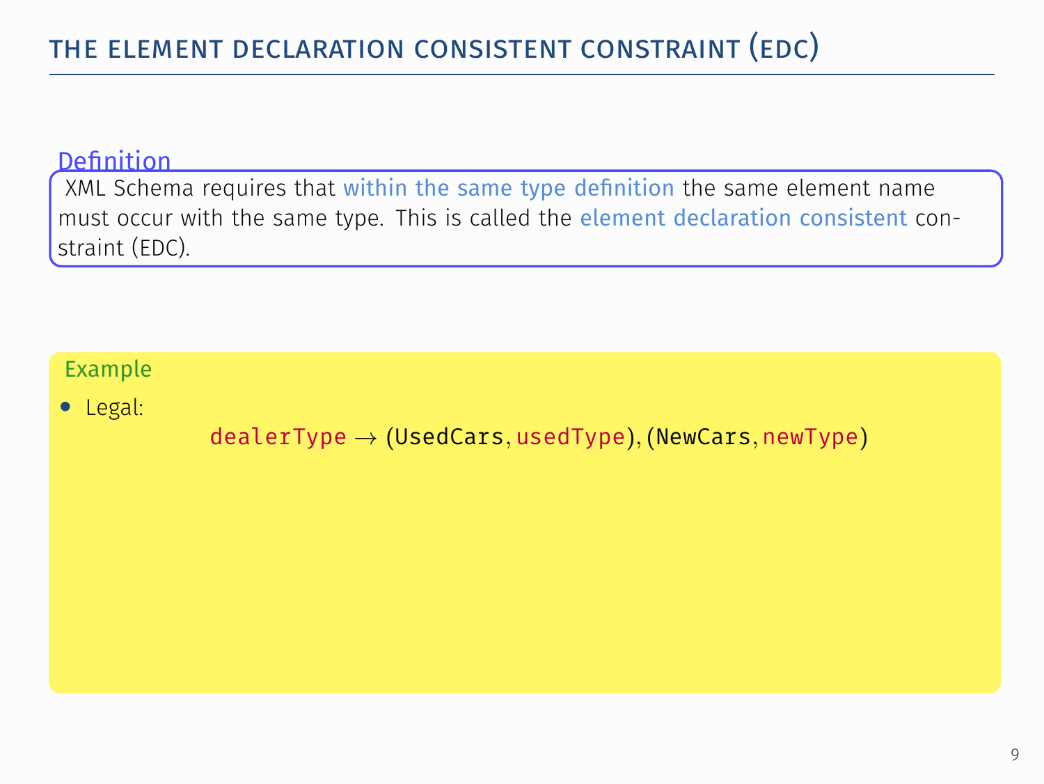# The Element Declaration Consistent Constraint (EDC)

**Definition**

XML Schema requires that within the same type definition the same element name must occur with the same type. This is called the element declaration consistent constraint (EDC).

**Example**

- Legal:

$$\texttt{dealerType} \rightarrow (\texttt{UsedCars}, \texttt{usedType}), (\texttt{NewCars}, \texttt{newType})$$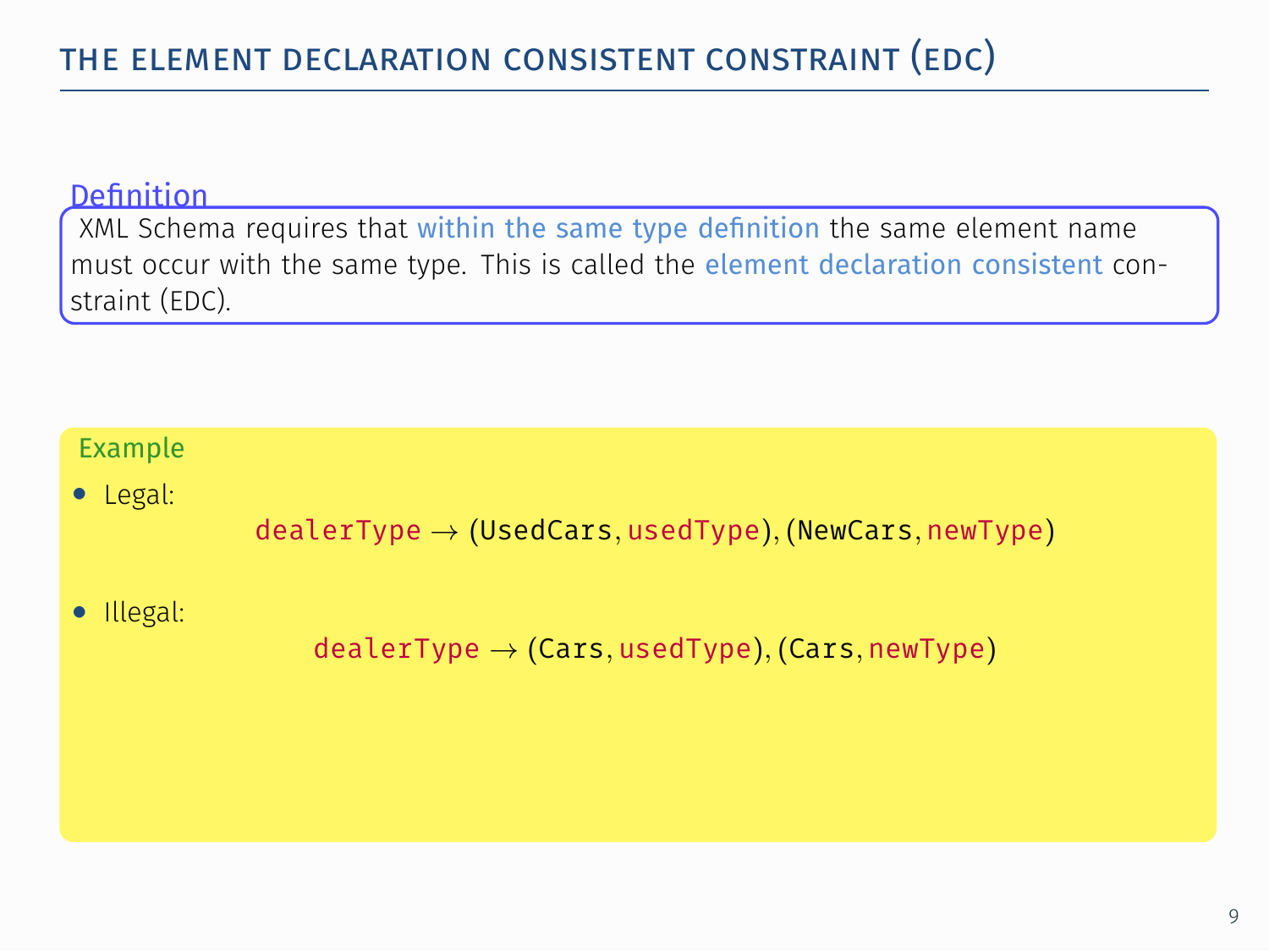# The Element Declaration Consistent Constraint (EDC)

**Definition**

XML Schema requires that within the same type definition the same element name must occur with the same type. This is called the element declaration consistent constraint (EDC).

**Example**

- Legal:

$$\texttt{dealerType} \rightarrow (\texttt{UsedCars}, \texttt{usedType}), (\texttt{NewCars}, \texttt{newType})$$

- Illegal:

$$\texttt{dealerType} \rightarrow (\texttt{Cars}, \texttt{usedType}), (\texttt{Cars}, \texttt{newType})$$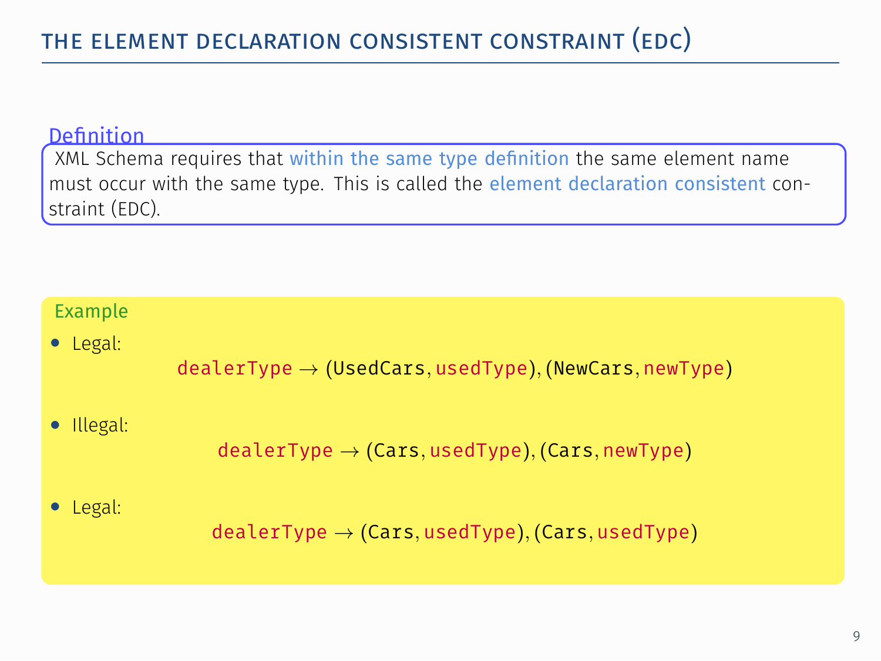# The Element Declaration Consistent Constraint (EDC)

**Definition**

XML Schema requires that within the same type definition the same element name must occur with the same type. This is called the element declaration consistent constraint (EDC).

**Example**

- Legal:

$$\texttt{dealerType} \rightarrow (\texttt{UsedCars}, \texttt{usedType}), (\texttt{NewCars}, \texttt{newType})$$

- Illegal:

$$\texttt{dealerType} \rightarrow (\texttt{Cars}, \texttt{usedType}), (\texttt{Cars}, \texttt{newType})$$

- Legal:

$$\texttt{dealerType} \rightarrow (\texttt{Cars}, \texttt{usedType}), (\texttt{Cars}, \texttt{usedType})$$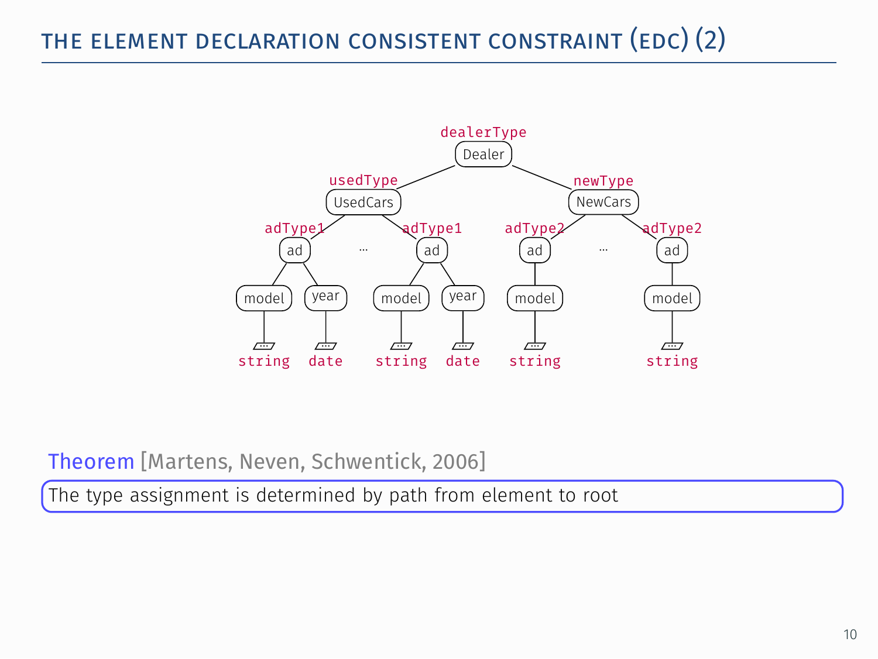# THE ELEMENT DECLARATION CONSISTENT CONSTRAINT (EDC) (2)

**Theorem** [Martens, Neven, Schwentick, 2006]

The type assignment is determined by path from element to root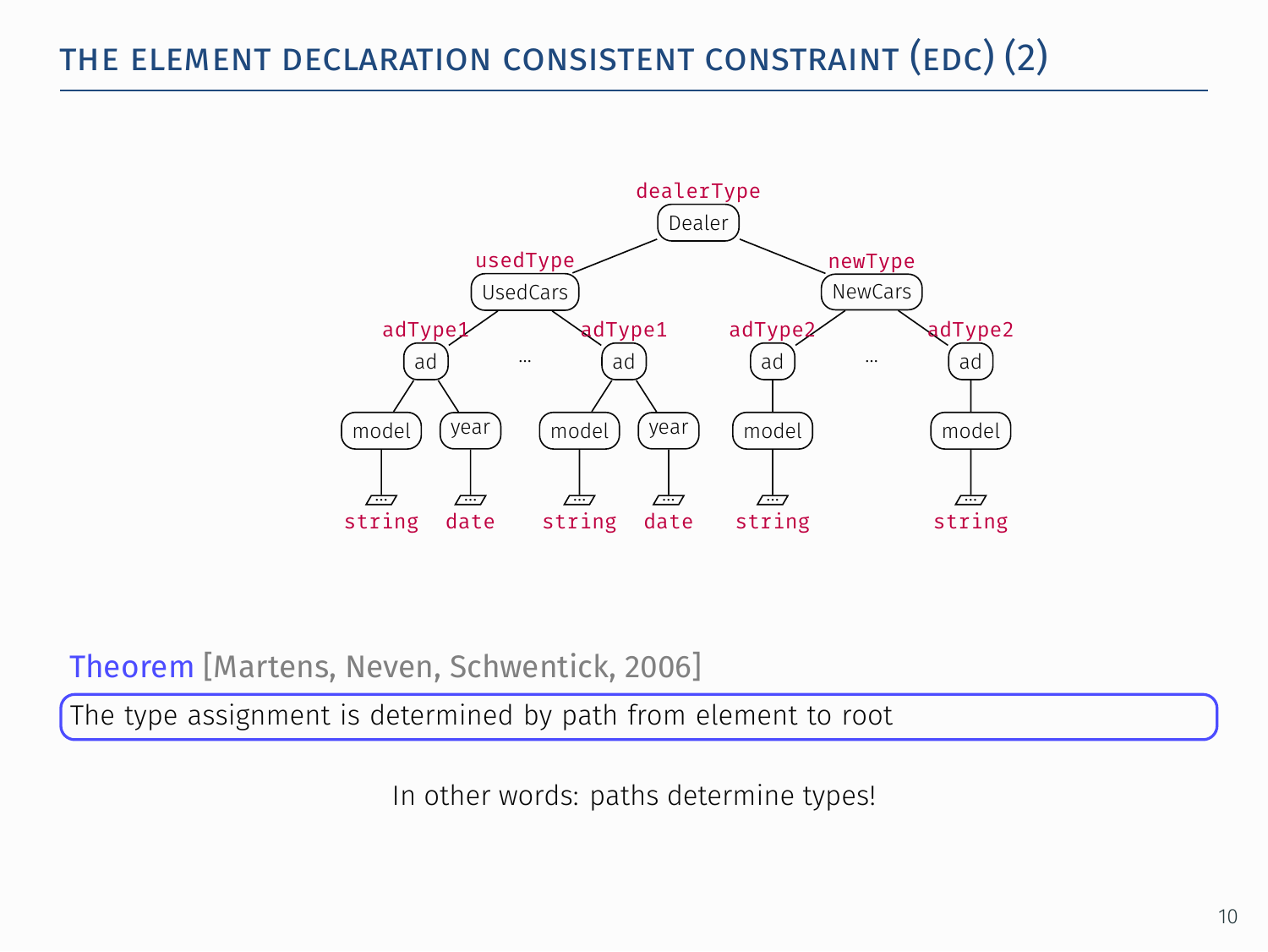# The Element Declaration Consistent Constraint (EDC) (2)

**Theorem** [Martens, Neven, Schwentick, 2006]

The type assignment is determined by path from element to root

In other words: paths determine types!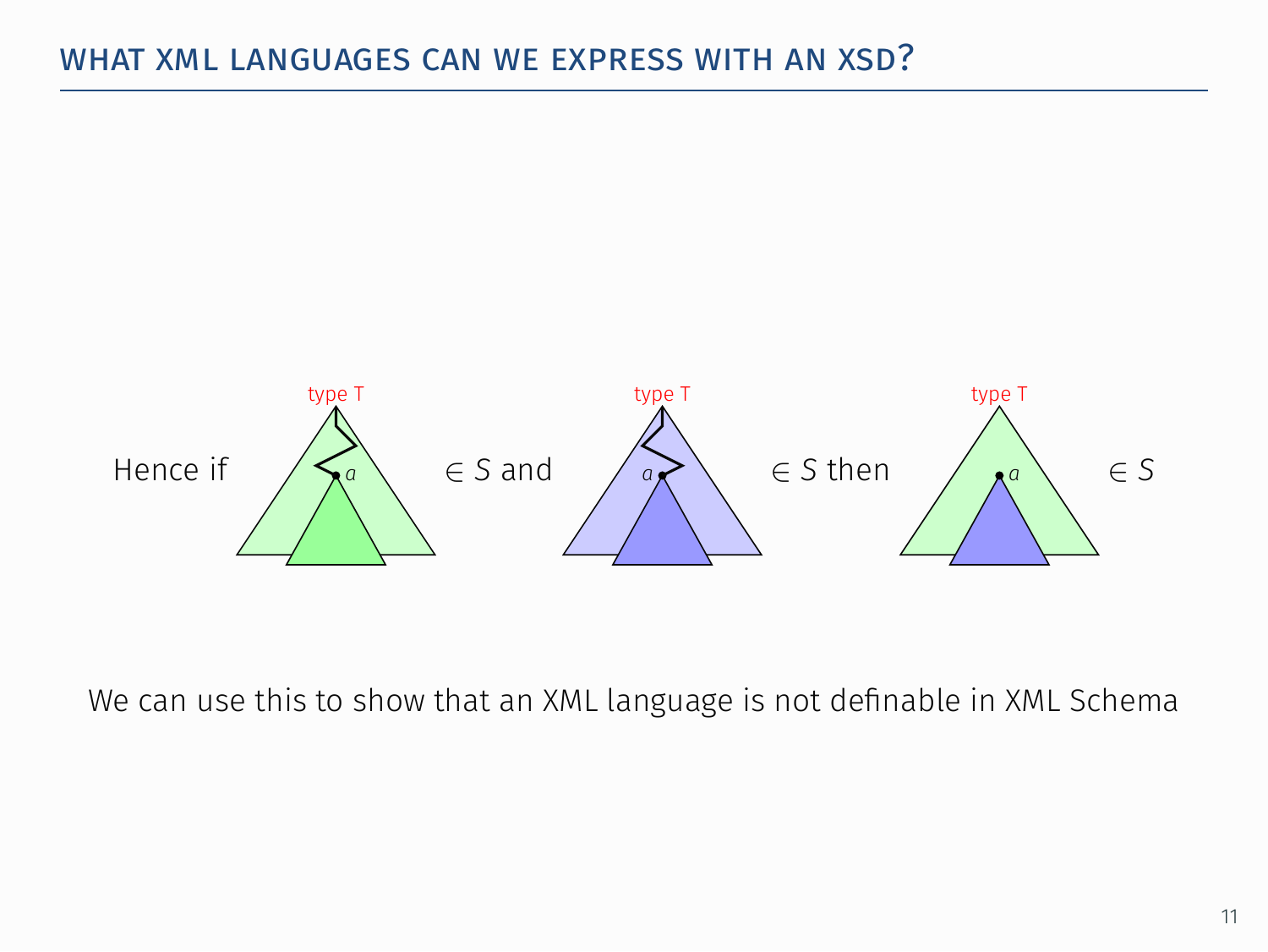## WHAT XML LANGUAGES CAN WE EXPRESS WITH AN XSD?

Hence if [type T, node $a$] $\in S$ and [type T, node $a$] $\in S$ then [type T, node $a$] $\in S$

We can use this to show that an XML language is not definable in XML Schema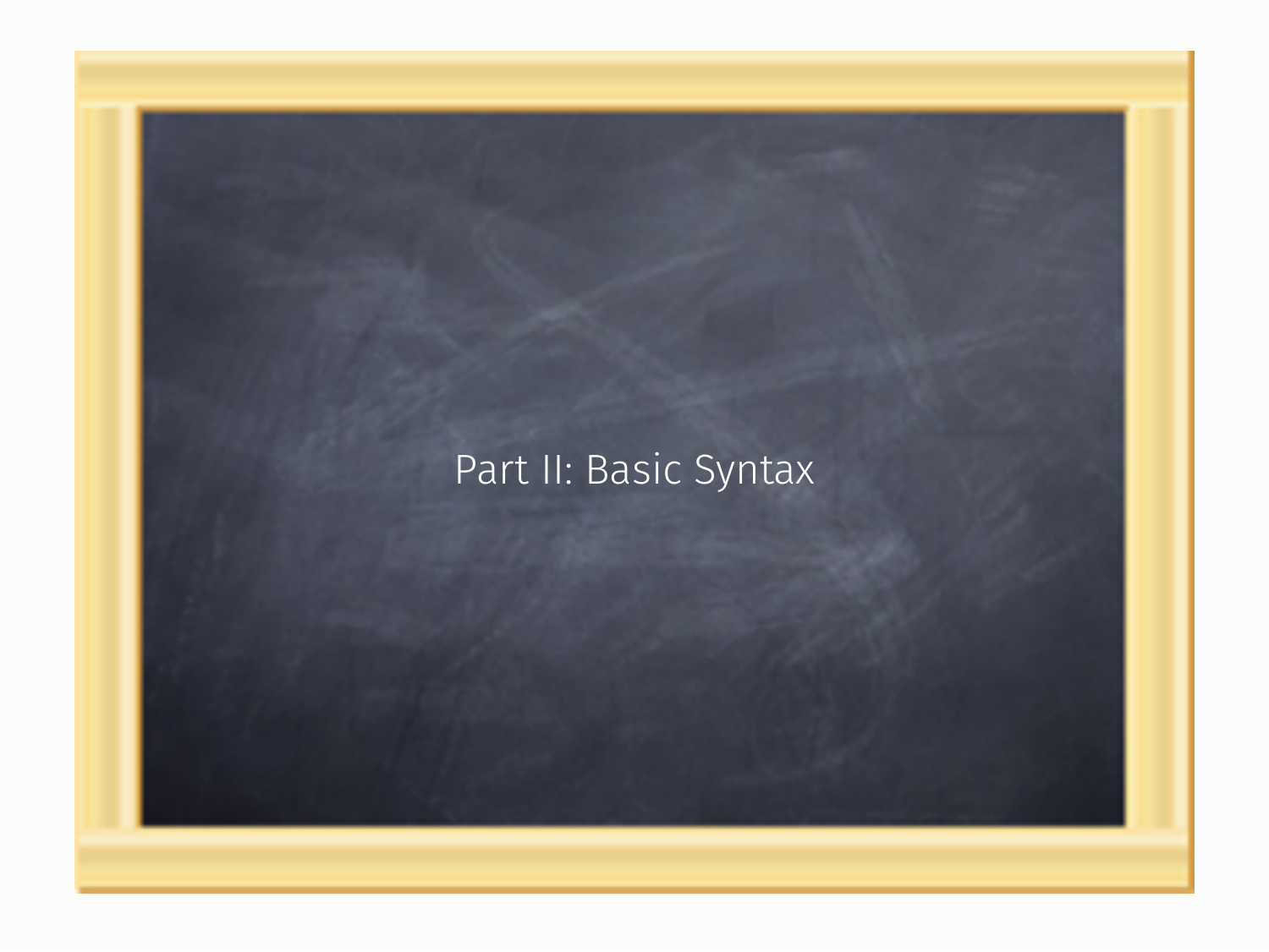# Part II: Basic Syntax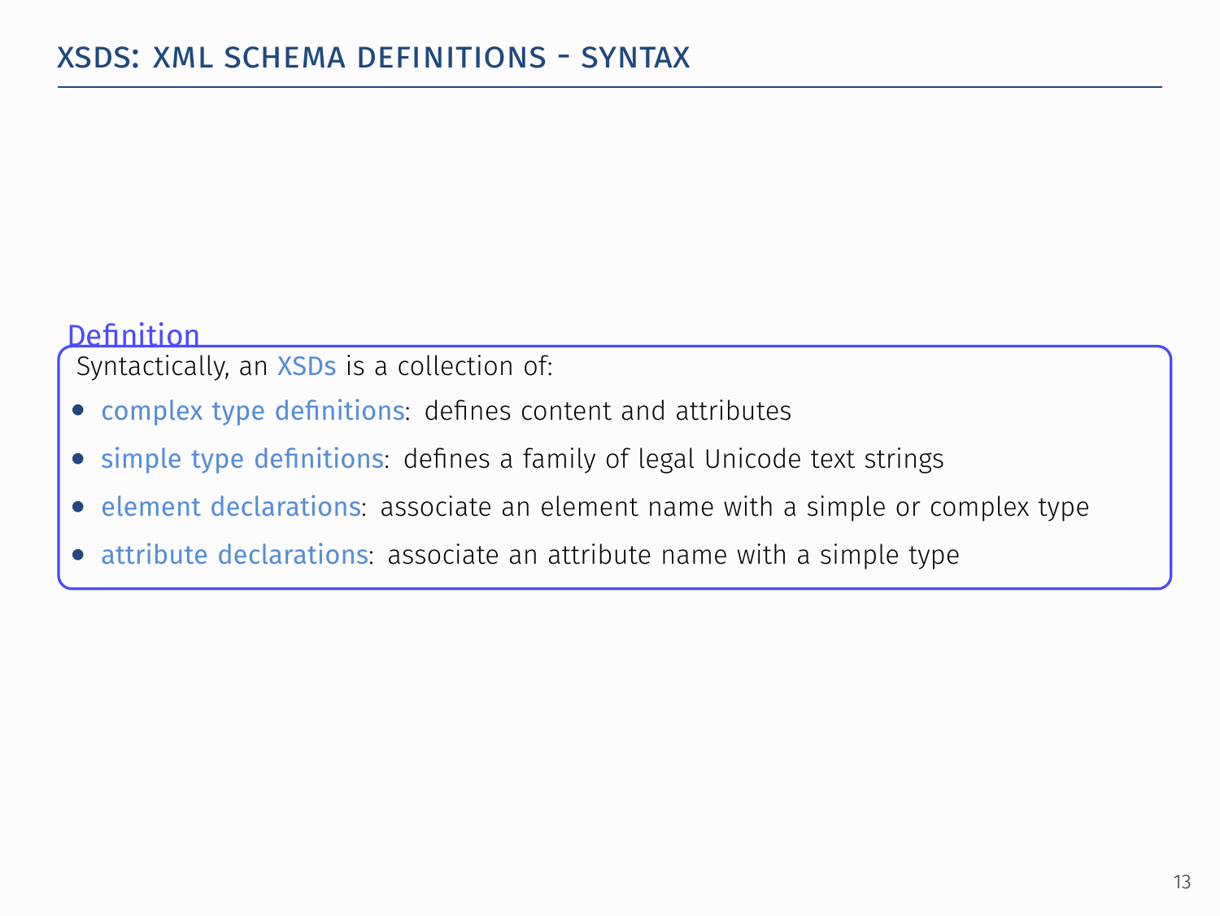# XSDS: XML SCHEMA DEFINITIONS - SYNTAX

**Definition**

Syntactically, an XSDs is a collection of:

- complex type definitions: defines content and attributes
- simple type definitions: defines a family of legal Unicode text strings
- element declarations: associate an element name with a simple or complex type
- attribute declarations: associate an attribute name with a simple type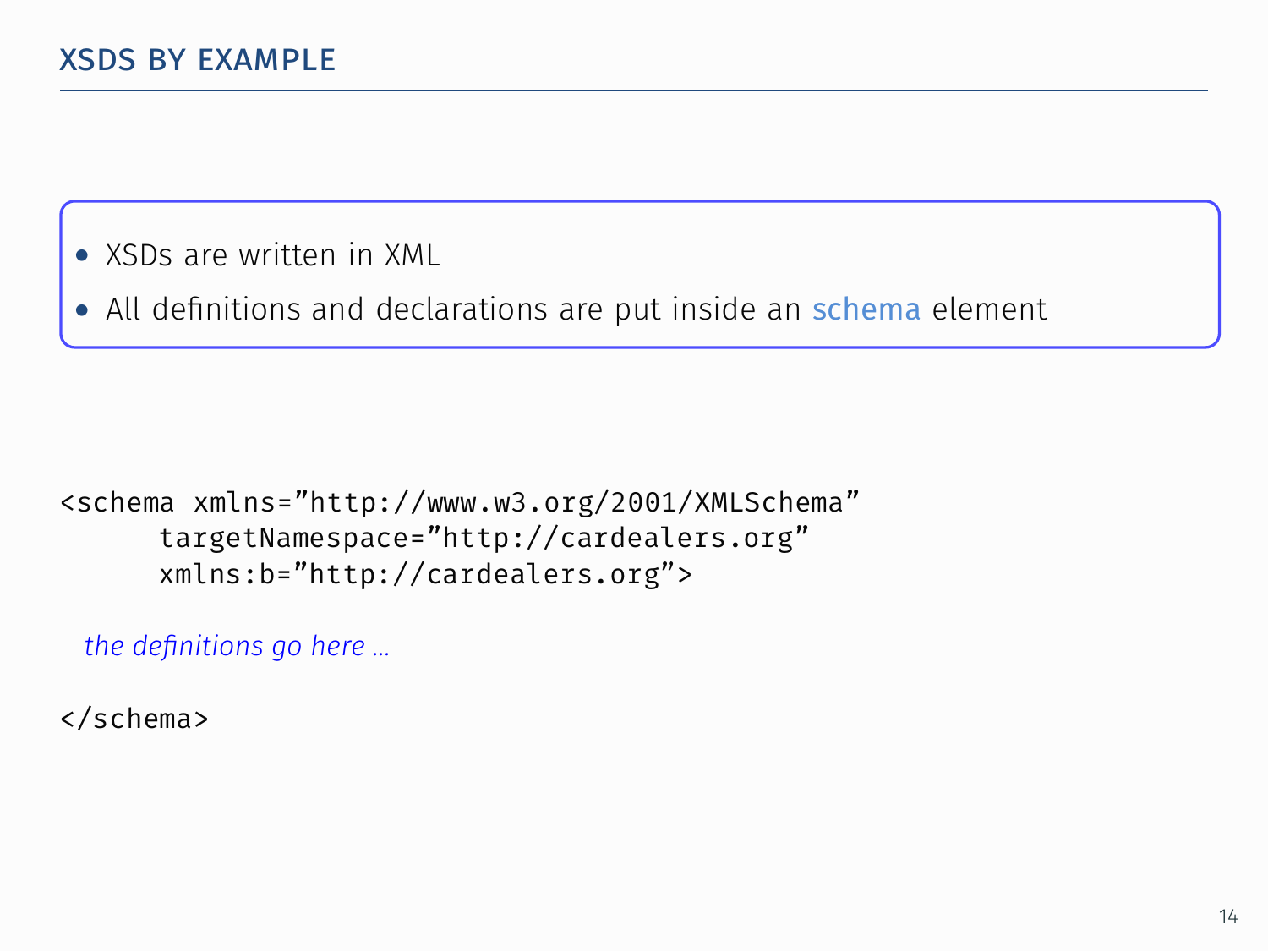## XSDS BY EXAMPLE

- XSDs are written in XML
- All definitions and declarations are put inside an schema element

```
<schema xmlns="http://www.w3.org/2001/XMLSchema"
      targetNamespace="http://cardealers.org"
      xmlns:b="http://cardealers.org">

  the definitions go here ...

</schema>
```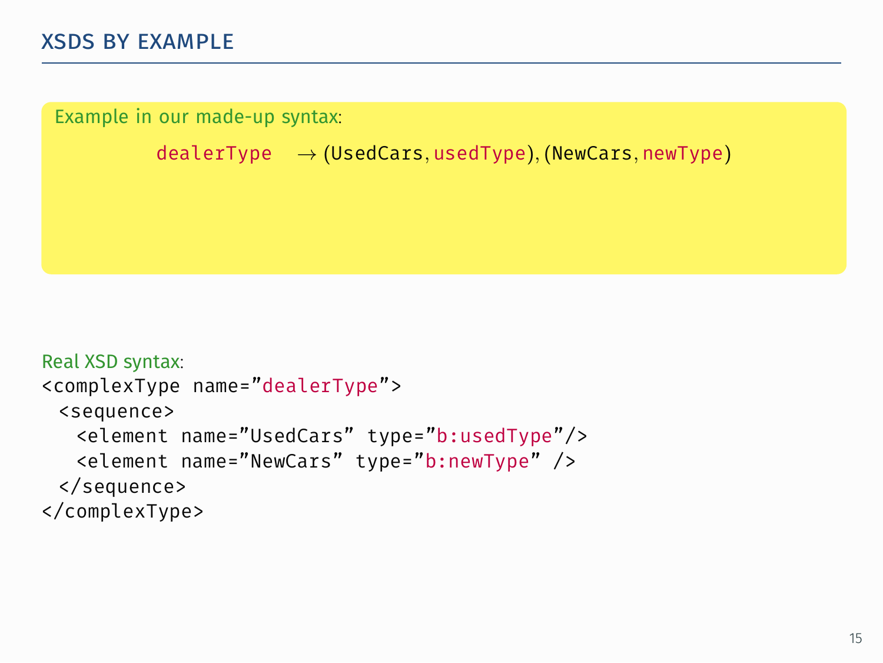## XSDS BY EXAMPLE

Example in our made-up syntax:

$$\texttt{dealerType} \rightarrow (\texttt{UsedCars}, \texttt{usedType}), (\texttt{NewCars}, \texttt{newType})$$

Real XSD syntax:

```
<complexType name="dealerType">
  <sequence>
    <element name="UsedCars" type="b:usedType"/>
    <element name="NewCars" type="b:newType" />
  </sequence>
</complexType>
```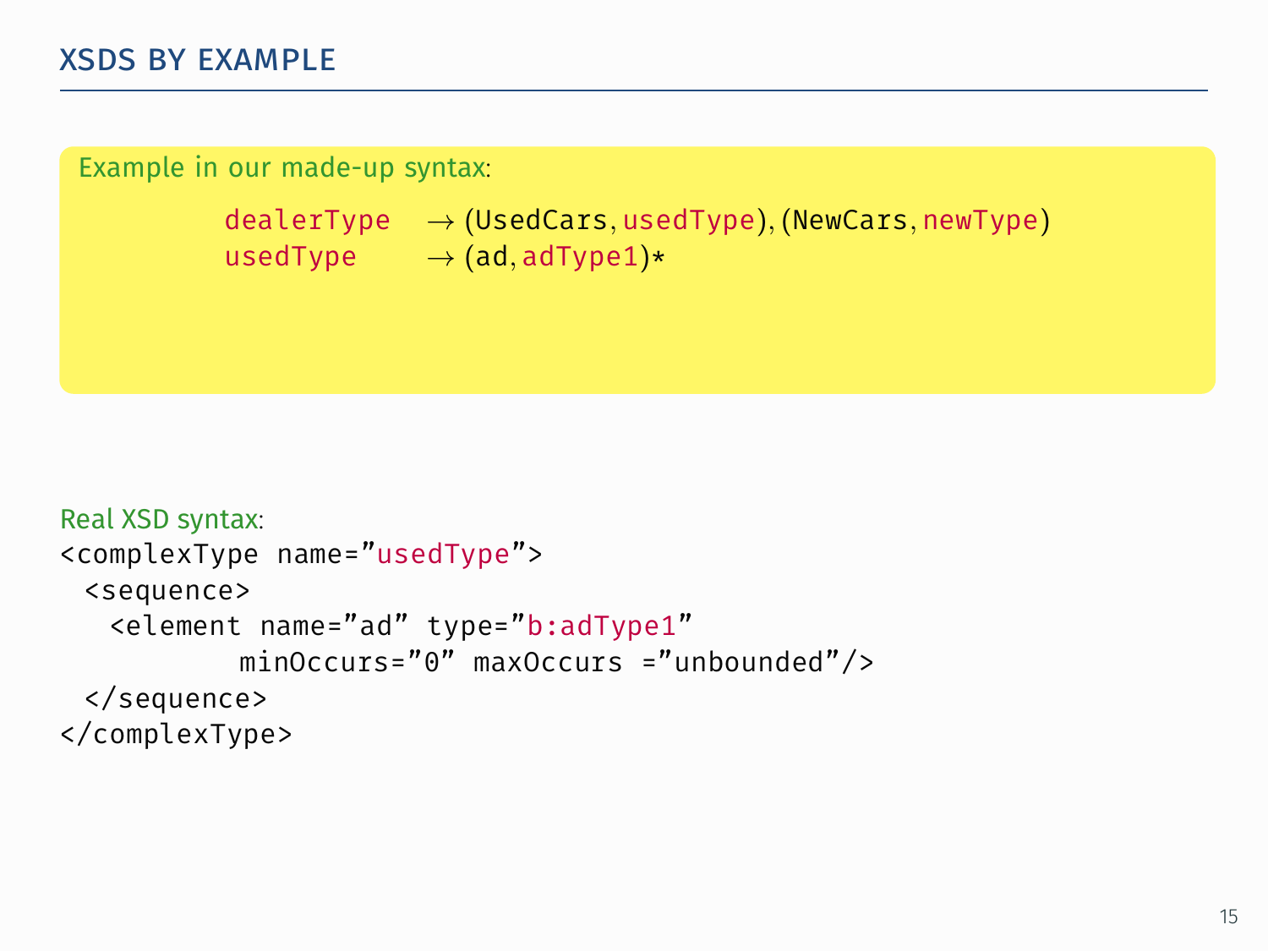## XSDS BY EXAMPLE

Example in our made-up syntax:

```
dealerType  → (UsedCars, usedType), (NewCars, newType)
usedType    → (ad, adType1)*
```

Real XSD syntax:

```
<complexType name="usedType">
  <sequence>
    <element name="ad" type="b:adType1"
            minOccurs="0" maxOccurs ="unbounded"/>
  </sequence>
</complexType>
```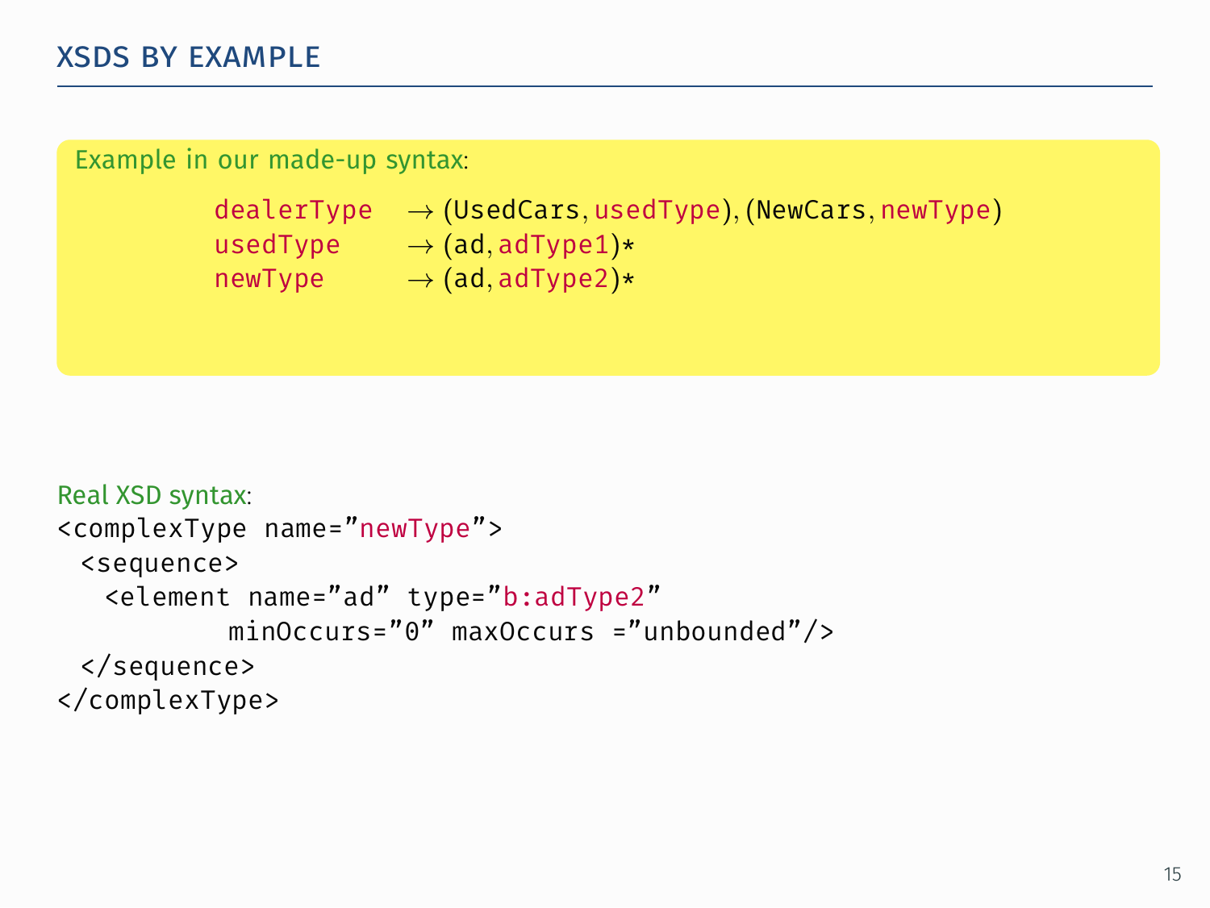## XSDS BY EXAMPLE

Example in our made-up syntax:

```
dealerType  → (UsedCars, usedType), (NewCars, newType)
usedType    → (ad, adType1)*
newType     → (ad, adType2)*
```

Real XSD syntax:

```
<complexType name="newType">
  <sequence>
    <element name="ad" type="b:adType2"
            minOccurs="0" maxOccurs ="unbounded"/>
  </sequence>
</complexType>
```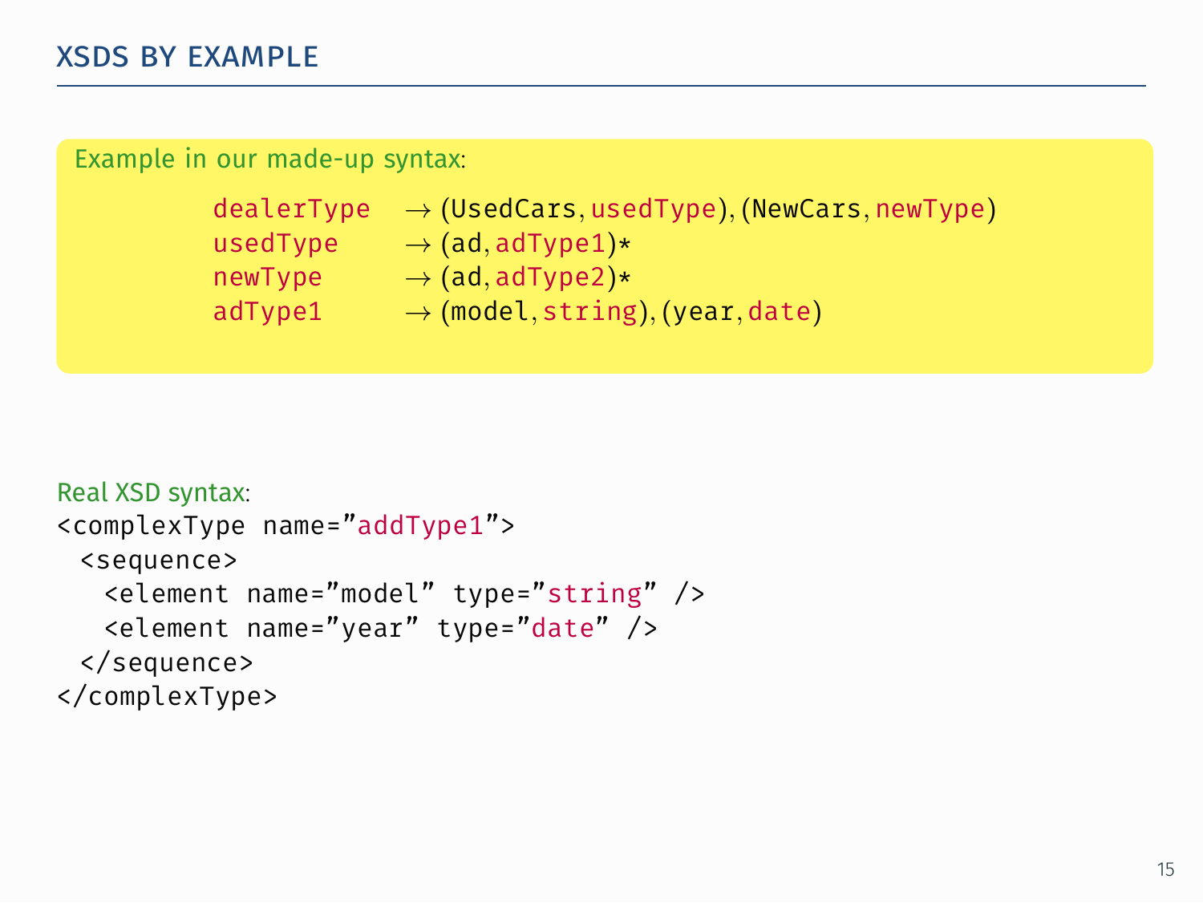# XSDS BY EXAMPLE

Example in our made-up syntax:

```
dealerType  → (UsedCars, usedType), (NewCars, newType)
usedType    → (ad, adType1)*
newType     → (ad, adType2)*
adType1     → (model, string), (year, date)
```

Real XSD syntax:

```
<complexType name="addType1">
  <sequence>
    <element name="model" type="string" />
    <element name="year" type="date" />
  </sequence>
</complexType>
```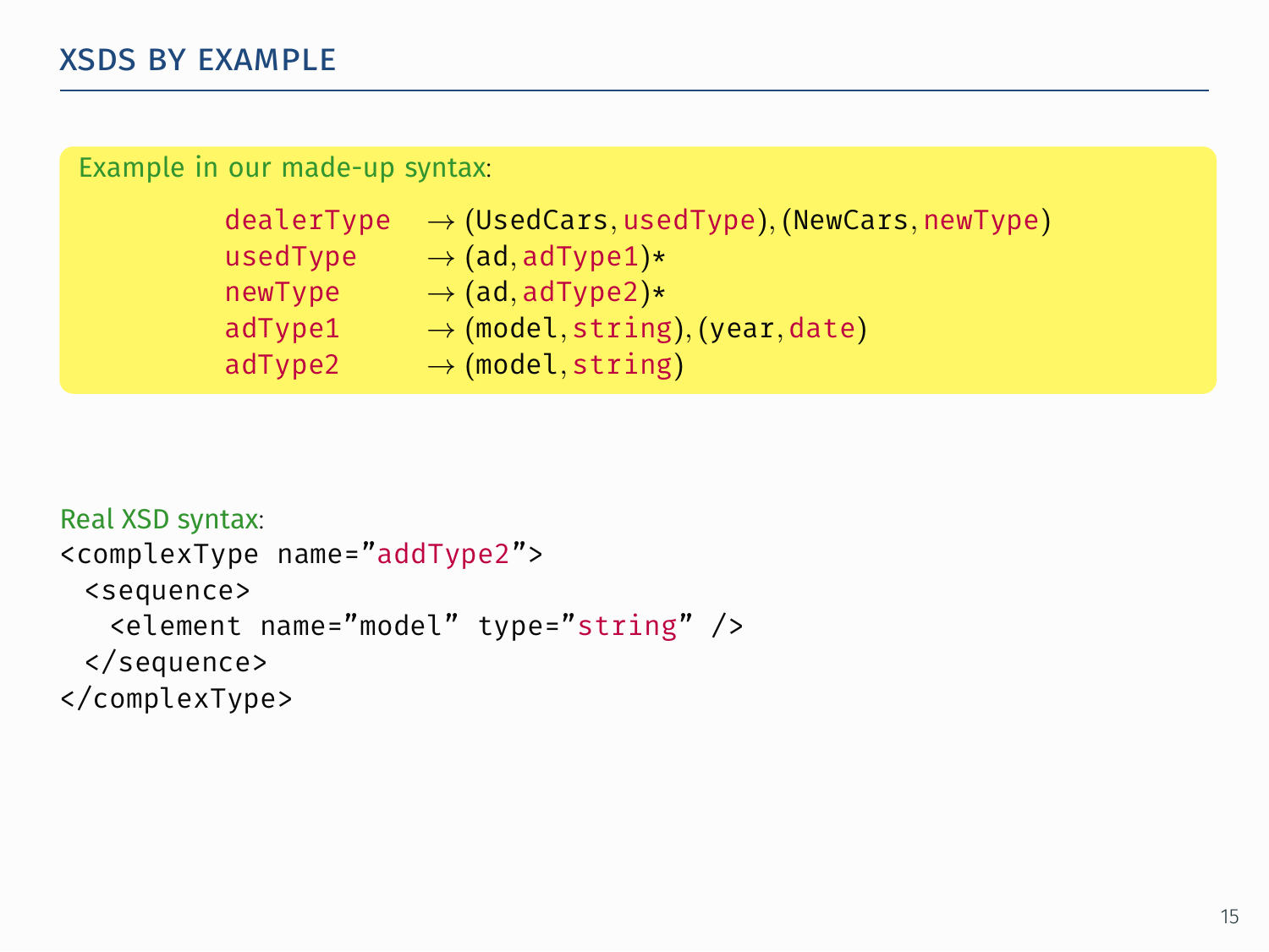# XSDS BY EXAMPLE

Example in our made-up syntax:

```
dealerType  → (UsedCars, usedType), (NewCars, newType)
usedType    → (ad, adType1)*
newType     → (ad, adType2)*
adType1     → (model, string), (year, date)
adType2     → (model, string)
```

Real XSD syntax:

```
<complexType name="addType2">
  <sequence>
    <element name="model" type="string" />
  </sequence>
</complexType>
```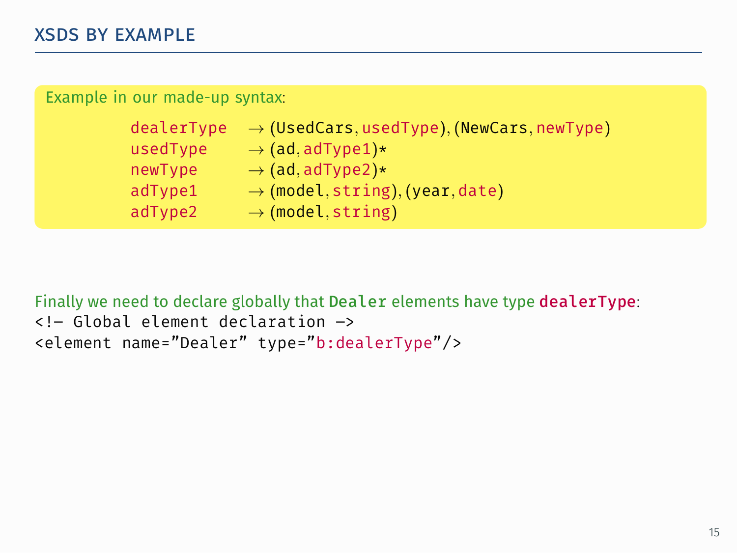## XSDS BY EXAMPLE

Example in our made-up syntax:

```
dealerType  → (UsedCars, usedType), (NewCars, newType)
usedType    → (ad, adType1)*
newType     → (ad, adType2)*
adType1     → (model, string), (year, date)
adType2     → (model, string)
```

Finally we need to declare globally that `Dealer` elements have type **dealerType**:

```
<!– Global element declaration –>
<element name=”Dealer” type=”b:dealerType”/>
```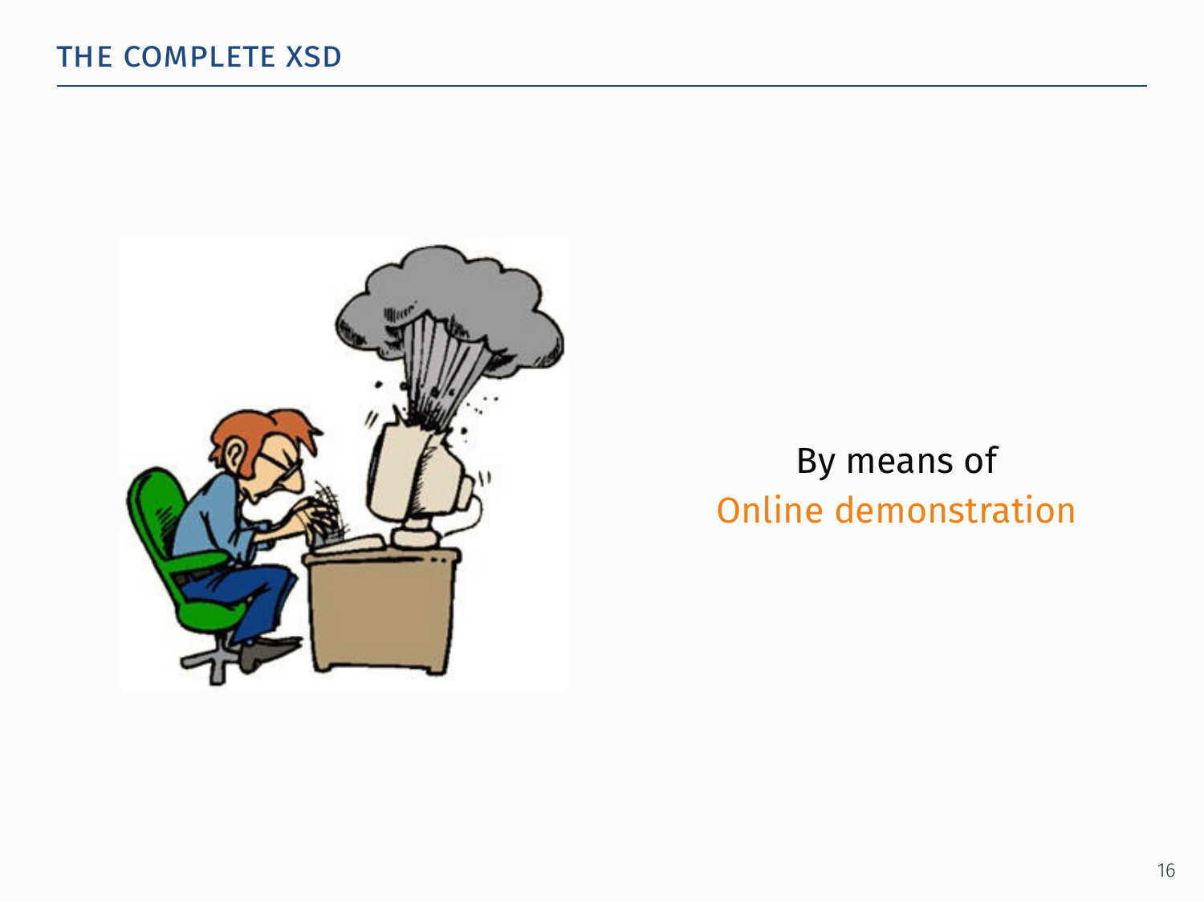# THE COMPLETE XSD

By means of
Online demonstration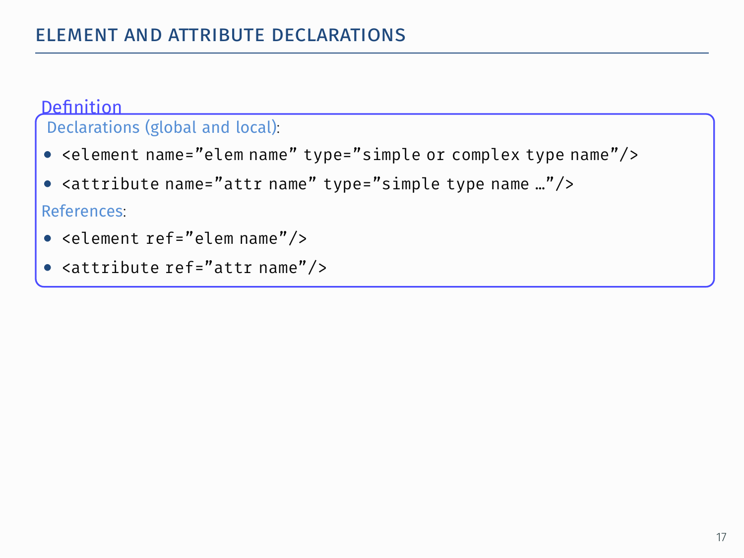# ELEMENT AND ATTRIBUTE DECLARATIONS

**Definition**

Declarations (global and local):

- `<element name=”elem name” type=”simple or complex type name”/>`
- `<attribute name=”attr name” type=”simple type name …”/>`

References:

- `<element ref=”elem name”/>`
- `<attribute ref=”attr name”/>`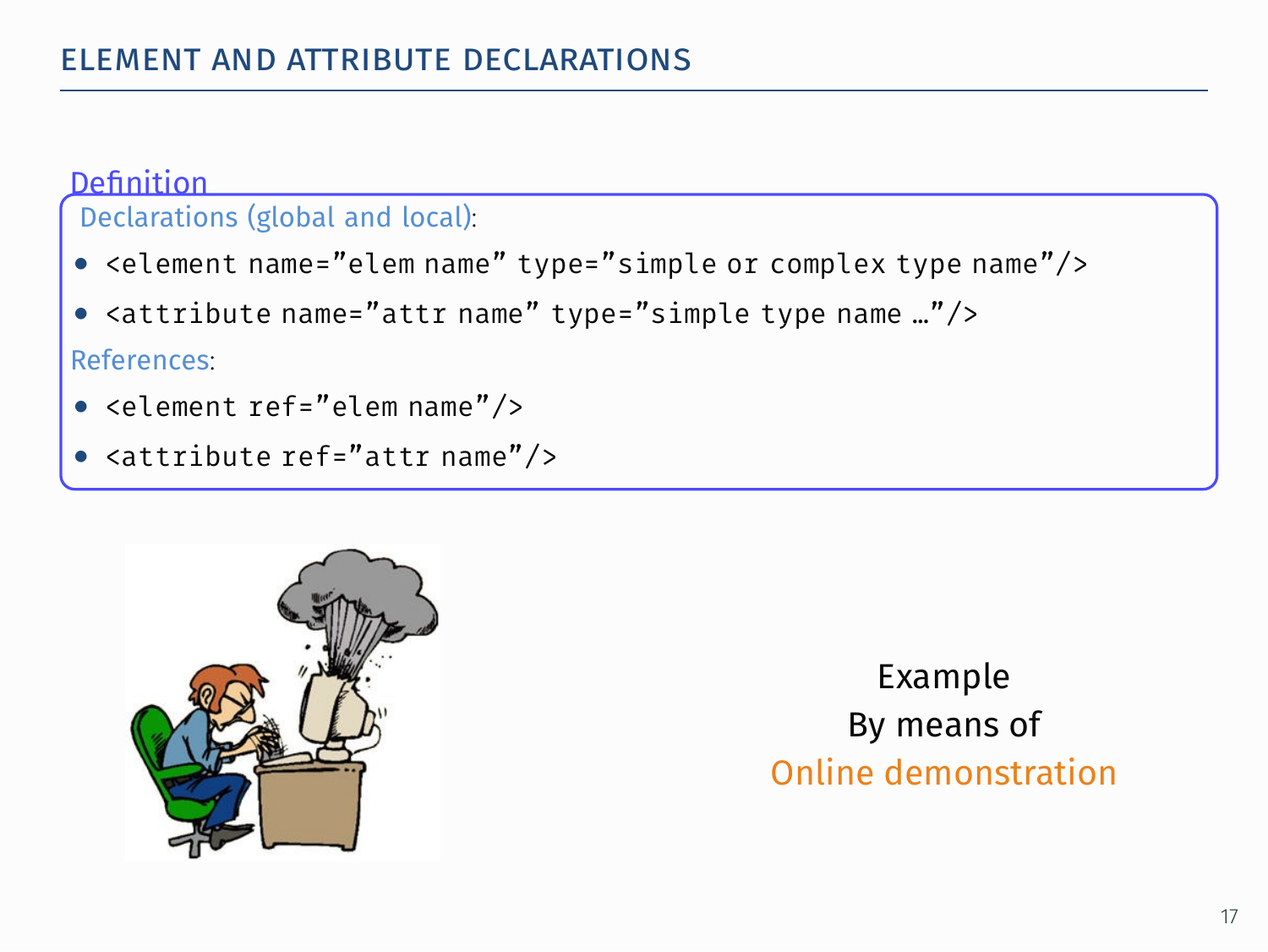# ELEMENT AND ATTRIBUTE DECLARATIONS

**Definition**

Declarations (global and local):

- `<element name="elem name" type="simple or complex type name"/>`
- `<attribute name="attr name" type="simple type name …"/>`

References:

- `<element ref="elem name"/>`
- `<attribute ref="attr name"/>`

Example
By means of
Online demonstration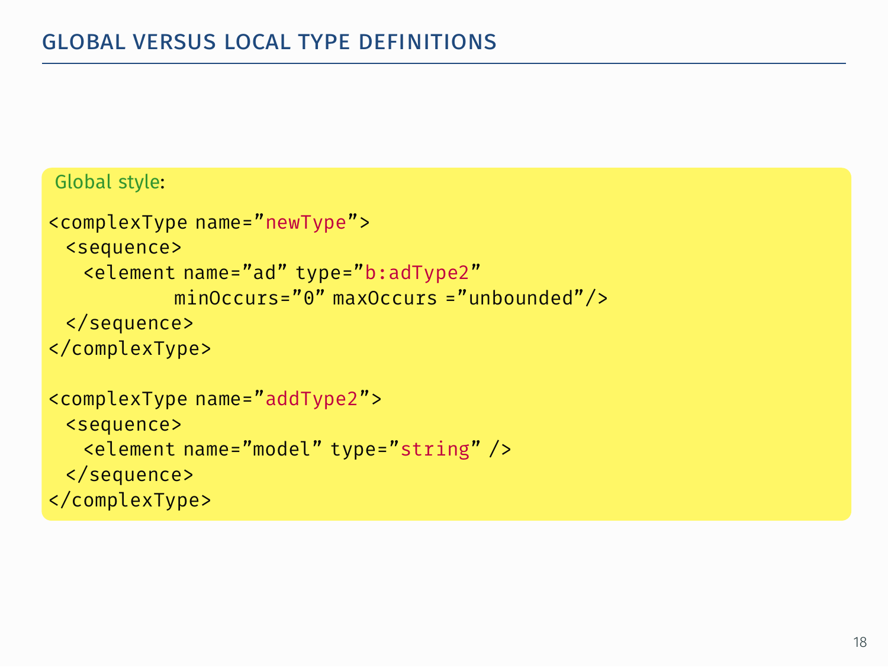## GLOBAL VERSUS LOCAL TYPE DEFINITIONS

Global style:

```
<complexType name="newType">
  <sequence>
    <element name="ad" type="b:adType2"
           minOccurs="0" maxOccurs ="unbounded"/>
  </sequence>
</complexType>

<complexType name="addType2">
  <sequence>
    <element name="model" type="string" />
  </sequence>
</complexType>
```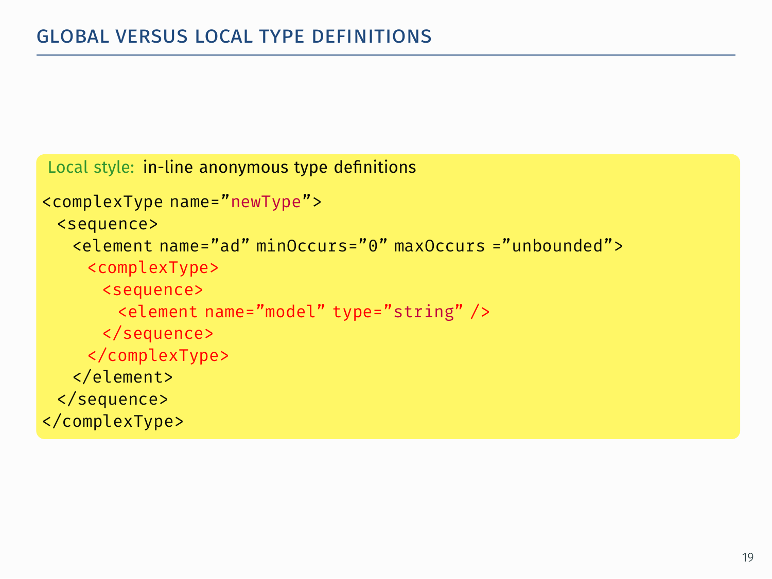## GLOBAL VERSUS LOCAL TYPE DEFINITIONS

Local style: in-line anonymous type definitions

```
<complexType name=”newType”>
  <sequence>
    <element name=”ad” minOccurs=”0” maxOccurs =”unbounded”>
      <complexType>
        <sequence>
          <element name=”model” type=”string” />
        </sequence>
      </complexType>
    </element>
  </sequence>
</complexType>
```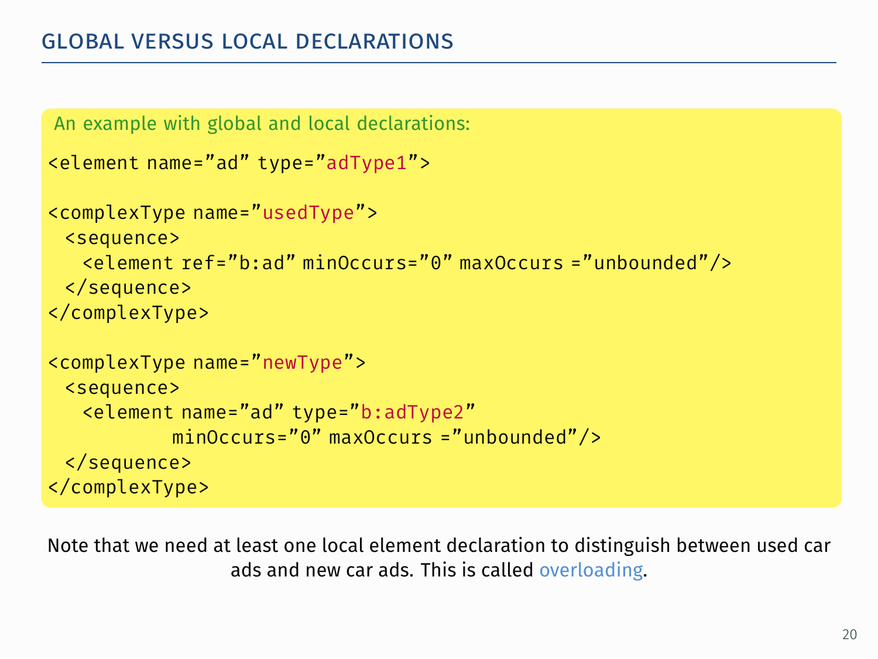# GLOBAL VERSUS LOCAL DECLARATIONS

An example with global and local declarations:

```
<element name="ad" type="adType1">

<complexType name="usedType">
  <sequence>
    <element ref="b:ad" minOccurs="0" maxOccurs ="unbounded"/>
  </sequence>
</complexType>

<complexType name="newType">
  <sequence>
    <element name="ad" type="b:adType2"
             minOccurs="0" maxOccurs ="unbounded"/>
  </sequence>
</complexType>
```

Note that we need at least one local element declaration to distinguish between used car ads and new car ads. This is called overloading.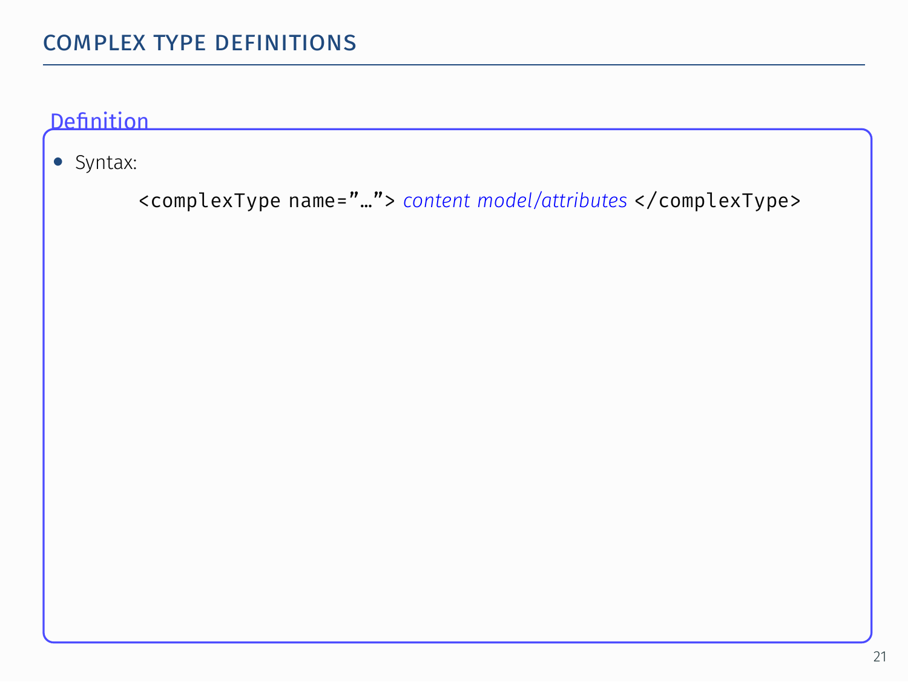## COMPLEX TYPE DEFINITIONS

**Definition**

- Syntax:

  `<complexType name=”…”>` *content model/attributes* `</complexType>`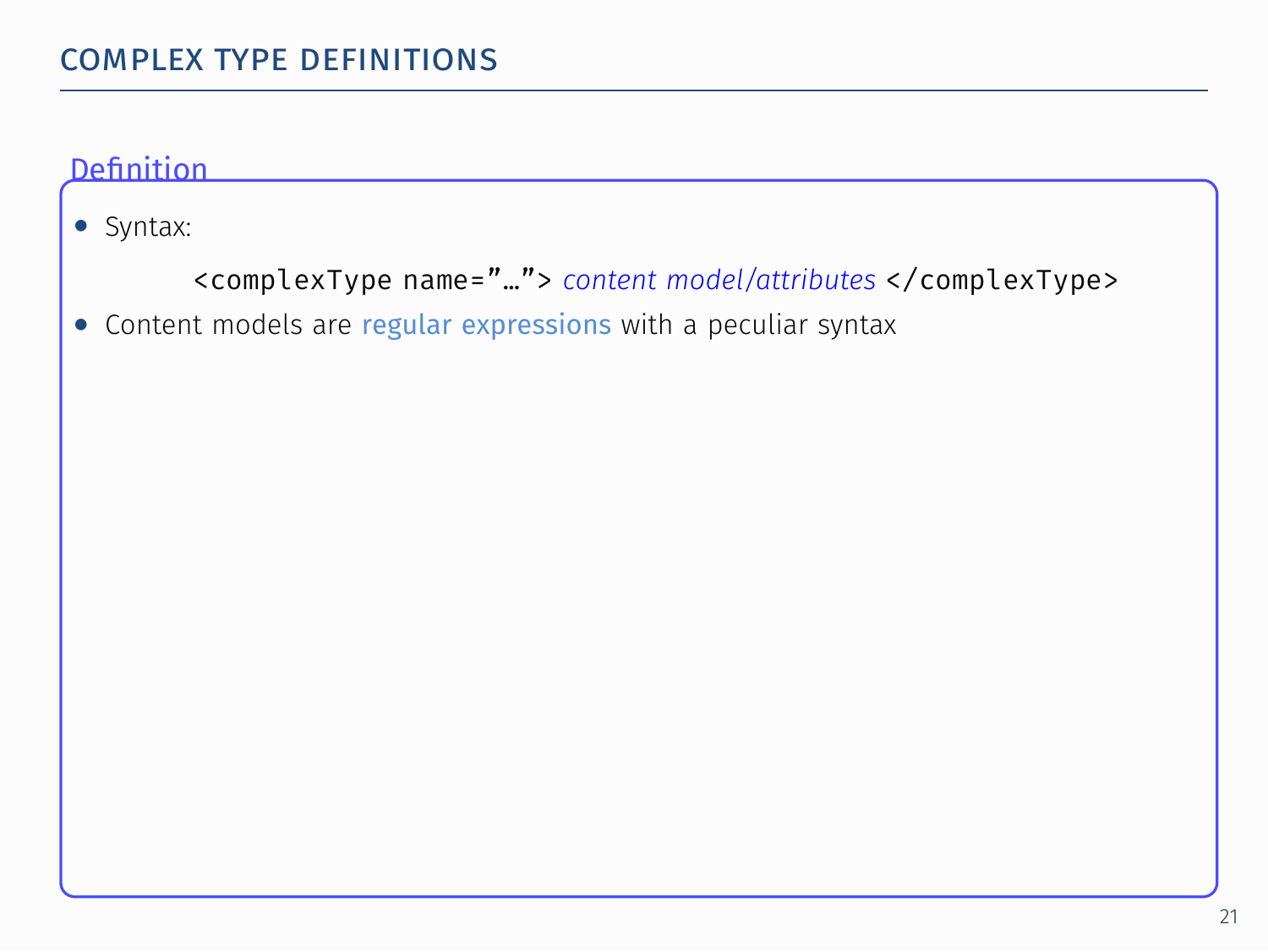# COMPLEX TYPE DEFINITIONS

**Definition**

- Syntax:

  `<complexType name="…">` *content model/attributes* `</complexType>`

- Content models are regular expressions with a peculiar syntax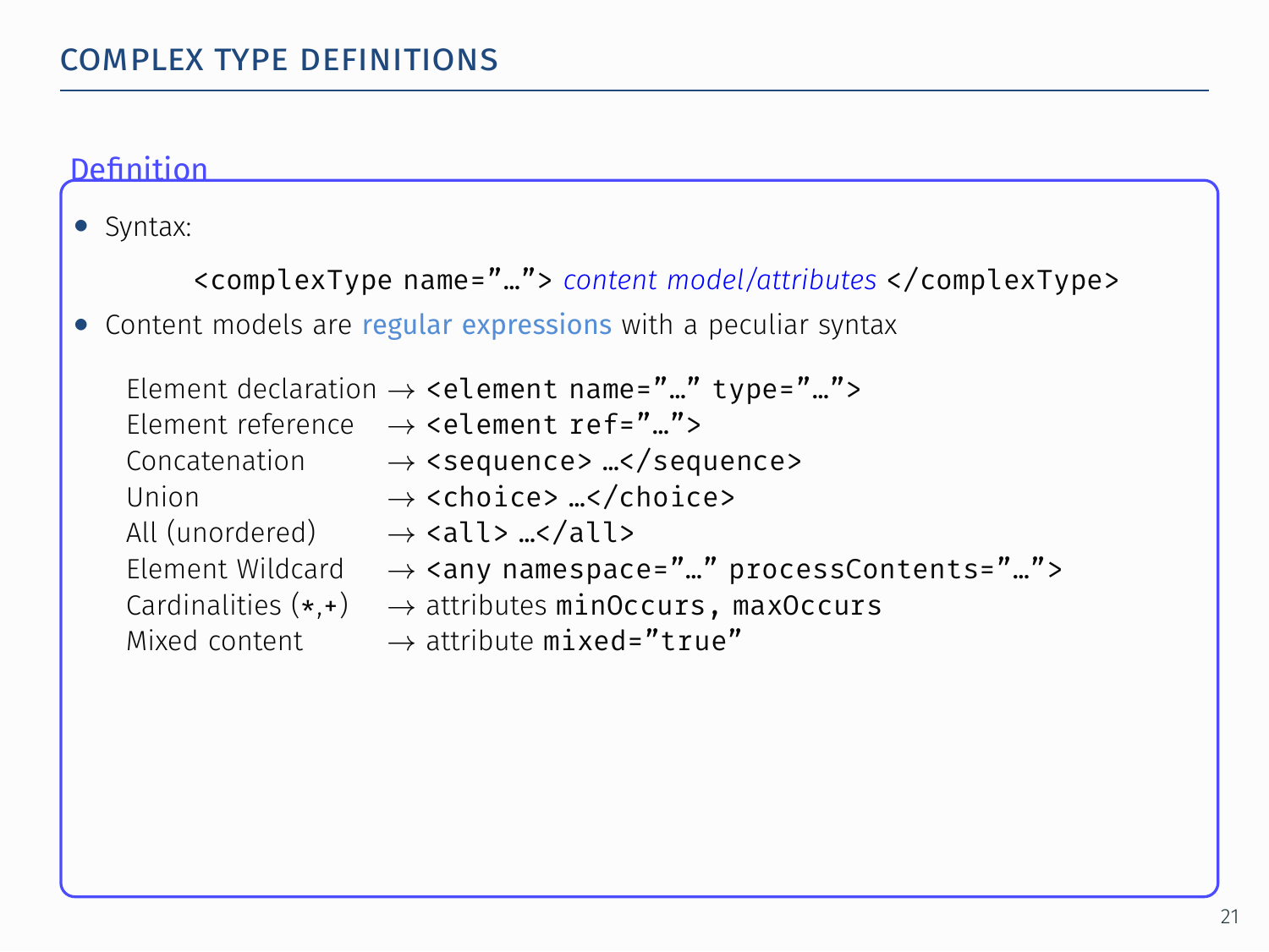## COMPLEX TYPE DEFINITIONS

### Definition

- Syntax:

  `<complexType name="…">` *content model/attributes* `</complexType>`

- Content models are regular expressions with a peculiar syntax

| | | |
|---|---|---|
| Element declaration | → | `<element name="…" type="…">` |
| Element reference | → | `<element ref="…">` |
| Concatenation | → | `<sequence> …</sequence>` |
| Union | → | `<choice> …</choice>` |
| All (unordered) | → | `<all> …</all>` |
| Element Wildcard | → | `<any namespace="…" processContents="…">` |
| Cardinalities (*,+) | → | attributes `minOccurs`, `maxOccurs` |
| Mixed content | → | attribute `mixed="true"` |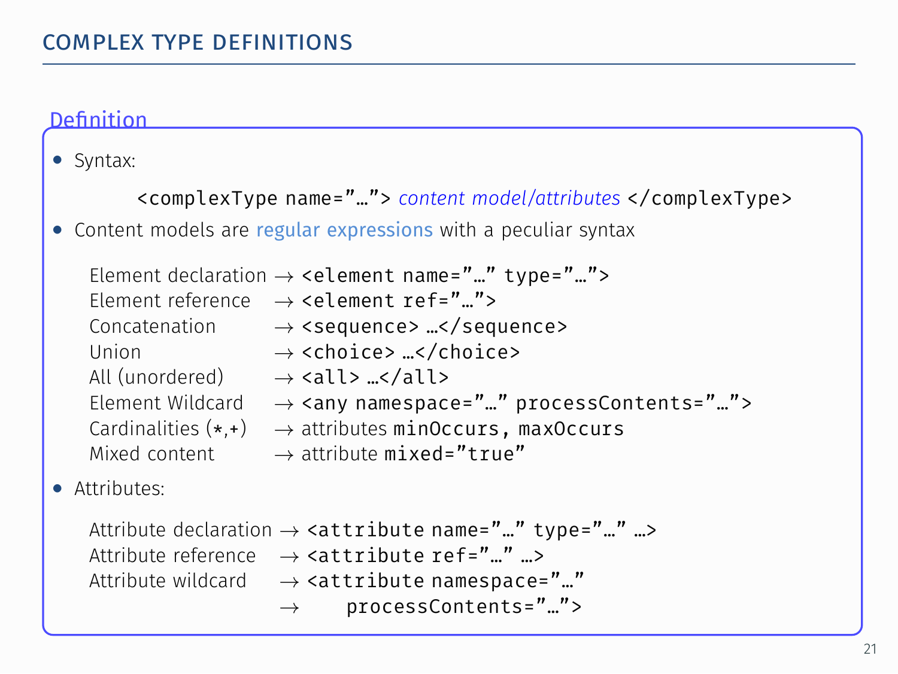## COMPLEX TYPE DEFINITIONS

### Definition

- Syntax:

  `<complexType name="…">` *content model/attributes* `</complexType>`

- Content models are regular expressions with a peculiar syntax

| | | |
|---|---|---|
| Element declaration | → | `<element name="…" type="…">` |
| Element reference | → | `<element ref="…">` |
| Concatenation | → | `<sequence> …</sequence>` |
| Union | → | `<choice> …</choice>` |
| All (unordered) | → | `<all> …</all>` |
| Element Wildcard | → | `<any namespace="…" processContents="…">` |
| Cardinalities (*,+) | → | attributes `minOccurs, maxOccurs` |
| Mixed content | → | attribute `mixed="true"` |

- Attributes:

| | | |
|---|---|---|
| Attribute declaration | → | `<attribute name="…" type="…" …>` |
| Attribute reference | → | `<attribute ref="…" …>` |
| Attribute wildcard | → | `<attribute namespace="…"` |
| | → | `processContents="…">` |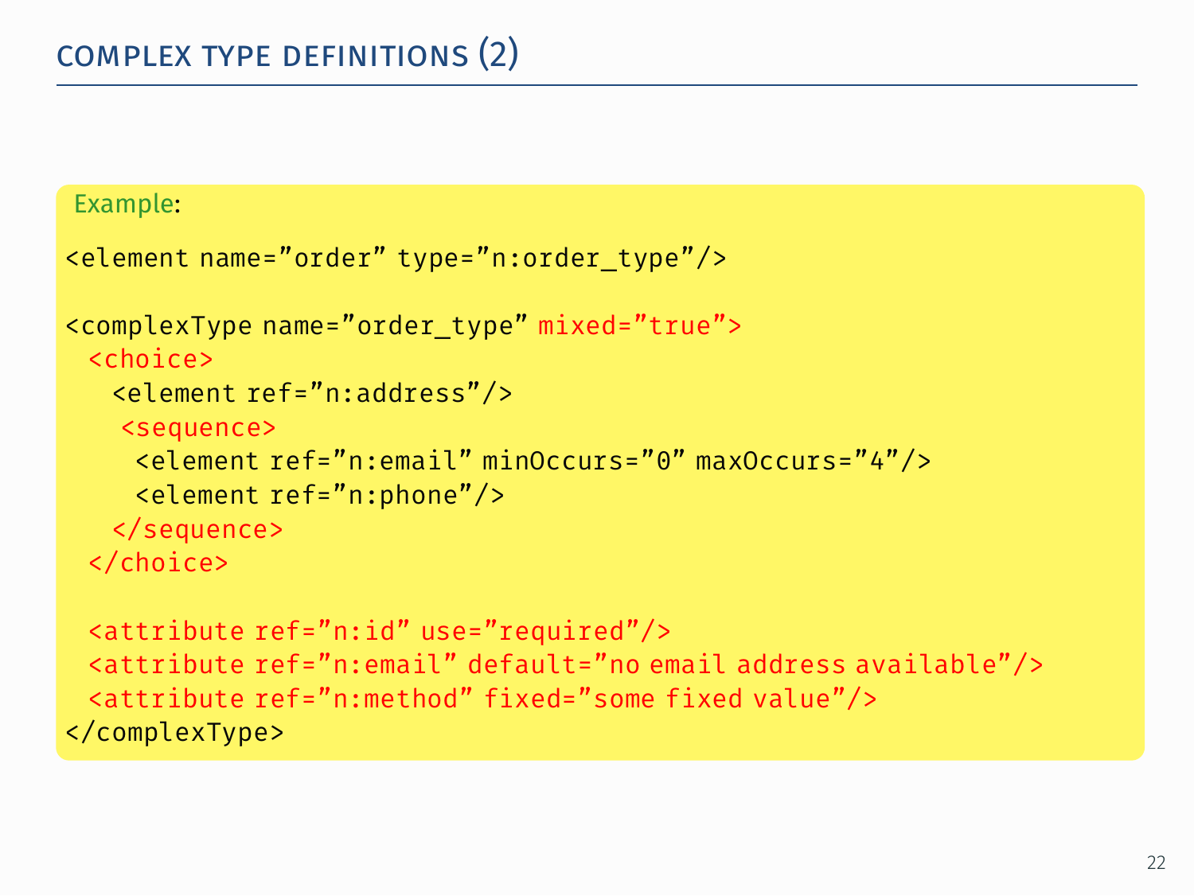# Complex type definitions (2)

Example:

```
<element name="order" type="n:order_type"/>

<complexType name="order_type" mixed="true">
  <choice>
    <element ref="n:address"/>
    <sequence>
      <element ref="n:email" minOccurs="0" maxOccurs="4"/>
      <element ref="n:phone"/>
    </sequence>
  </choice>

  <attribute ref="n:id" use="required"/>
  <attribute ref="n:email" default="no email address available"/>
  <attribute ref="n:method" fixed="some fixed value"/>
</complexType>
```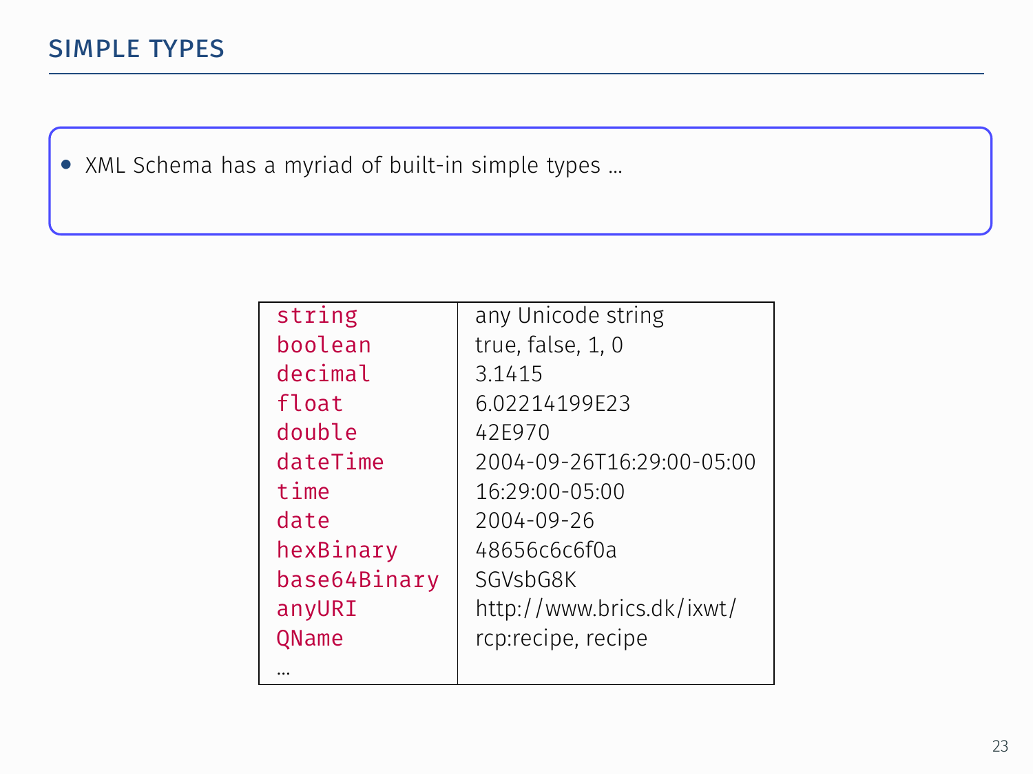## SIMPLE TYPES

- XML Schema has a myriad of built-in simple types ...

| | |
|---|---|
| `string` | any Unicode string |
| `boolean` | true, false, 1, 0 |
| `decimal` | 3.1415 |
| `float` | 6.02214199E23 |
| `double` | 42E970 |
| `dateTime` | 2004-09-26T16:29:00-05:00 |
| `time` | 16:29:00-05:00 |
| `date` | 2004-09-26 |
| `hexBinary` | 48656c6c6f0a |
| `base64Binary` | SGVsbG8K |
| `anyURI` | http://www.brics.dk/ixwt/ |
| `QName` | rcp:recipe, recipe |
| ... | |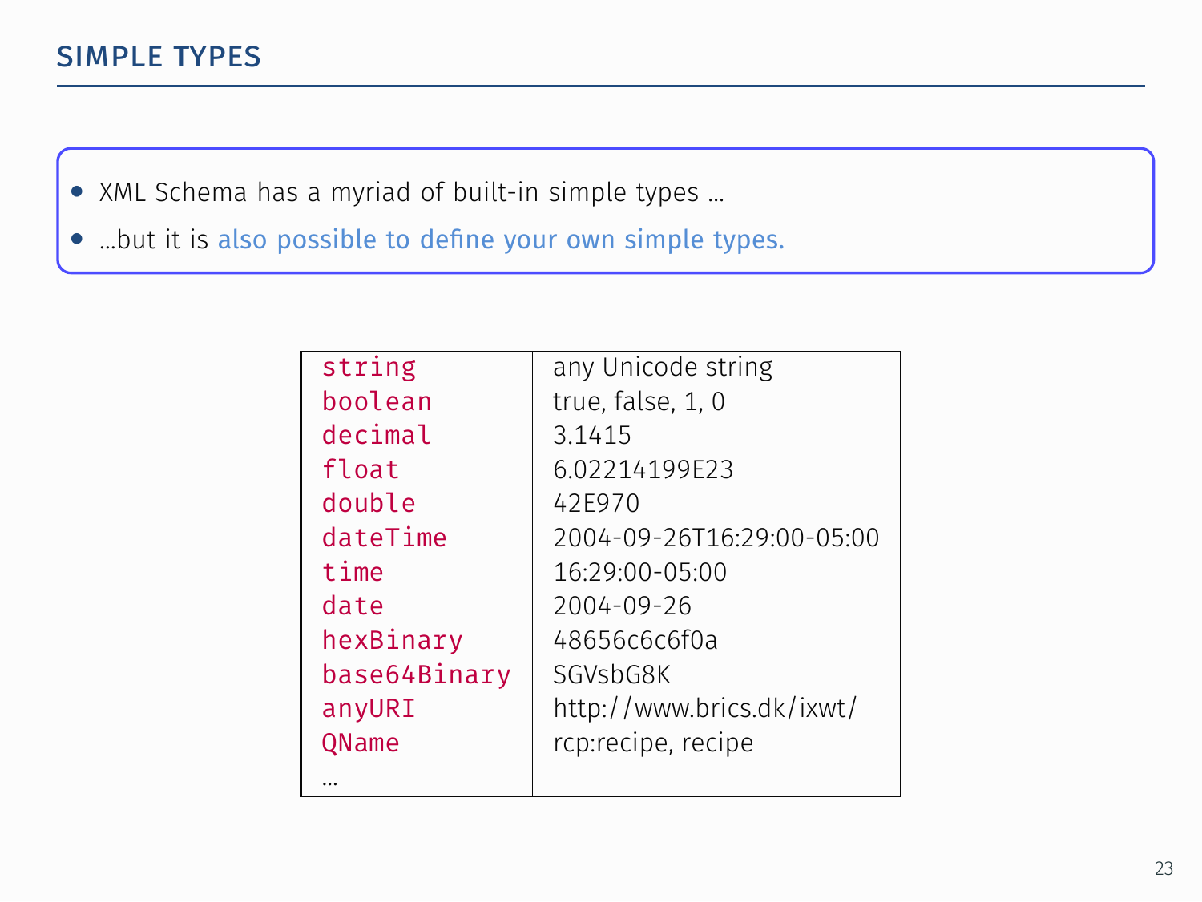## SIMPLE TYPES

- XML Schema has a myriad of built-in simple types …
- …but it is also possible to define your own simple types.

| | |
|---|---|
| `string` | any Unicode string |
| `boolean` | true, false, 1, 0 |
| `decimal` | 3.1415 |
| `float` | 6.02214199E23 |
| `double` | 42E970 |
| `dateTime` | 2004-09-26T16:29:00-05:00 |
| `time` | 16:29:00-05:00 |
| `date` | 2004-09-26 |
| `hexBinary` | 48656c6c6f0a |
| `base64Binary` | SGVsbG8K |
| `anyURI` | http://www.brics.dk/ixwt/ |
| `QName` | rcp:recipe, recipe |
| … | |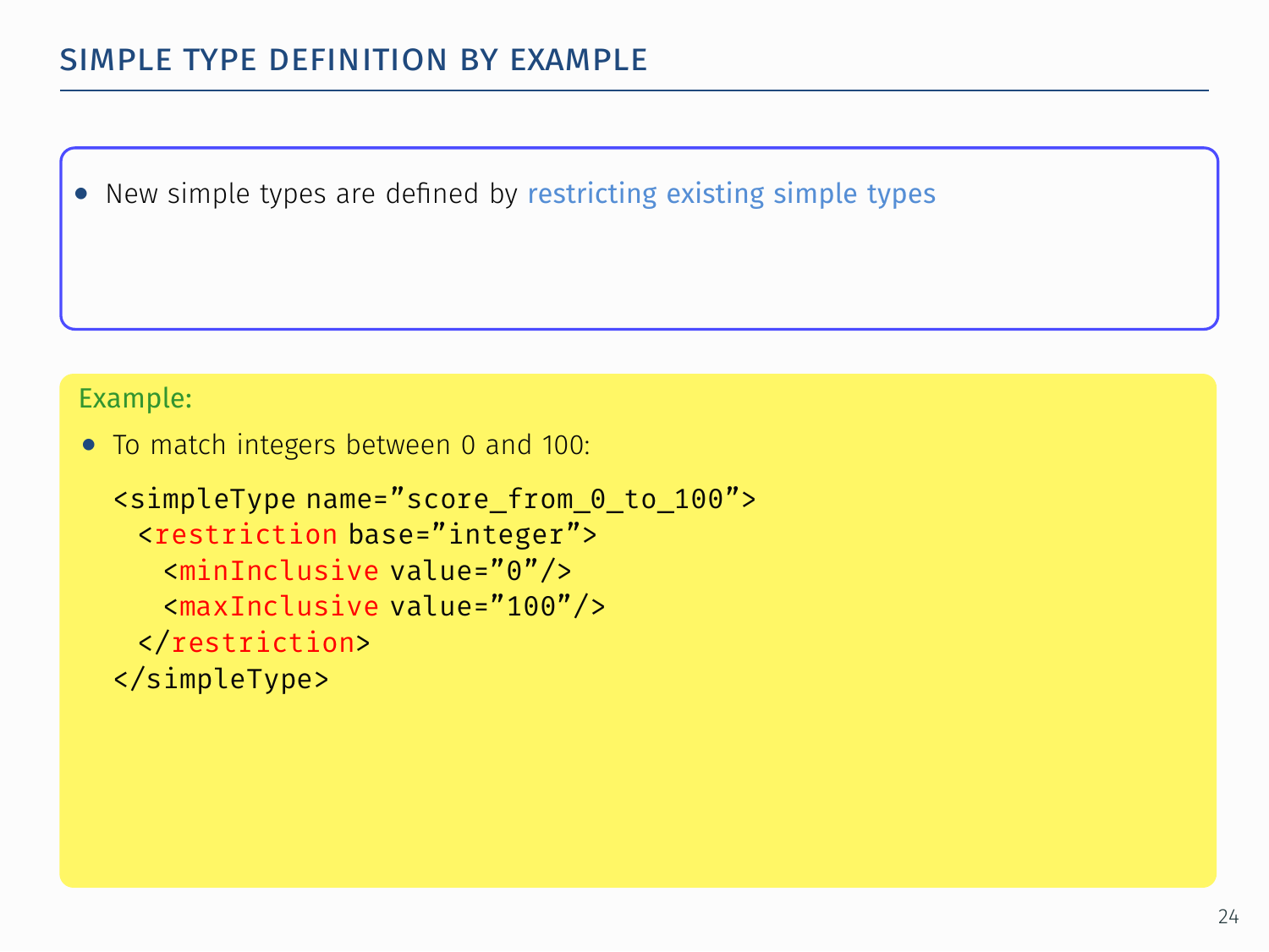# SIMPLE TYPE DEFINITION BY EXAMPLE

- New simple types are defined by restricting existing simple types

Example:

- To match integers between 0 and 100:

```
<simpleType name="score_from_0_to_100">
  <restriction base="integer">
    <minInclusive value="0"/>
    <maxInclusive value="100"/>
  </restriction>
</simpleType>
```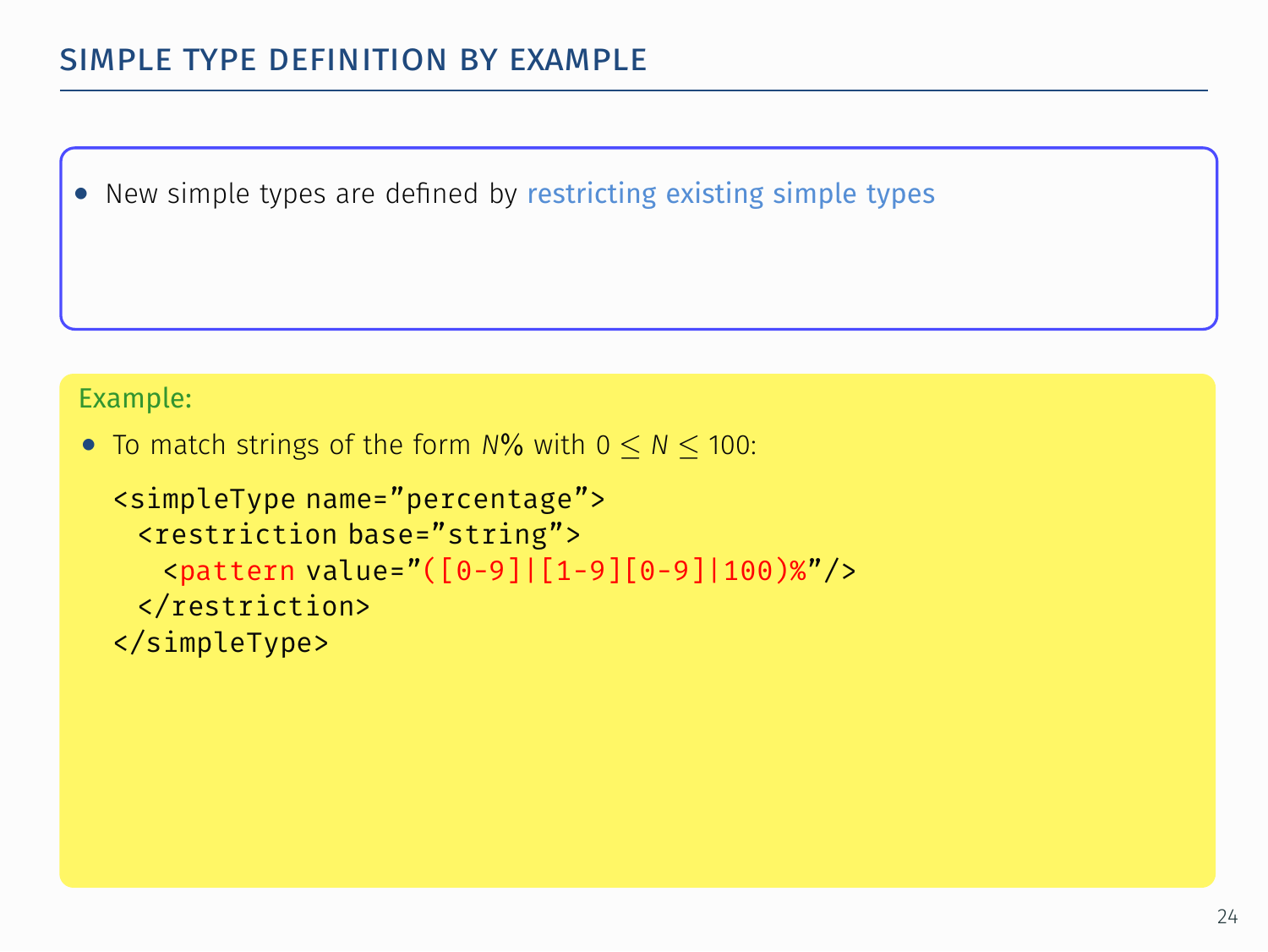## Simple type definition by example

- New simple types are defined by restricting existing simple types

Example:

- To match strings of the form $N$% with $0 \leq N \leq 100$:

```
<simpleType name="percentage">
  <restriction base="string">
    <pattern value="([0-9]|[1-9][0-9]|100)%"/>
  </restriction>
</simpleType>
```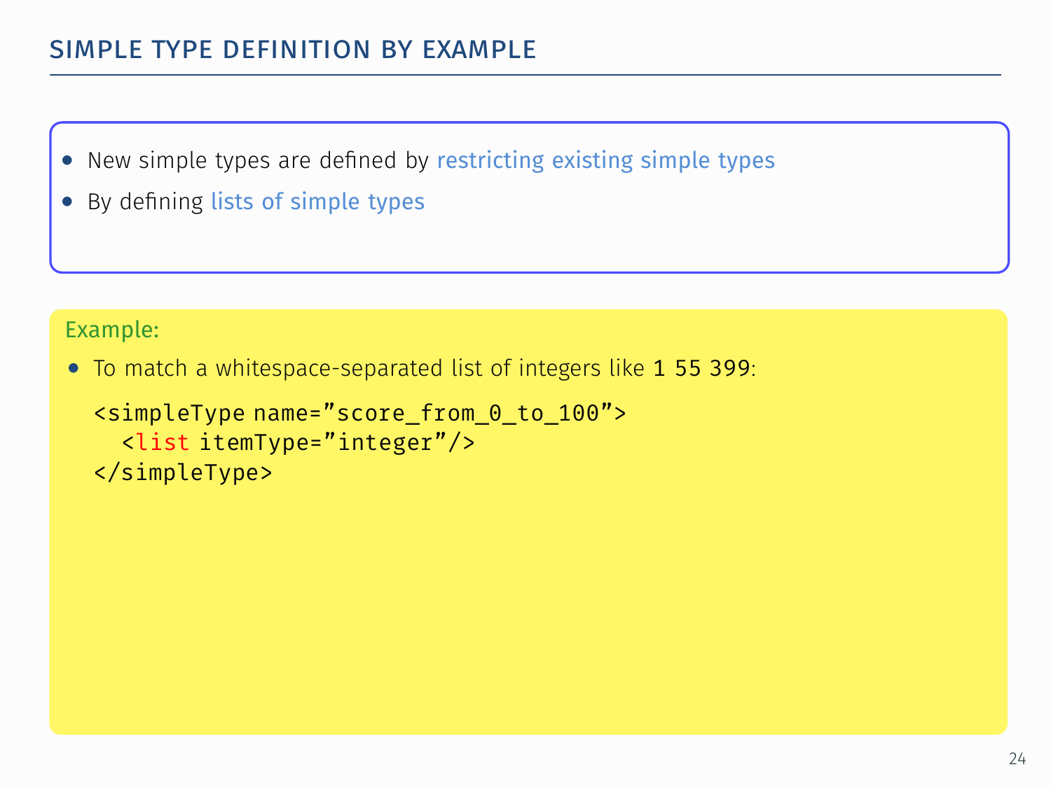## SIMPLE TYPE DEFINITION BY EXAMPLE

- New simple types are defined by restricting existing simple types
- By defining lists of simple types

Example:

- To match a whitespace-separated list of integers like `1 55 399`:

```
<simpleType name="score_from_0_to_100">
  <list itemType="integer"/>
</simpleType>
```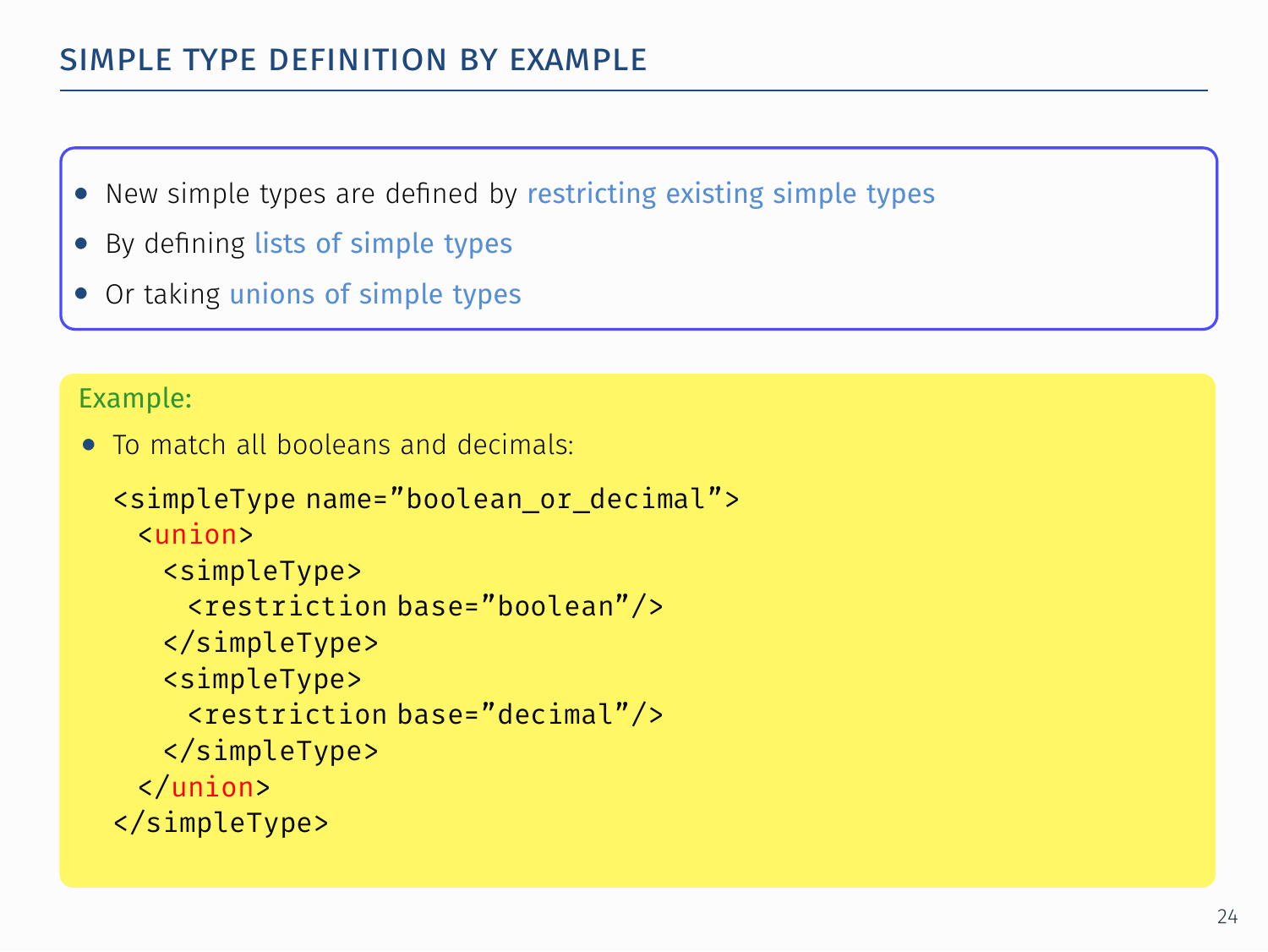## SIMPLE TYPE DEFINITION BY EXAMPLE

- New simple types are defined by restricting existing simple types
- By defining lists of simple types
- Or taking unions of simple types

Example:

- To match all booleans and decimals:

```
<simpleType name="boolean_or_decimal">
  <union>
    <simpleType>
      <restriction base="boolean"/>
    </simpleType>
    <simpleType>
      <restriction base="decimal"/>
    </simpleType>
  </union>
</simpleType>
```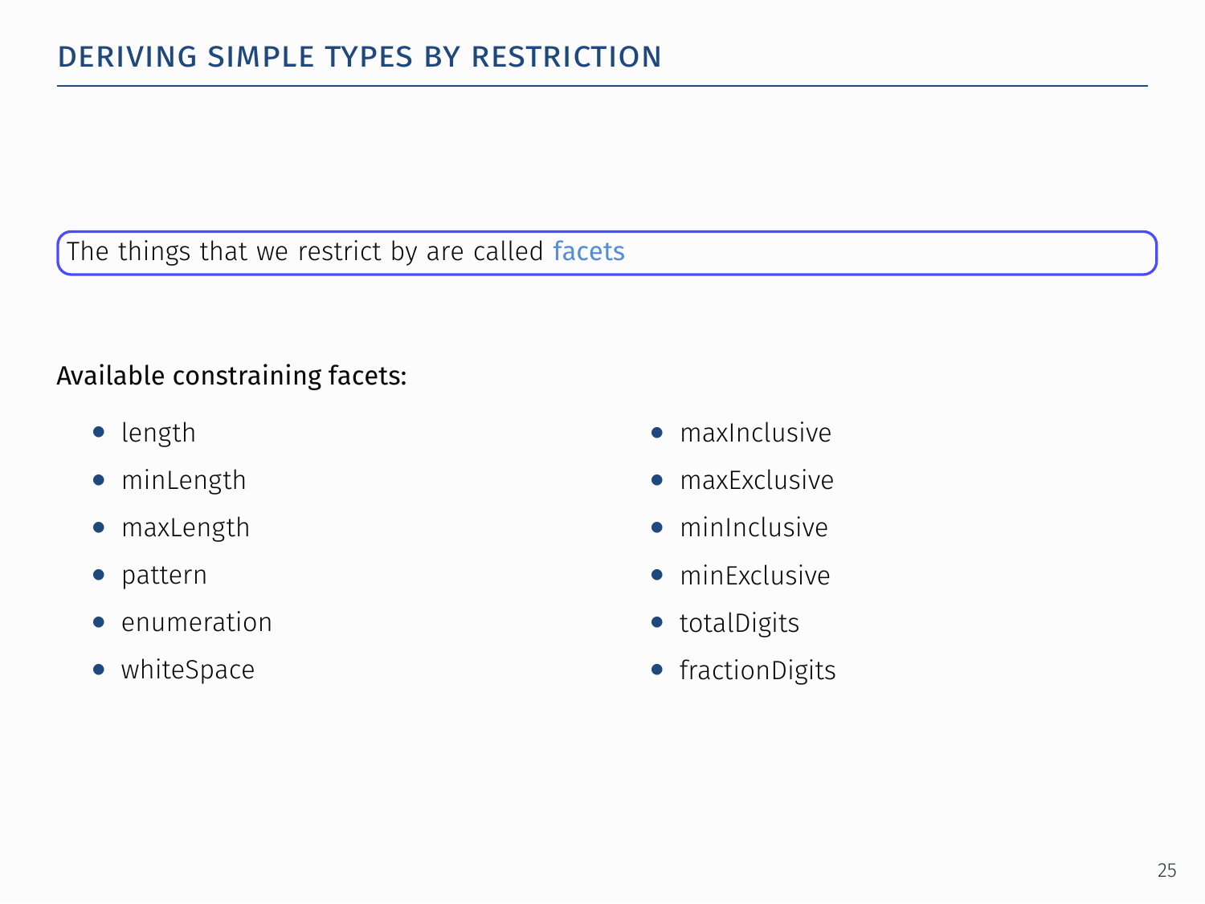# DERIVING SIMPLE TYPES BY RESTRICTION

The things that we restrict by are called facets

Available constraining facets:

- length
- minLength
- maxLength
- pattern
- enumeration
- whiteSpace
- maxInclusive
- maxExclusive
- minInclusive
- minExclusive
- totalDigits
- fractionDigits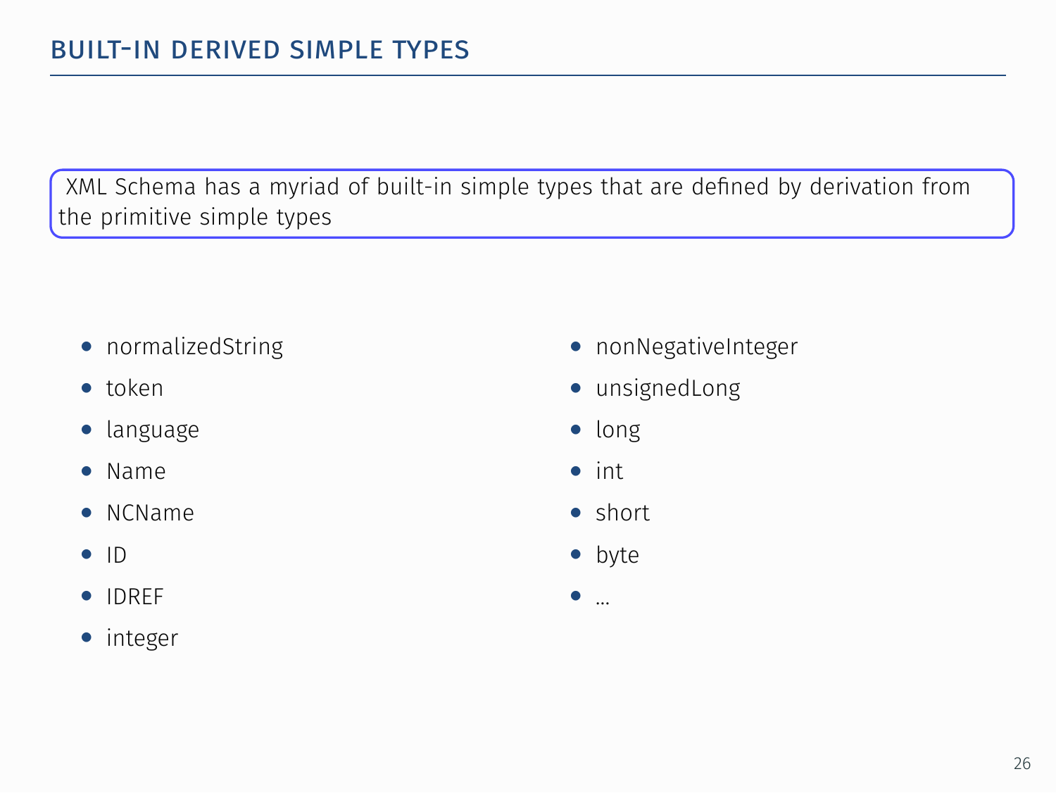## BUILT-IN DERIVED SIMPLE TYPES

XML Schema has a myriad of built-in simple types that are defined by derivation from the primitive simple types

- normalizedString
- token
- language
- Name
- NCName
- ID
- IDREF
- integer
- nonNegativeInteger
- unsignedLong
- long
- int
- short
- byte
- ...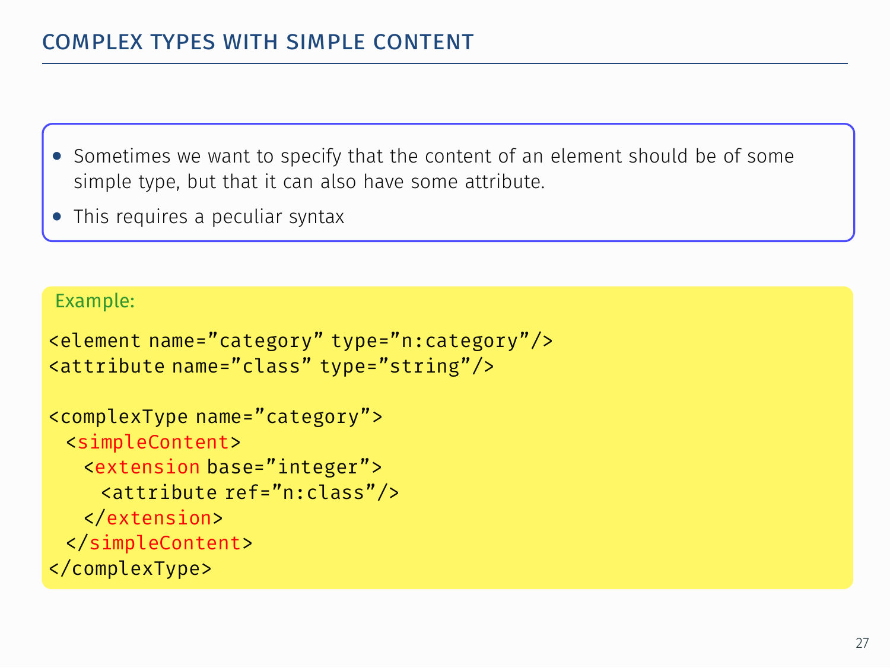## COMPLEX TYPES WITH SIMPLE CONTENT

- Sometimes we want to specify that the content of an element should be of some simple type, but that it can also have some attribute.
- This requires a peculiar syntax

Example:

```
<element name="category" type="n:category"/>
<attribute name="class" type="string"/>

<complexType name="category">
  <simpleContent>
    <extension base="integer">
      <attribute ref="n:class"/>
    </extension>
  </simpleContent>
</complexType>
```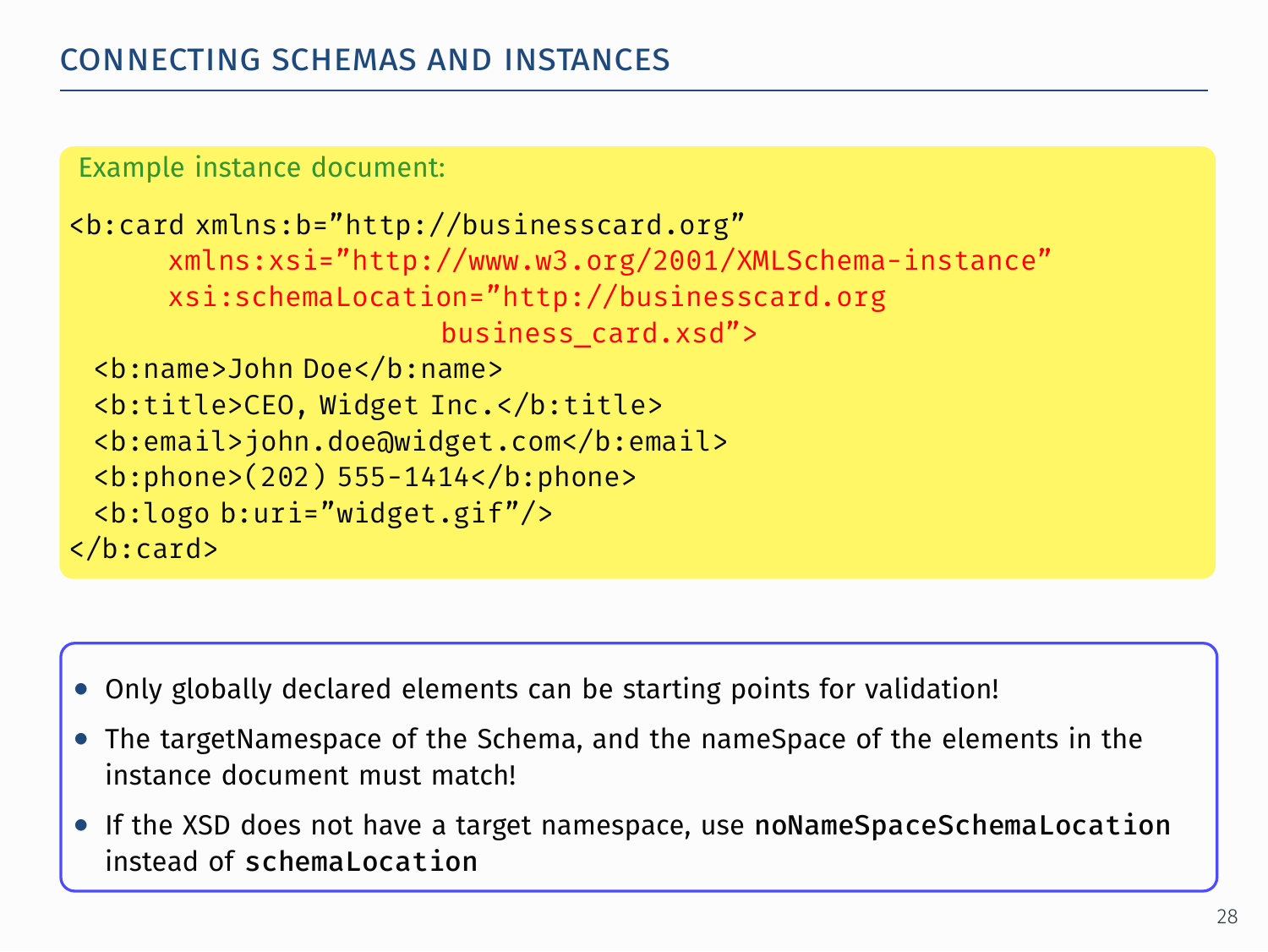## CONNECTING SCHEMAS AND INSTANCES

Example instance document:

```
<b:card xmlns:b="http://businesscard.org"
      xmlns:xsi="http://www.w3.org/2001/XMLSchema-instance"
      xsi:schemaLocation="http://businesscard.org
                          business_card.xsd">
  <b:name>John Doe</b:name>
  <b:title>CEO, Widget Inc.</b:title>
  <b:email>john.doe@widget.com</b:email>
  <b:phone>(202) 555-1414</b:phone>
  <b:logo b:uri="widget.gif"/>
</b:card>
```

- Only globally declared elements can be starting points for validation!
- The targetNamespace of the Schema, and the nameSpace of the elements in the instance document must match!
- If the XSD does not have a target namespace, use `noNameSpaceSchemaLocation` instead of `schemaLocation`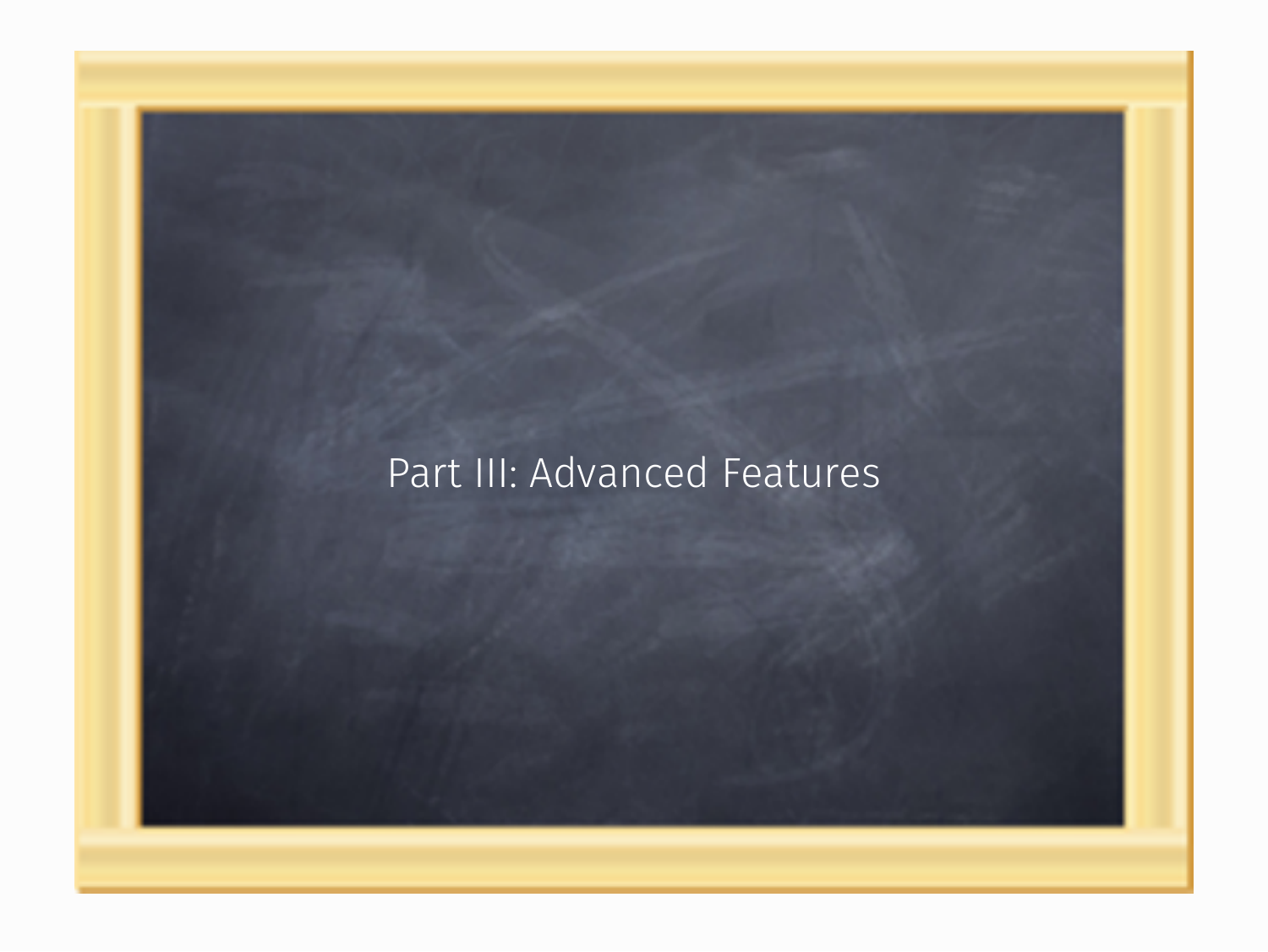# Part III: Advanced Features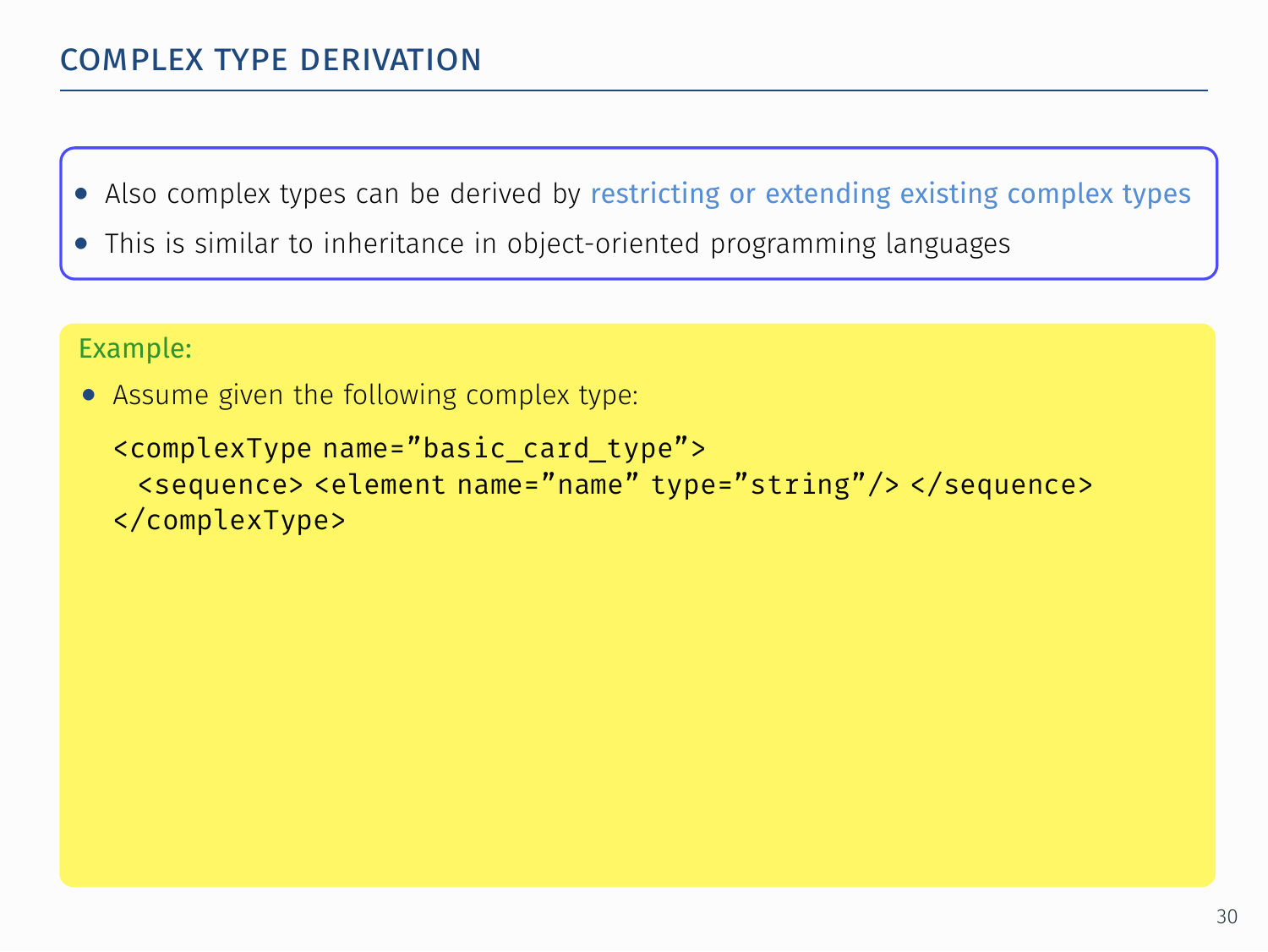## COMPLEX TYPE DERIVATION

- Also complex types can be derived by restricting or extending existing complex types
- This is similar to inheritance in object-oriented programming languages

Example:

- Assume given the following complex type:

```
<complexType name="basic_card_type">
  <sequence> <element name="name" type="string"/> </sequence>
</complexType>
```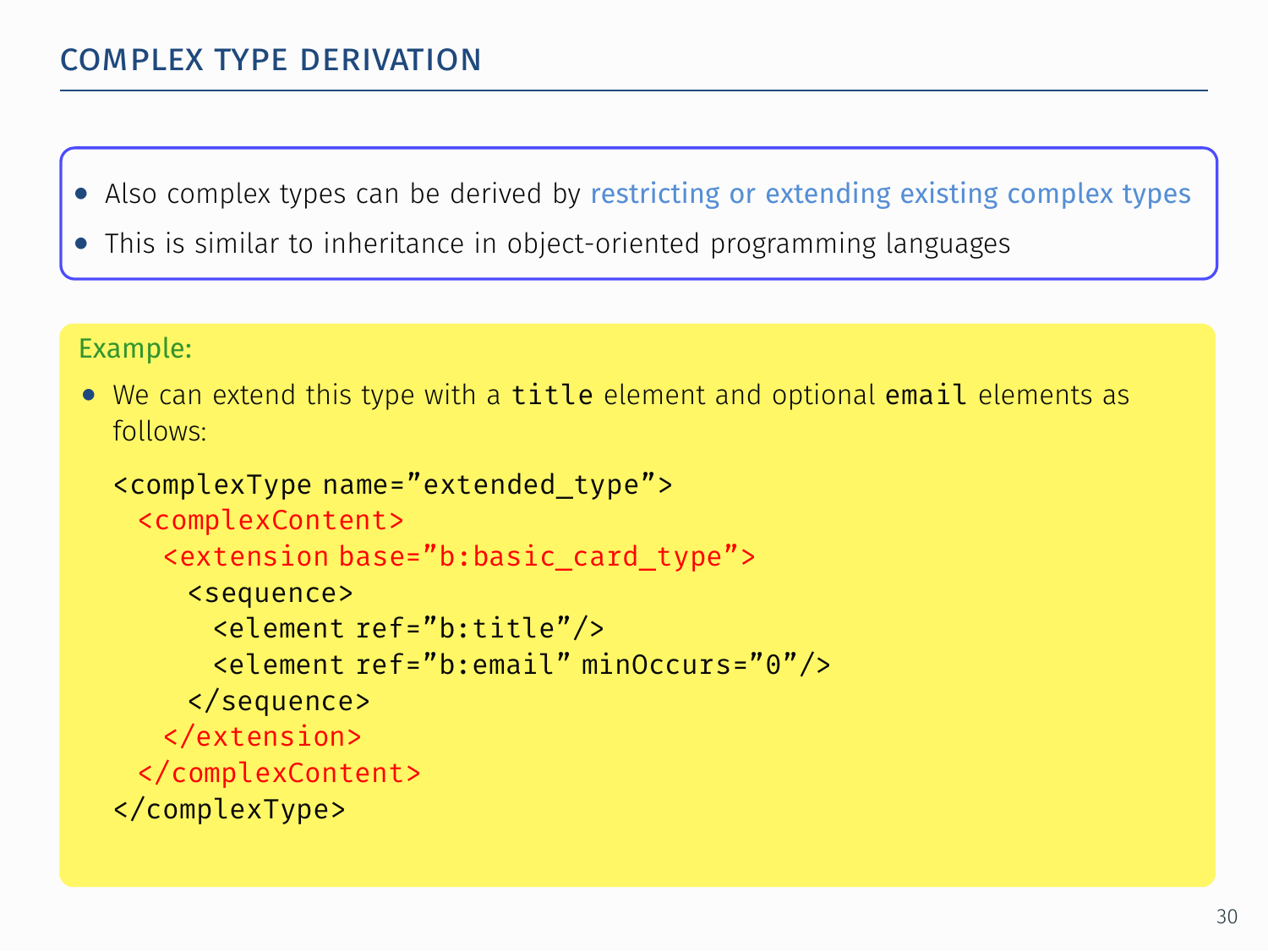## COMPLEX TYPE DERIVATION

- Also complex types can be derived by restricting or extending existing complex types
- This is similar to inheritance in object-oriented programming languages

Example:

- We can extend this type with a `title` element and optional `email` elements as follows:

```
<complexType name="extended_type">
  <complexContent>
    <extension base="b:basic_card_type">
      <sequence>
        <element ref="b:title"/>
        <element ref="b:email" minOccurs="0"/>
      </sequence>
    </extension>
  </complexContent>
</complexType>
```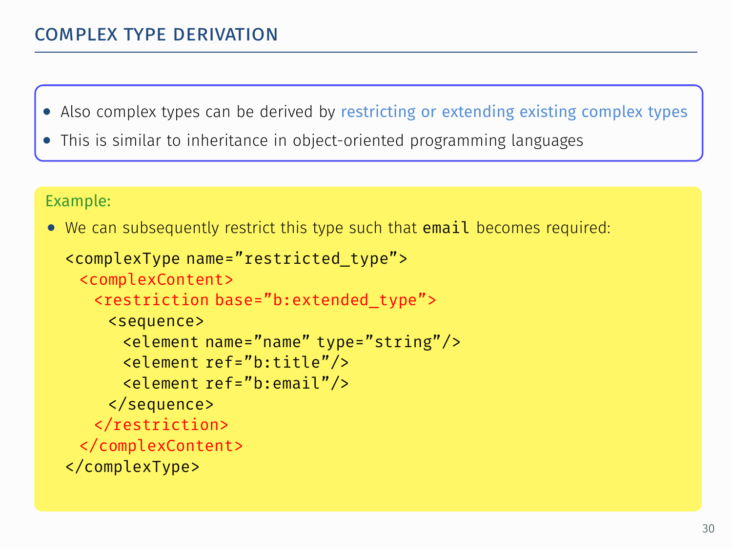## COMPLEX TYPE DERIVATION

- Also complex types can be derived by restricting or extending existing complex types
- This is similar to inheritance in object-oriented programming languages

Example:

- We can subsequently restrict this type such that `email` becomes required:

```
<complexType name="restricted_type">
  <complexContent>
    <restriction base="b:extended_type">
      <sequence>
        <element name="name" type="string"/>
        <element ref="b:title"/>
        <element ref="b:email"/>
      </sequence>
    </restriction>
  </complexContent>
</complexType>
```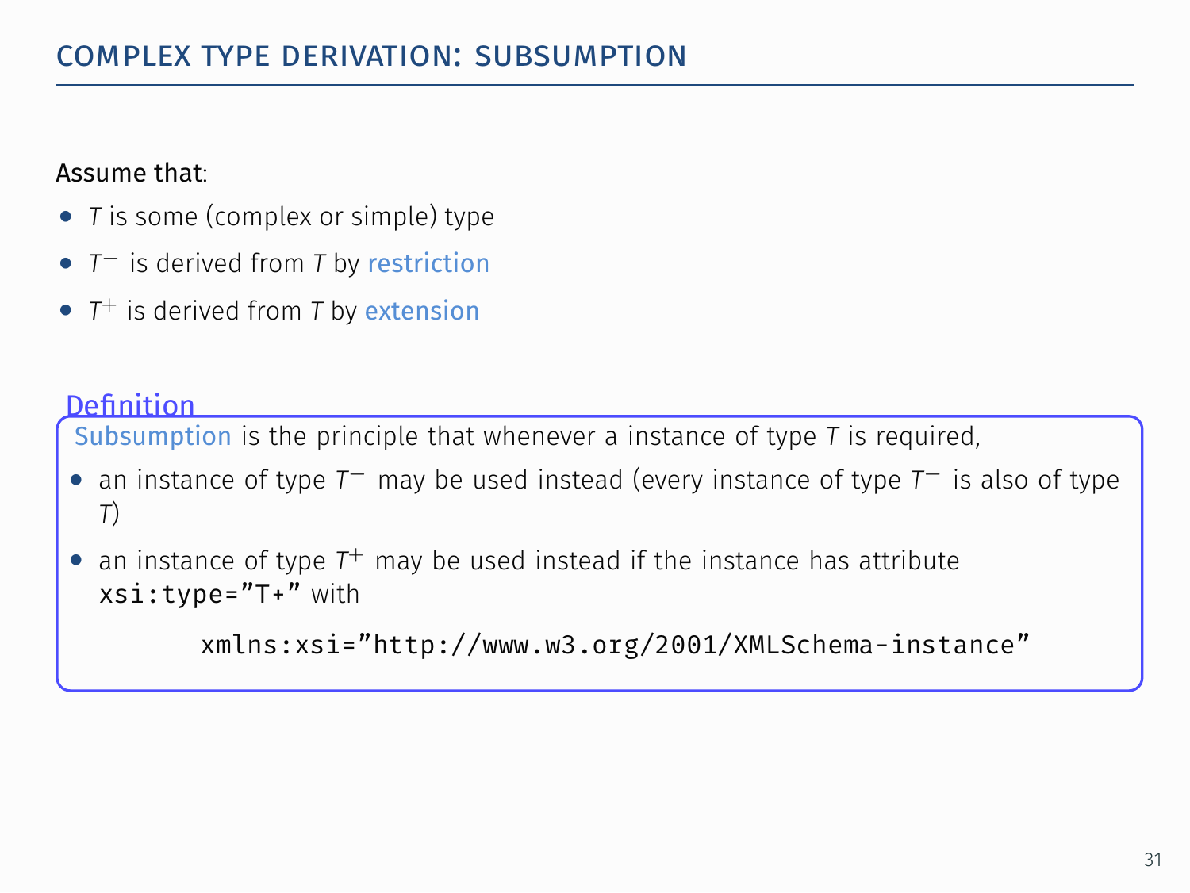# COMPLEX TYPE DERIVATION: SUBSUMPTION

Assume that:

- $T$ is some (complex or simple) type
- $T^-$ is derived from $T$ by restriction
- $T^+$ is derived from $T$ by extension

**Definition**

Subsumption is the principle that whenever a instance of type $T$ is required,

- an instance of type $T^-$ may be used instead (every instance of type $T^-$ is also of type $T$)
- an instance of type $T^+$ may be used instead if the instance has attribute `xsi:type="T+"` with

```
xmlns:xsi="http://www.w3.org/2001/XMLSchema-instance"
```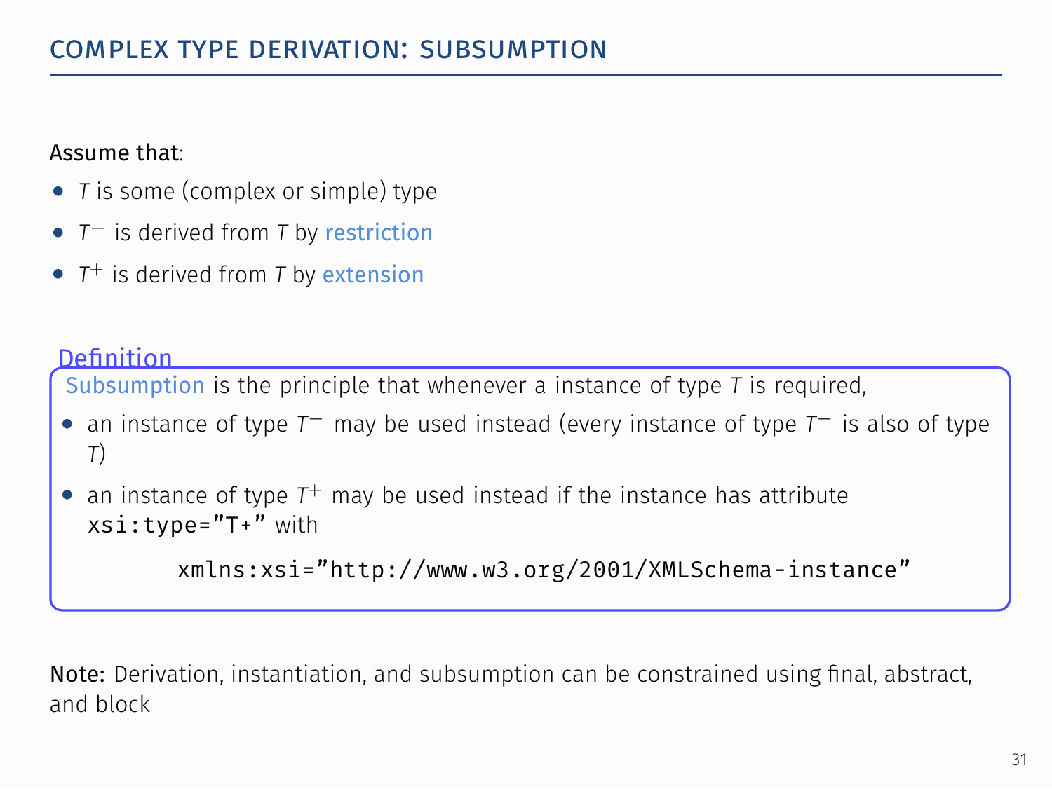## Complex Type Derivation: Subsumption

Assume that:

- $T$ is some (complex or simple) type
- $T^-$ is derived from $T$ by restriction
- $T^+$ is derived from $T$ by extension

**Definition**

Subsumption is the principle that whenever a instance of type $T$ is required,

- an instance of type $T^-$ may be used instead (every instance of type $T^-$ is also of type $T$)
- an instance of type $T^+$ may be used instead if the instance has attribute `xsi:type="T+"` with

```
xmlns:xsi="http://www.w3.org/2001/XMLSchema-instance"
```

**Note:** Derivation, instantiation, and subsumption can be constrained using final, abstract, and block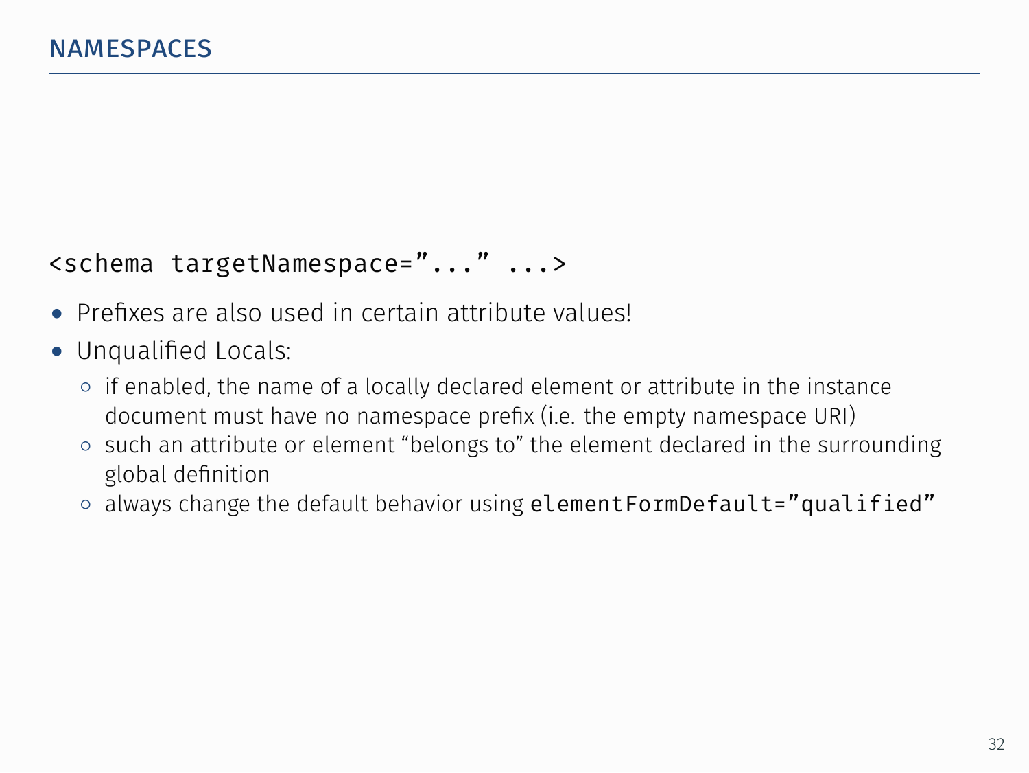## NAMESPACES

```
<schema targetNamespace="..." ...>
```

- Prefixes are also used in certain attribute values!
- Unqualified Locals:
  - if enabled, the name of a locally declared element or attribute in the instance document must have no namespace prefix (i.e. the empty namespace URI)
  - such an attribute or element “belongs to” the element declared in the surrounding global definition
  - always change the default behavior using `elementFormDefault="qualified"`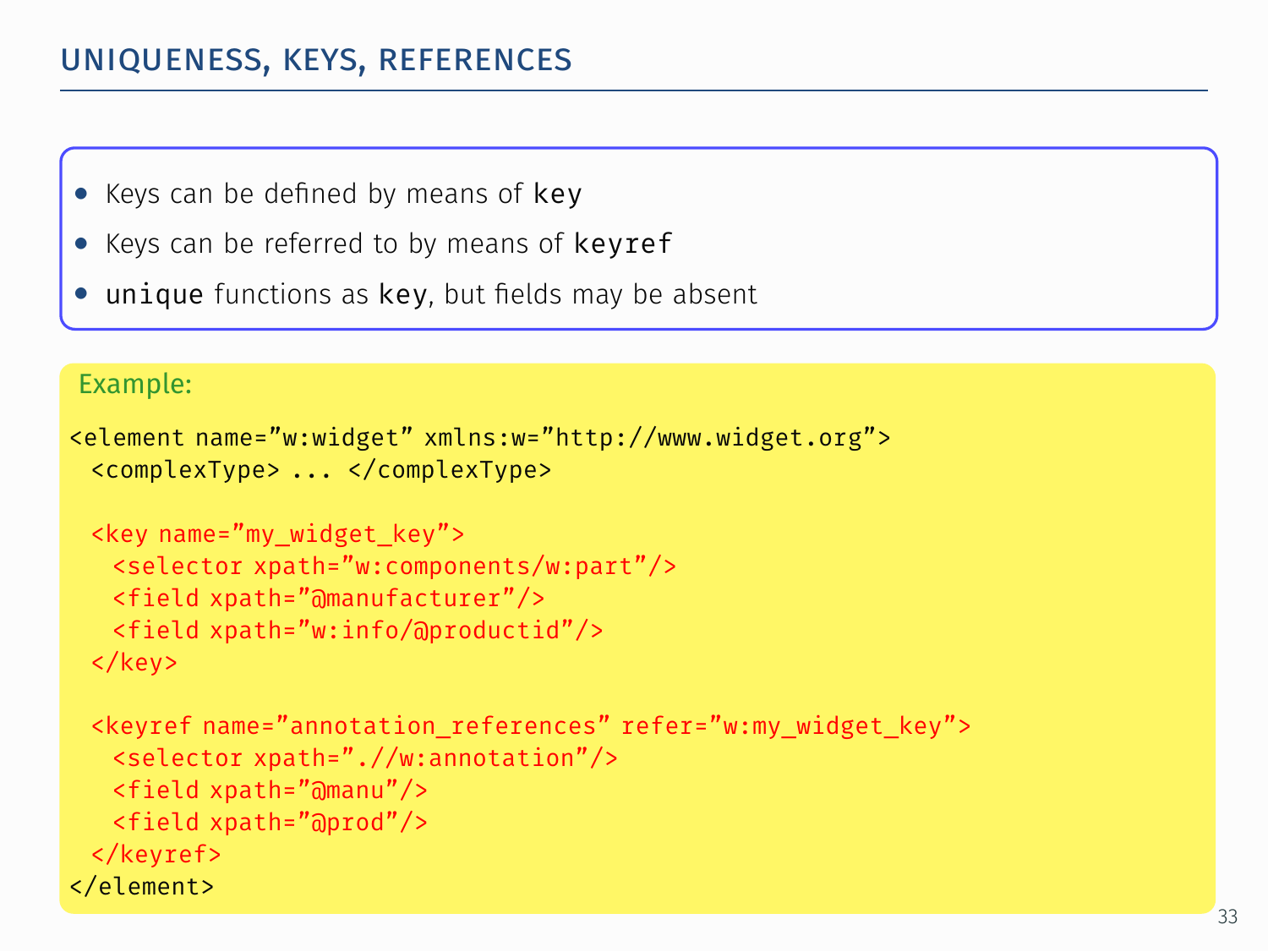# UNIQUENESS, KEYS, REFERENCES

- Keys can be defined by means of `key`
- Keys can be referred to by means of `keyref`
- `unique` functions as `key`, but fields may be absent

Example:

```
<element name="w:widget" xmlns:w="http://www.widget.org">
  <complexType> ... </complexType>

  <key name="my_widget_key">
    <selector xpath="w:components/w:part"/>
    <field xpath="@manufacturer"/>
    <field xpath="w:info/@productid"/>
  </key>

  <keyref name="annotation_references" refer="w:my_widget_key">
    <selector xpath=".//w:annotation"/>
    <field xpath="@manu"/>
    <field xpath="@prod"/>
  </keyref>
</element>
```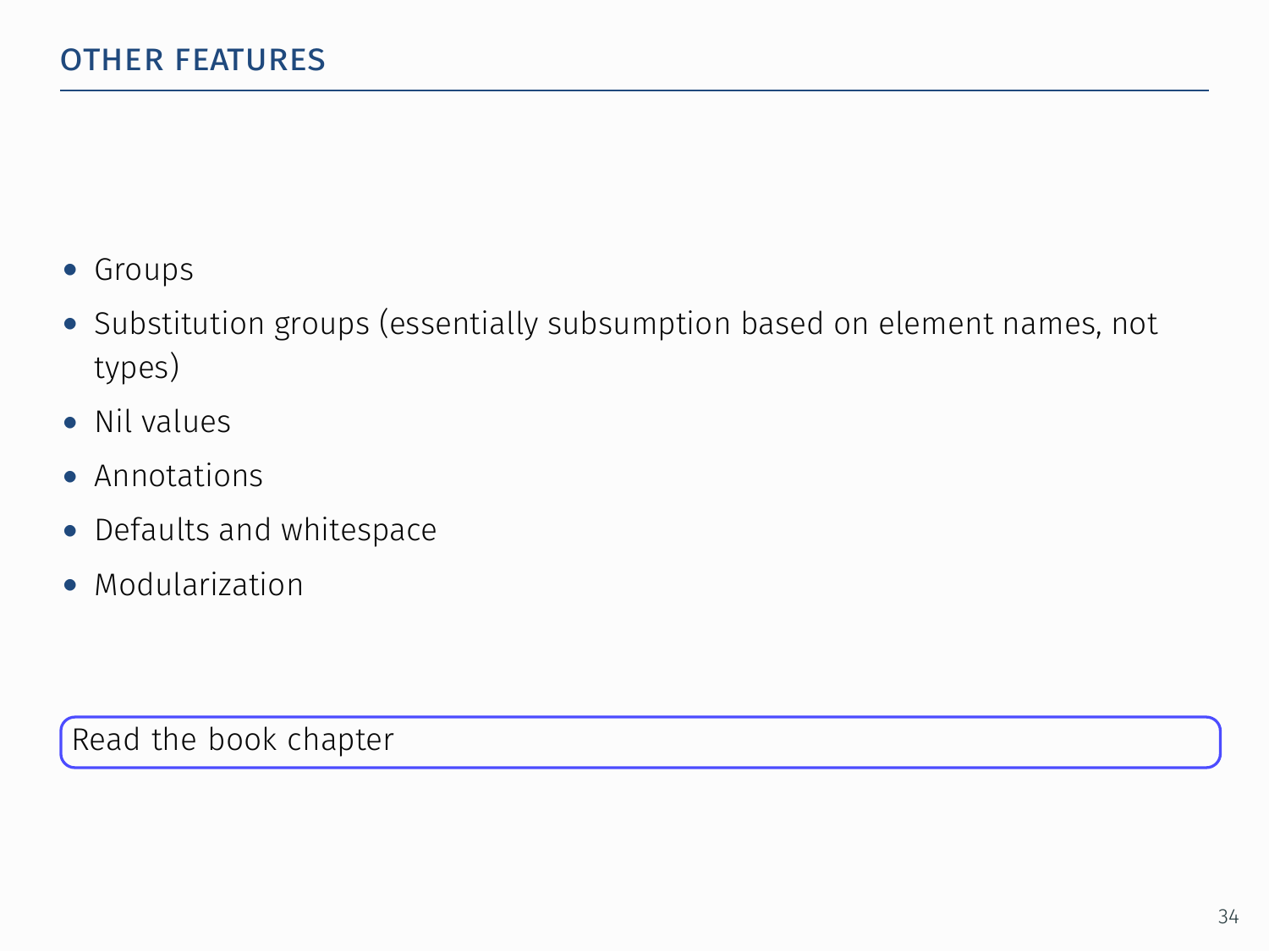## OTHER FEATURES

- Groups
- Substitution groups (essentially subsumption based on element names, not types)
- Nil values
- Annotations
- Defaults and whitespace
- Modularization

Read the book chapter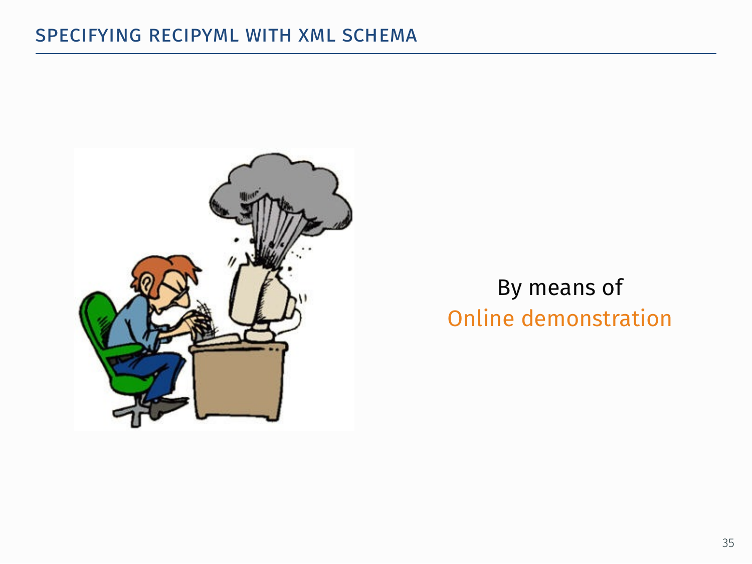## SPECIFYING RECIPYML WITH XML SCHEMA

By means of
Online demonstration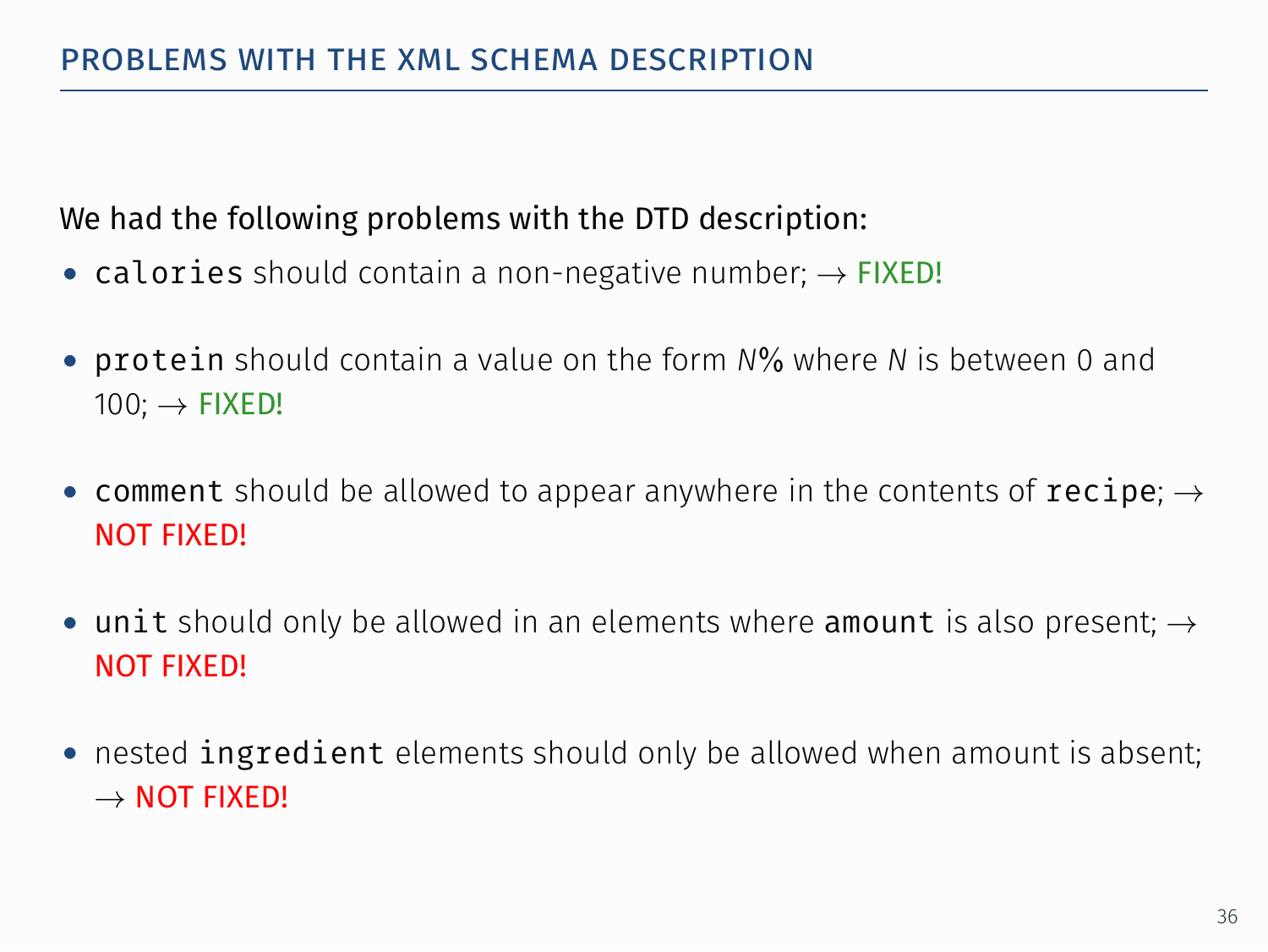## PROBLEMS WITH THE XML SCHEMA DESCRIPTION

We had the following problems with the DTD description:

- `calories` should contain a non-negative number; → FIXED!
- `protein` should contain a value on the form *N*% where *N* is between 0 and 100; → FIXED!
- `comment` should be allowed to appear anywhere in the contents of `recipe`; → NOT FIXED!
- `unit` should only be allowed in an elements where `amount` is also present; → NOT FIXED!
- nested `ingredient` elements should only be allowed when amount is absent; → NOT FIXED!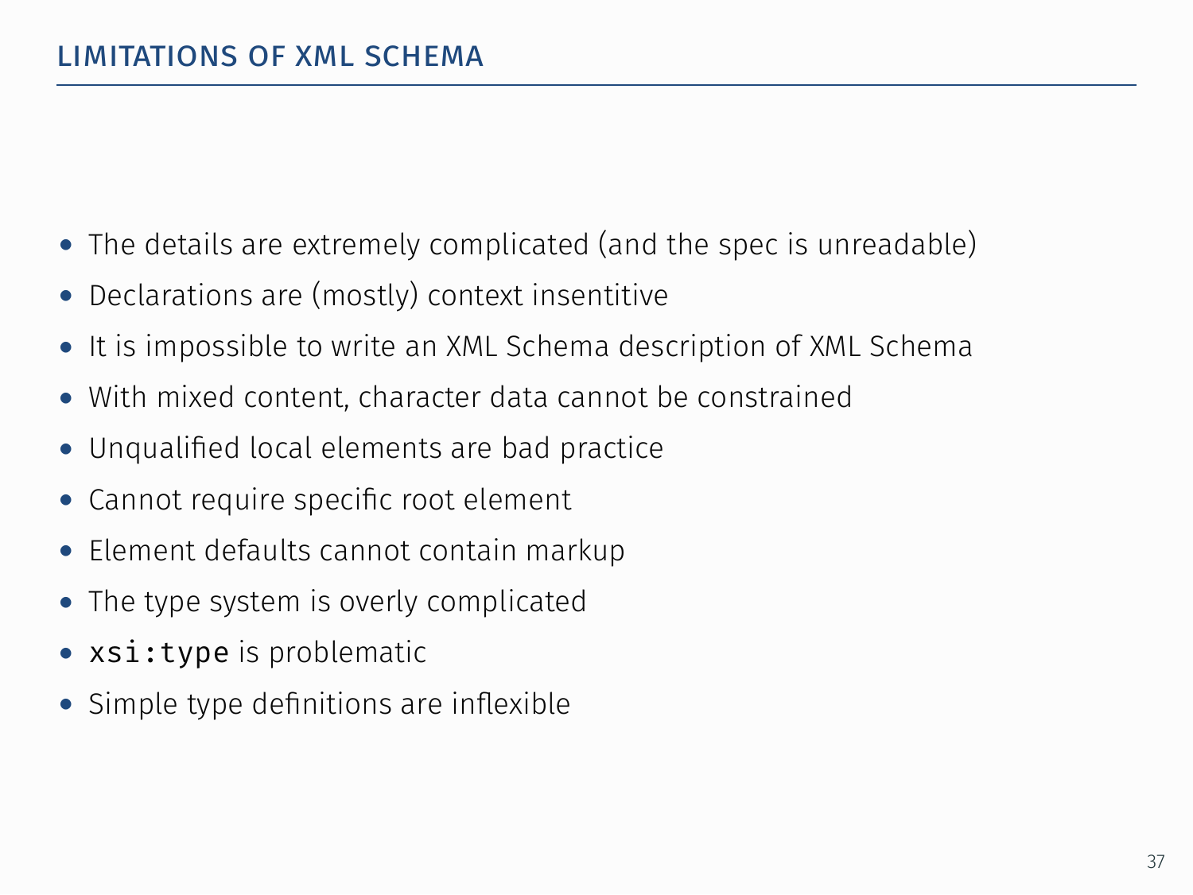## LIMITATIONS OF XML SCHEMA

- The details are extremely complicated (and the spec is unreadable)
- Declarations are (mostly) context insentitive
- It is impossible to write an XML Schema description of XML Schema
- With mixed content, character data cannot be constrained
- Unqualified local elements are bad practice
- Cannot require specific root element
- Element defaults cannot contain markup
- The type system is overly complicated
- `xsi:type` is problematic
- Simple type definitions are inflexible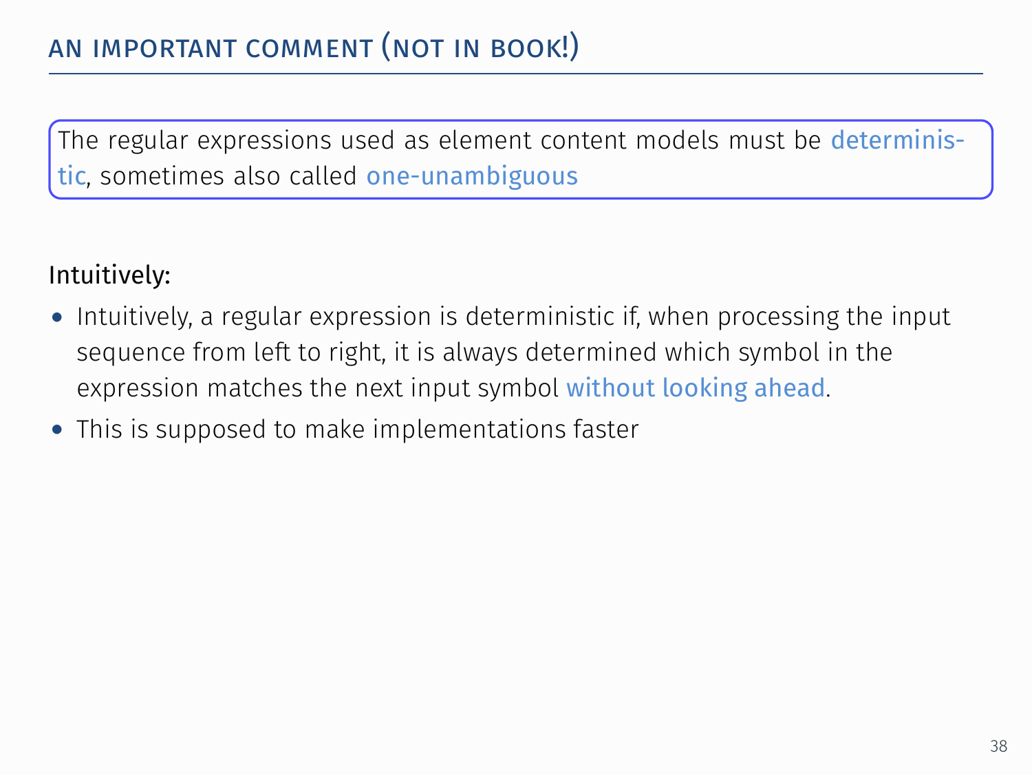## AN IMPORTANT COMMENT (NOT IN BOOK!)

The regular expressions used as element content models must be deterministic, sometimes also called one-unambiguous

Intuitively:

- Intuitively, a regular expression is deterministic if, when processing the input sequence from left to right, it is always determined which symbol in the expression matches the next input symbol without looking ahead.
- This is supposed to make implementations faster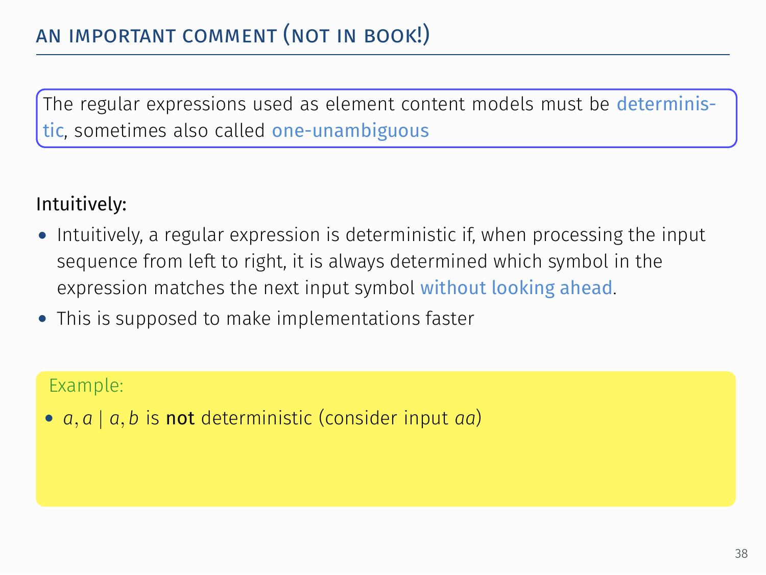## An important comment (not in book!)

The regular expressions used as element content models must be deterministic, sometimes also called one-unambiguous

**Intuitively:**

- Intuitively, a regular expression is deterministic if, when processing the input sequence from left to right, it is always determined which symbol in the expression matches the next input symbol without looking ahead.
- This is supposed to make implementations faster

Example:

- $a, a \mid a, b$ is **not** deterministic (consider input $aa$)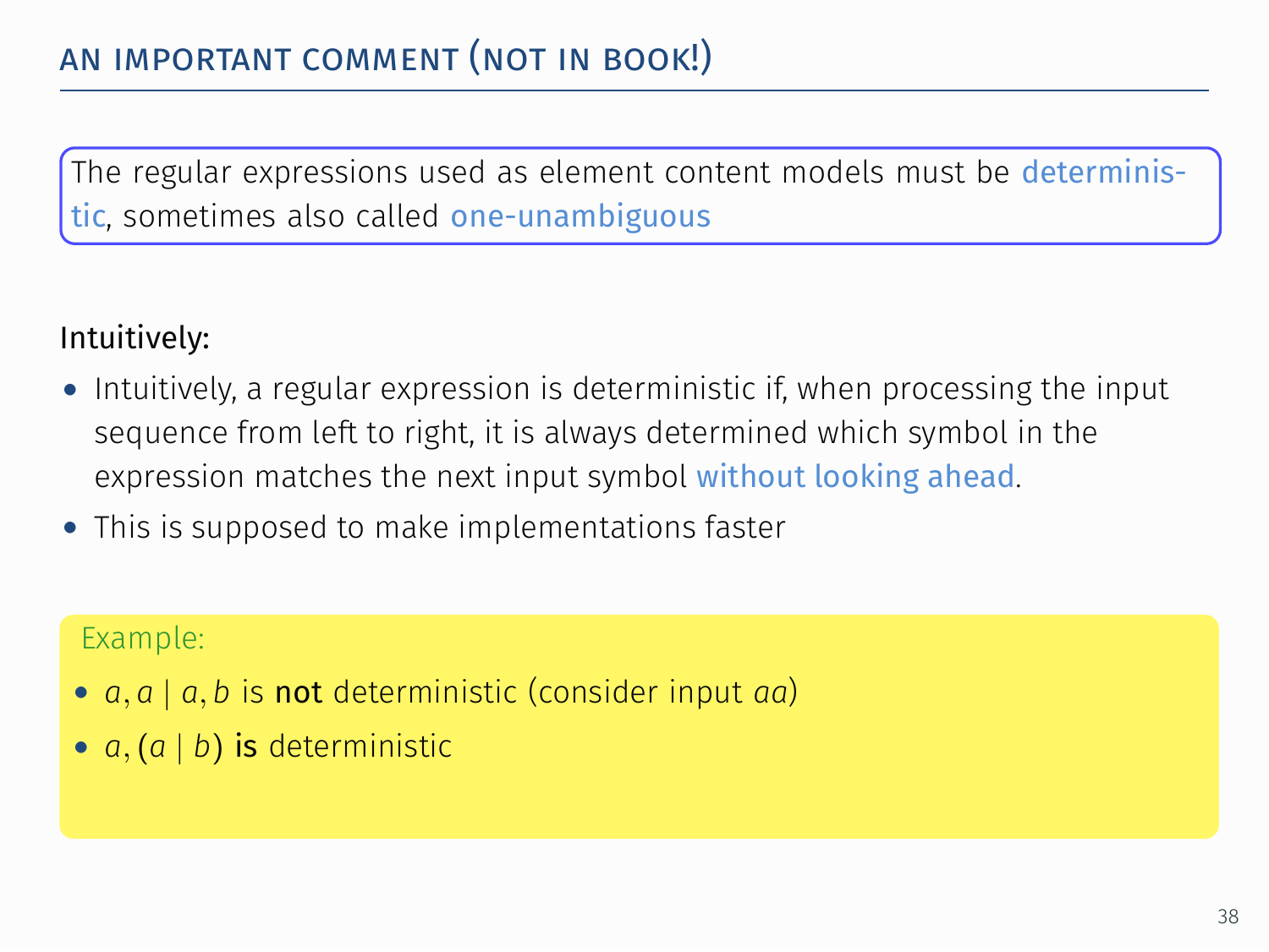## AN IMPORTANT COMMENT (NOT IN BOOK!)

The regular expressions used as element content models must be deterministic, sometimes also called one-unambiguous

Intuitively:

- Intuitively, a regular expression is deterministic if, when processing the input sequence from left to right, it is always determined which symbol in the expression matches the next input symbol without looking ahead.
- This is supposed to make implementations faster

Example:

- $a, a \mid a, b$ is **not** deterministic (consider input $aa$)
- $a, (a \mid b)$ is deterministic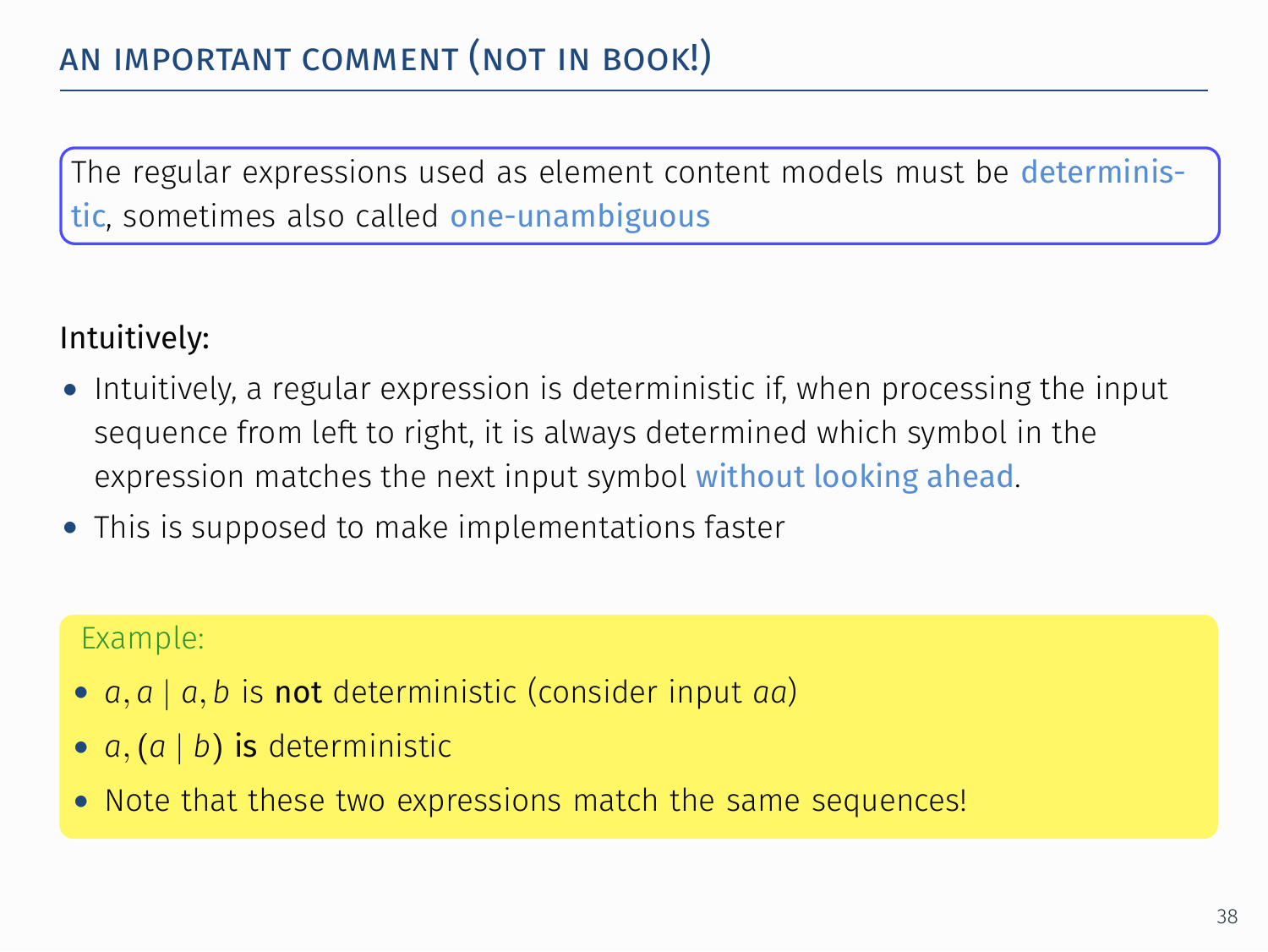## An important comment (not in book!)

The regular expressions used as element content models must be deterministic, sometimes also called one-unambiguous

Intuitively:

- Intuitively, a regular expression is deterministic if, when processing the input sequence from left to right, it is always determined which symbol in the expression matches the next input symbol without looking ahead.
- This is supposed to make implementations faster

Example:

- $a, a \mid a, b$ is **not** deterministic (consider input $aa$)
- $a, (a \mid b)$ **is** deterministic
- Note that these two expressions match the same sequences!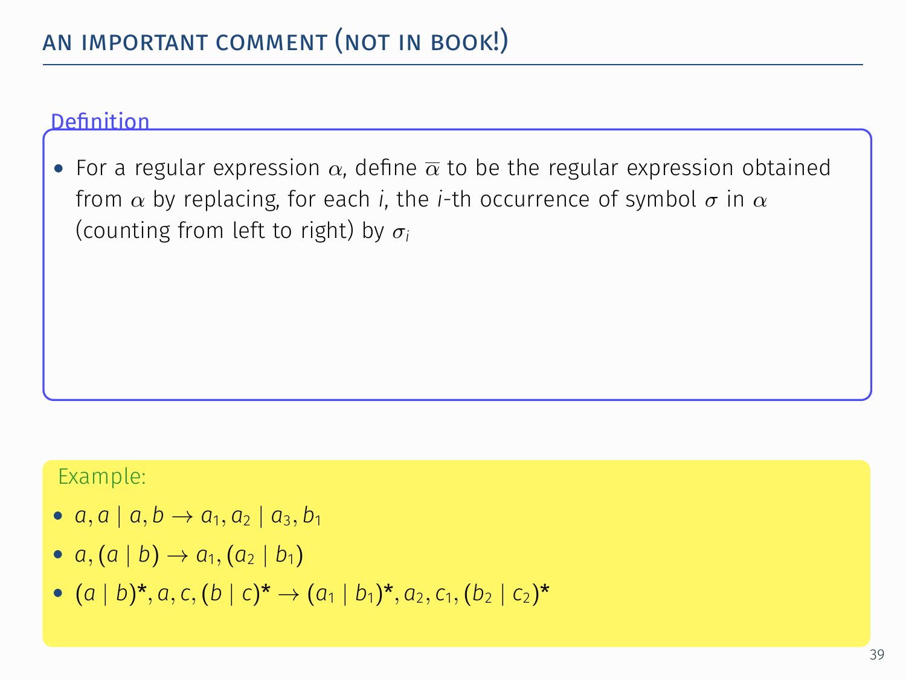## AN IMPORTANT COMMENT (NOT IN BOOK!)

**Definition**

- For a regular expression $\alpha$, define $\overline{\alpha}$ to be the regular expression obtained from $\alpha$ by replacing, for each $i$, the $i$-th occurrence of symbol $\sigma$ in $\alpha$ (counting from left to right) by $\sigma_i$

**Example:**

- $a, a \mid a, b \rightarrow a_1, a_2 \mid a_3, b_1$
- $a, (a \mid b) \rightarrow a_1, (a_2 \mid b_1)$
- $(a \mid b)^*, a, c, (b \mid c)^* \rightarrow (a_1 \mid b_1)^*, a_2, c_1, (b_2 \mid c_2)^*$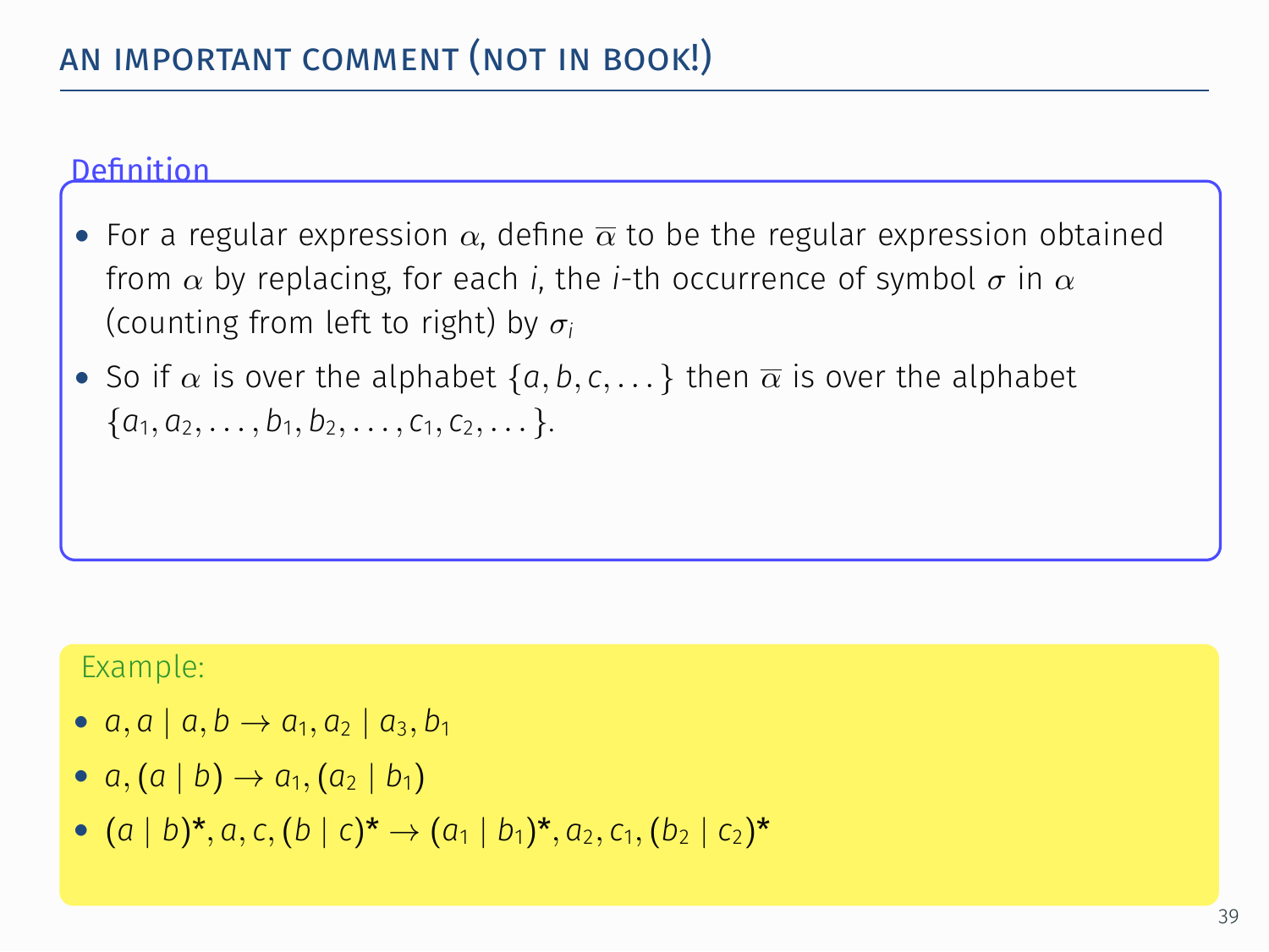## AN IMPORTANT COMMENT (NOT IN BOOK!)

**Definition**

- For a regular expression $\alpha$, define $\overline{\alpha}$ to be the regular expression obtained from $\alpha$ by replacing, for each $i$, the $i$-th occurrence of symbol $\sigma$ in $\alpha$ (counting from left to right) by $\sigma_i$
- So if $\alpha$ is over the alphabet $\{a, b, c, \ldots\}$ then $\overline{\alpha}$ is over the alphabet $\{a_1, a_2, \ldots, b_1, b_2, \ldots, c_1, c_2, \ldots\}$.

**Example:**

- $a, a \mid a, b \rightarrow a_1, a_2 \mid a_3, b_1$
- $a, (a \mid b) \rightarrow a_1, (a_2 \mid b_1)$
- $(a \mid b)^*, a, c, (b \mid c)^* \rightarrow (a_1 \mid b_1)^*, a_2, c_1, (b_2 \mid c_2)^*$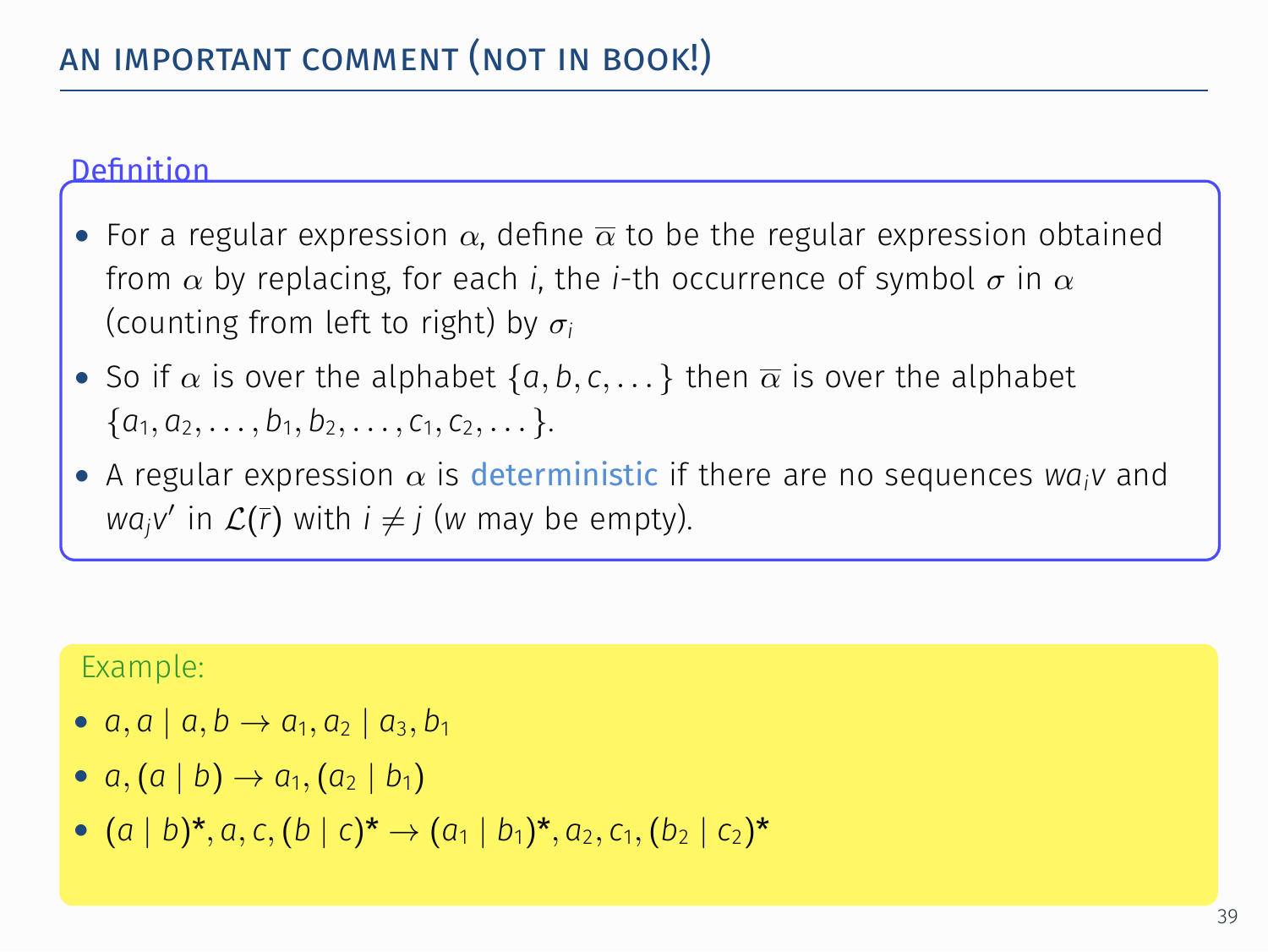## AN IMPORTANT COMMENT (NOT IN BOOK!)

**Definition**

- For a regular expression $\alpha$, define $\overline{\alpha}$ to be the regular expression obtained from $\alpha$ by replacing, for each $i$, the $i$-th occurrence of symbol $\sigma$ in $\alpha$ (counting from left to right) by $\sigma_i$
- So if $\alpha$ is over the alphabet $\{a, b, c, \dots\}$ then $\overline{\alpha}$ is over the alphabet $\{a_1, a_2, \dots, b_1, b_2, \dots, c_1, c_2, \dots\}$.
- A regular expression $\alpha$ is deterministic if there are no sequences $wa_iv$ and $wa_jv'$ in $\mathcal{L}(\bar{r})$ with $i \neq j$ ($w$ may be empty).

Example:

- $a, a \mid a, b \rightarrow a_1, a_2 \mid a_3, b_1$
- $a, (a \mid b) \rightarrow a_1, (a_2 \mid b_1)$
- $(a \mid b)^*, a, c, (b \mid c)^* \rightarrow (a_1 \mid b_1)^*, a_2, c_1, (b_2 \mid c_2)^*$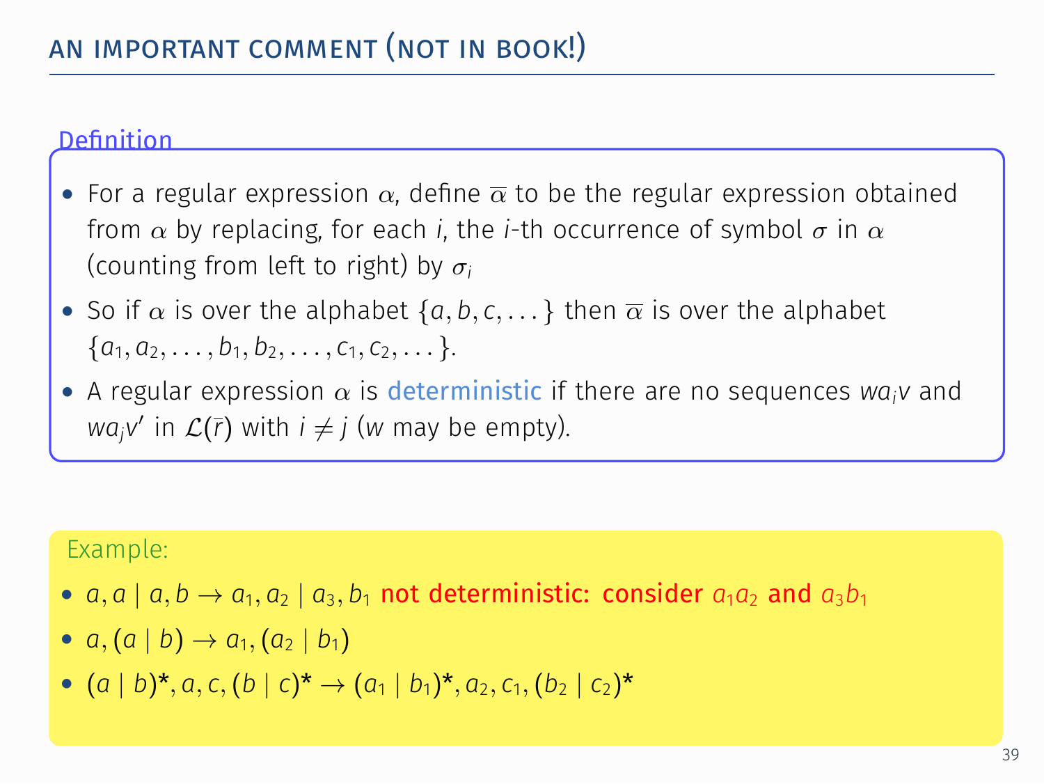## AN IMPORTANT COMMENT (NOT IN BOOK!)

**Definition**

- For a regular expression $\alpha$, define $\overline{\alpha}$ to be the regular expression obtained from $\alpha$ by replacing, for each $i$, the $i$-th occurrence of symbol $\sigma$ in $\alpha$ (counting from left to right) by $\sigma_i$
- So if $\alpha$ is over the alphabet $\{a, b, c, \dots\}$ then $\overline{\alpha}$ is over the alphabet $\{a_1, a_2, \dots, b_1, b_2, \dots, c_1, c_2, \dots\}$.
- A regular expression $\alpha$ is deterministic if there are no sequences $wa_iv$ and $wa_jv'$ in $\mathcal{L}(\bar{r})$ with $i \neq j$ ($w$ may be empty).

Example:

- $a, a \mid a, b \rightarrow a_1, a_2 \mid a_3, b_1$ **not deterministic: consider** $a_1a_2$ **and** $a_3b_1$
- $a, (a \mid b) \rightarrow a_1, (a_2 \mid b_1)$
- $(a \mid b)^*, a, c, (b \mid c)^* \rightarrow (a_1 \mid b_1)^*, a_2, c_1, (b_2 \mid c_2)^*$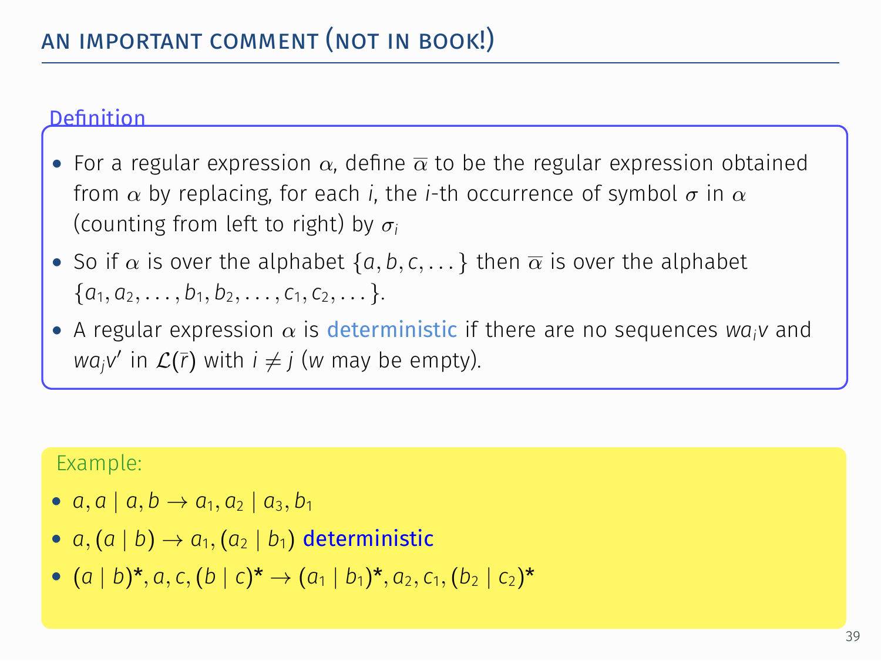## AN IMPORTANT COMMENT (NOT IN BOOK!)

**Definition**

- For a regular expression $\alpha$, define $\overline{\alpha}$ to be the regular expression obtained from $\alpha$ by replacing, for each $i$, the $i$-th occurrence of symbol $\sigma$ in $\alpha$ (counting from left to right) by $\sigma_i$
- So if $\alpha$ is over the alphabet $\{a, b, c, \dots\}$ then $\overline{\alpha}$ is over the alphabet $\{a_1, a_2, \dots, b_1, b_2, \dots, c_1, c_2, \dots\}$.
- A regular expression $\alpha$ is deterministic if there are no sequences $wa_iv$ and $wa_jv'$ in $\mathcal{L}(\bar{r})$ with $i \neq j$ ($w$ may be empty).

Example:

- $a, a \mid a, b \rightarrow a_1, a_2 \mid a_3, b_1$
- $a, (a \mid b) \rightarrow a_1, (a_2 \mid b_1)$ **deterministic**
- $(a \mid b)^*, a, c, (b \mid c)^* \rightarrow (a_1 \mid b_1)^*, a_2, c_1, (b_2 \mid c_2)^*$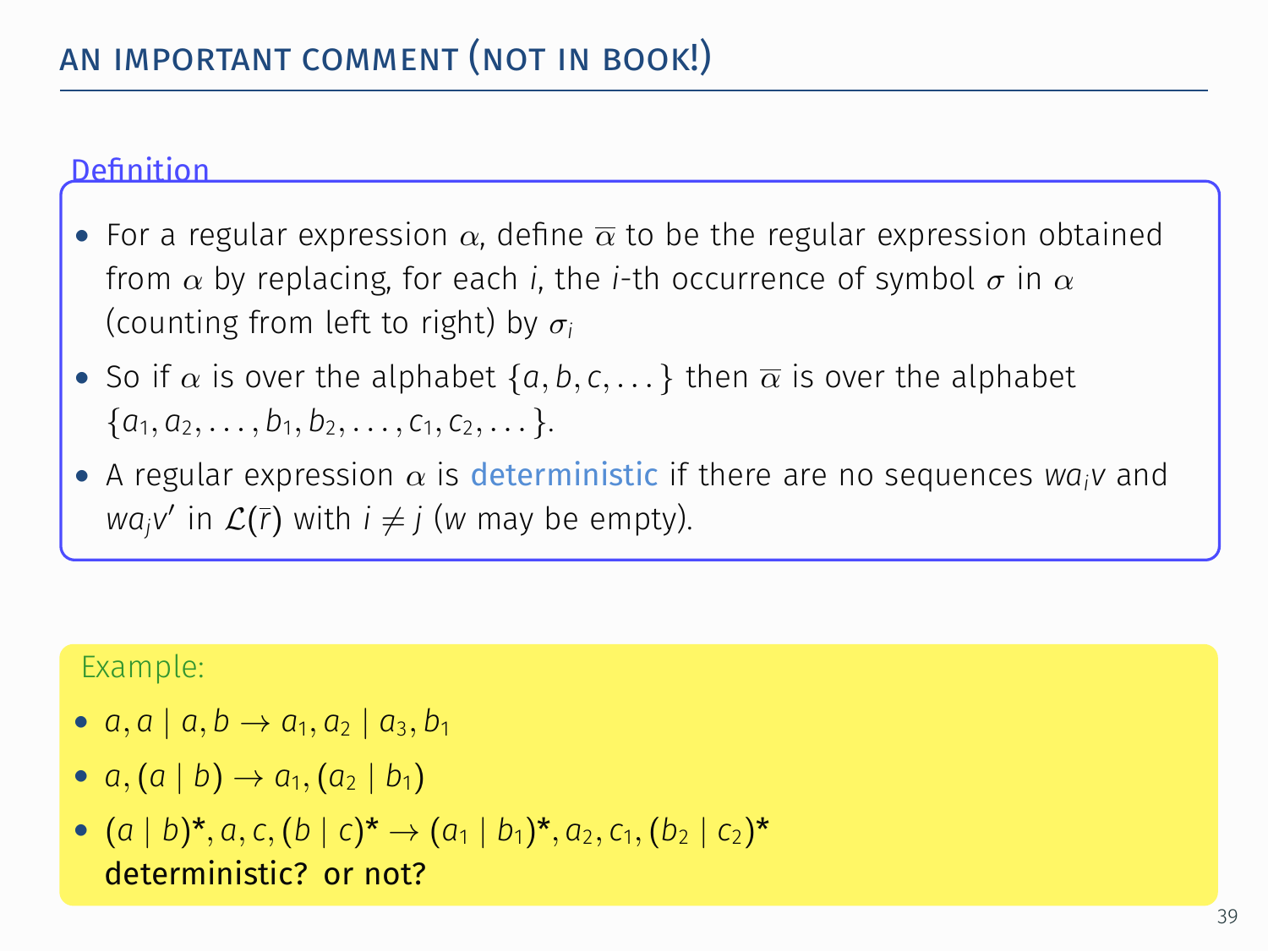## AN IMPORTANT COMMENT (NOT IN BOOK!)

**Definition**

- For a regular expression $\alpha$, define $\overline{\alpha}$ to be the regular expression obtained from $\alpha$ by replacing, for each $i$, the $i$-th occurrence of symbol $\sigma$ in $\alpha$ (counting from left to right) by $\sigma_i$
- So if $\alpha$ is over the alphabet $\{a, b, c, \ldots\}$ then $\overline{\alpha}$ is over the alphabet $\{a_1, a_2, \ldots, b_1, b_2, \ldots, c_1, c_2, \ldots\}$.
- A regular expression $\alpha$ is deterministic if there are no sequences $wa_iv$ and $wa_jv'$ in $\mathcal{L}(\bar{r})$ with $i \neq j$ ($w$ may be empty).

Example:

- $a, a \mid a, b \rightarrow a_1, a_2 \mid a_3, b_1$
- $a, (a \mid b) \rightarrow a_1, (a_2 \mid b_1)$
- $(a \mid b)^*, a, c, (b \mid c)^* \rightarrow (a_1 \mid b_1)^*, a_2, c_1, (b_2 \mid c_2)^*$
  **deterministic? or not?**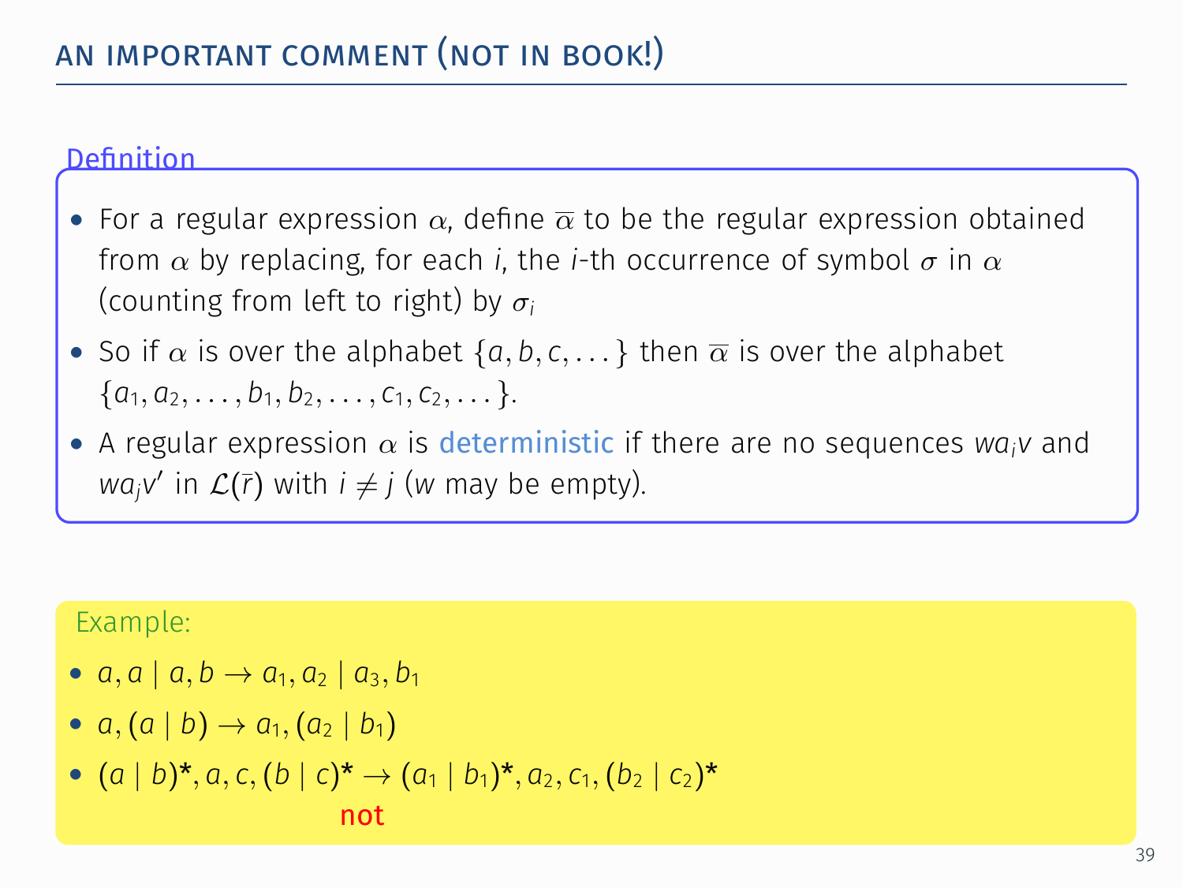## AN IMPORTANT COMMENT (NOT IN BOOK!)

**Definition**

- For a regular expression $\alpha$, define $\overline{\alpha}$ to be the regular expression obtained from $\alpha$ by replacing, for each $i$, the $i$-th occurrence of symbol $\sigma$ in $\alpha$ (counting from left to right) by $\sigma_i$
- So if $\alpha$ is over the alphabet $\{a, b, c, \dots\}$ then $\overline{\alpha}$ is over the alphabet $\{a_1, a_2, \dots, b_1, b_2, \dots, c_1, c_2, \dots\}$.
- A regular expression $\alpha$ is deterministic if there are no sequences $wa_iv$ and $wa_jv'$ in $\mathcal{L}(\bar{r})$ with $i \neq j$ ($w$ may be empty).

Example:

- $a, a \mid a, b \rightarrow a_1, a_2 \mid a_3, b_1$
- $a, (a \mid b) \rightarrow a_1, (a_2 \mid b_1)$
- $(a \mid b)^*, a, c, (b \mid c)^* \rightarrow (a_1 \mid b_1)^*, a_2, c_1, (b_2 \mid c_2)^*$

  not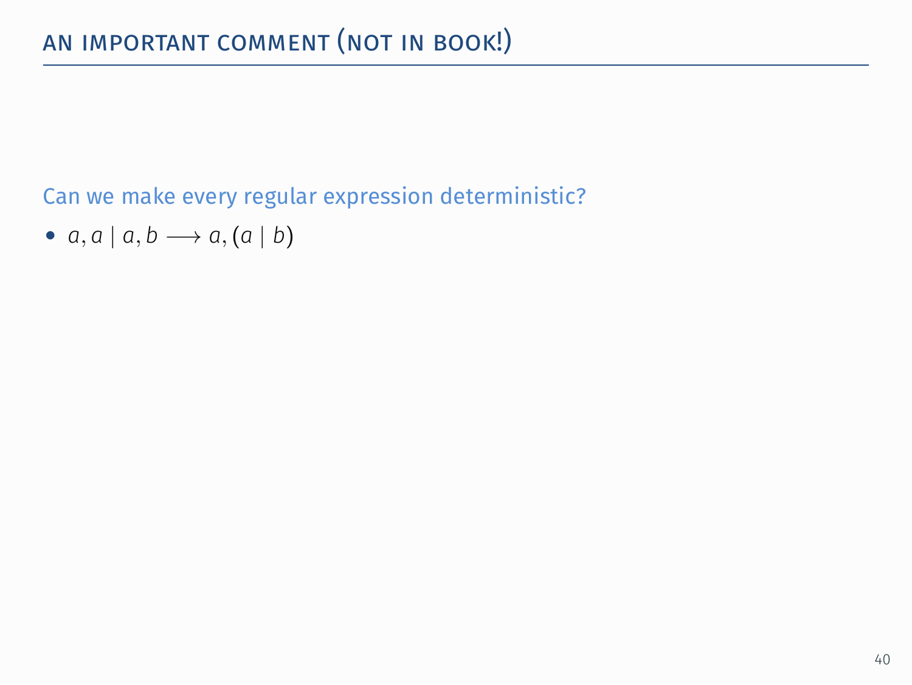## AN IMPORTANT COMMENT (NOT IN BOOK!)

Can we make every regular expression deterministic?

- $a, a \mid a, b \longrightarrow a, (a \mid b)$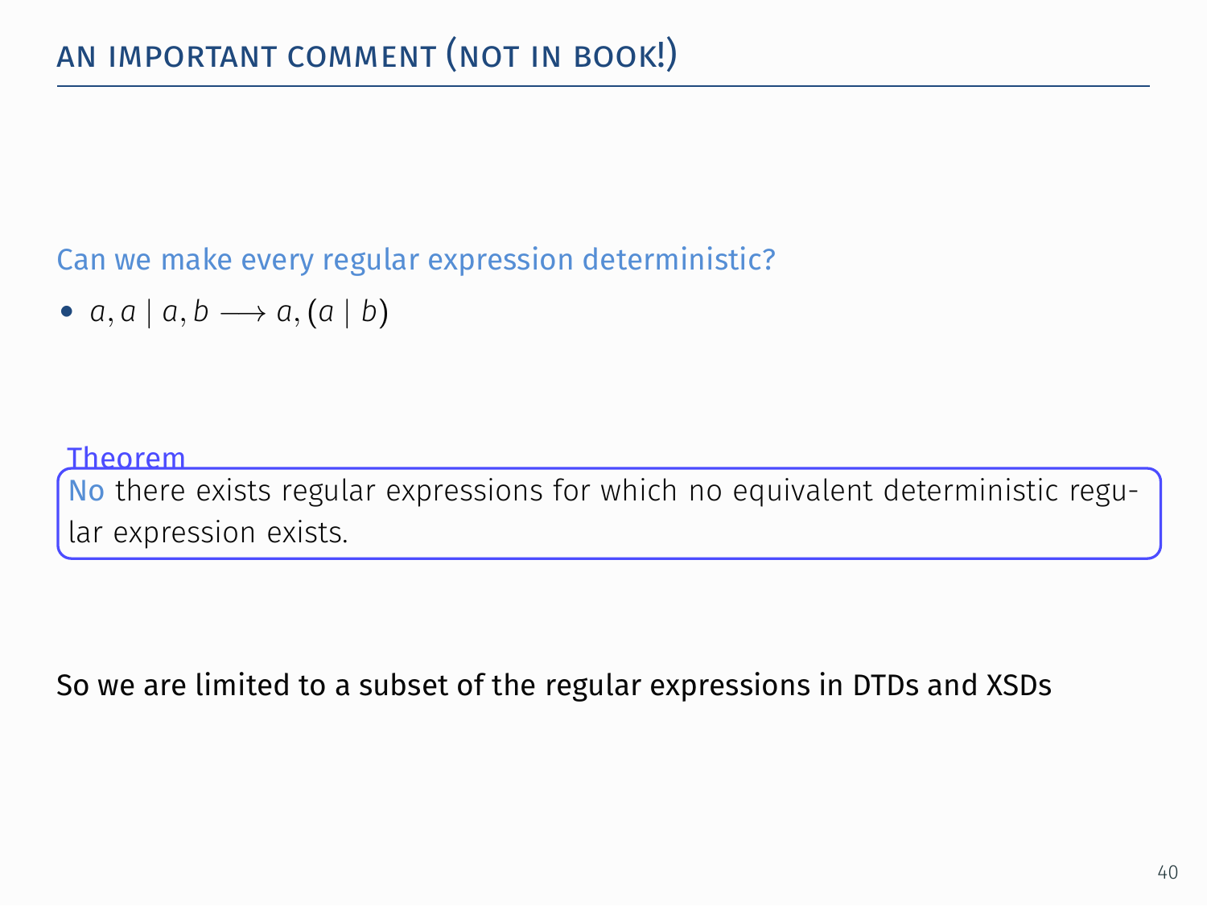# AN IMPORTANT COMMENT (NOT IN BOOK!)

Can we make every regular expression deterministic?

- $a, a \mid a, b \longrightarrow a, (a \mid b)$

**Theorem**

No there exists regular expressions for which no equivalent deterministic regular expression exists.

So we are limited to a subset of the regular expressions in DTDs and XSDs